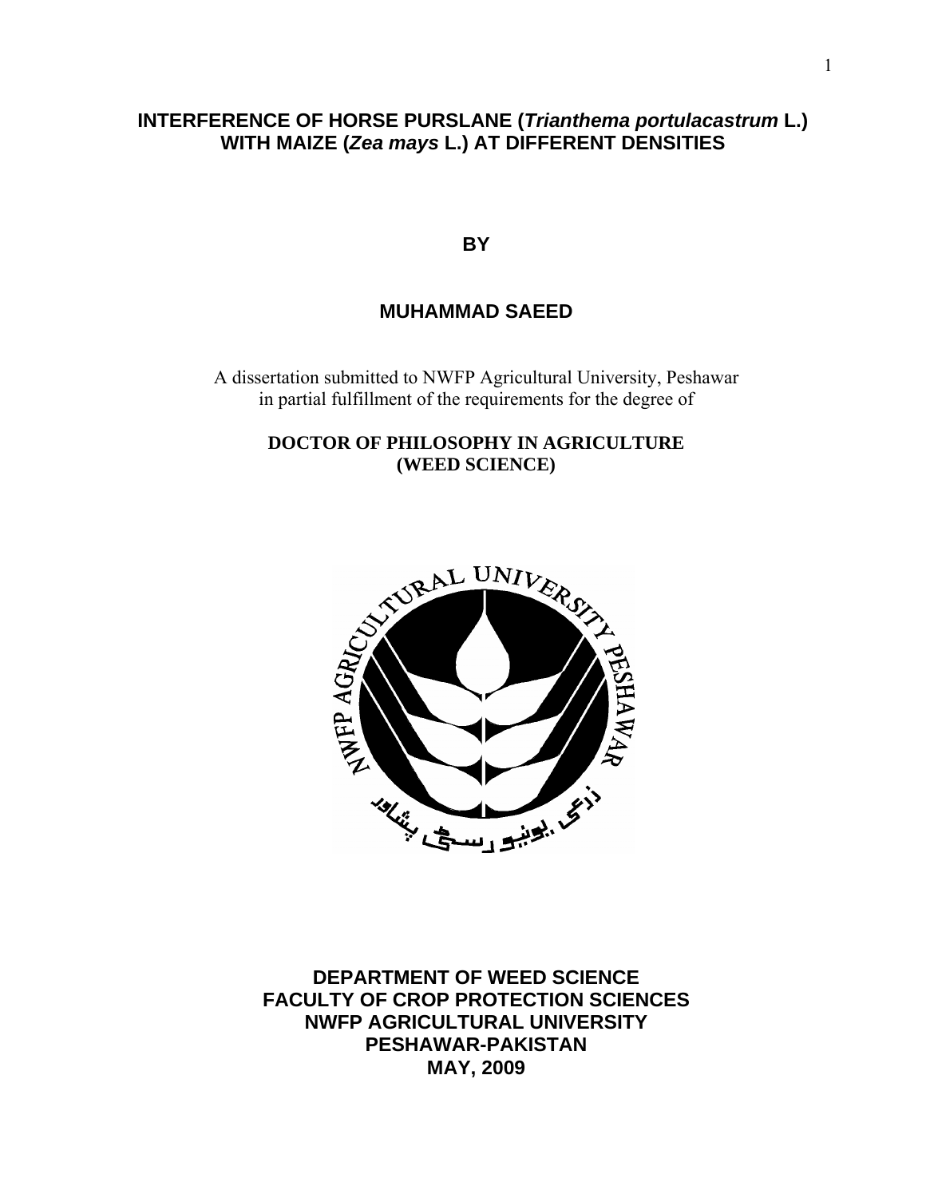# INTERFERENCE OF HORSE PURSLANE (*Trianthema portulacastrum* L.) WITH MAIZE (*Zea mays* L.) AT DIFFERENT DENSITIES

**BY**

**MUHAMMAD SAEED**

A dissertation submitted to NWFP Agricultural University, Peshawar in partial fulfillment of the requirements for the degree of

**DOCTOR OF PHILOSOPHY IN AGRICULTURE (WEED SCIENCE)**

**DEPARTMENT OF WEED SCIENCE**
**FACULTY OF CROP PROTECTION SCIENCES**
**NWFP AGRICULTURAL UNIVERSITY**
**PESHAWAR-PAKISTAN**
**MAY, 2009**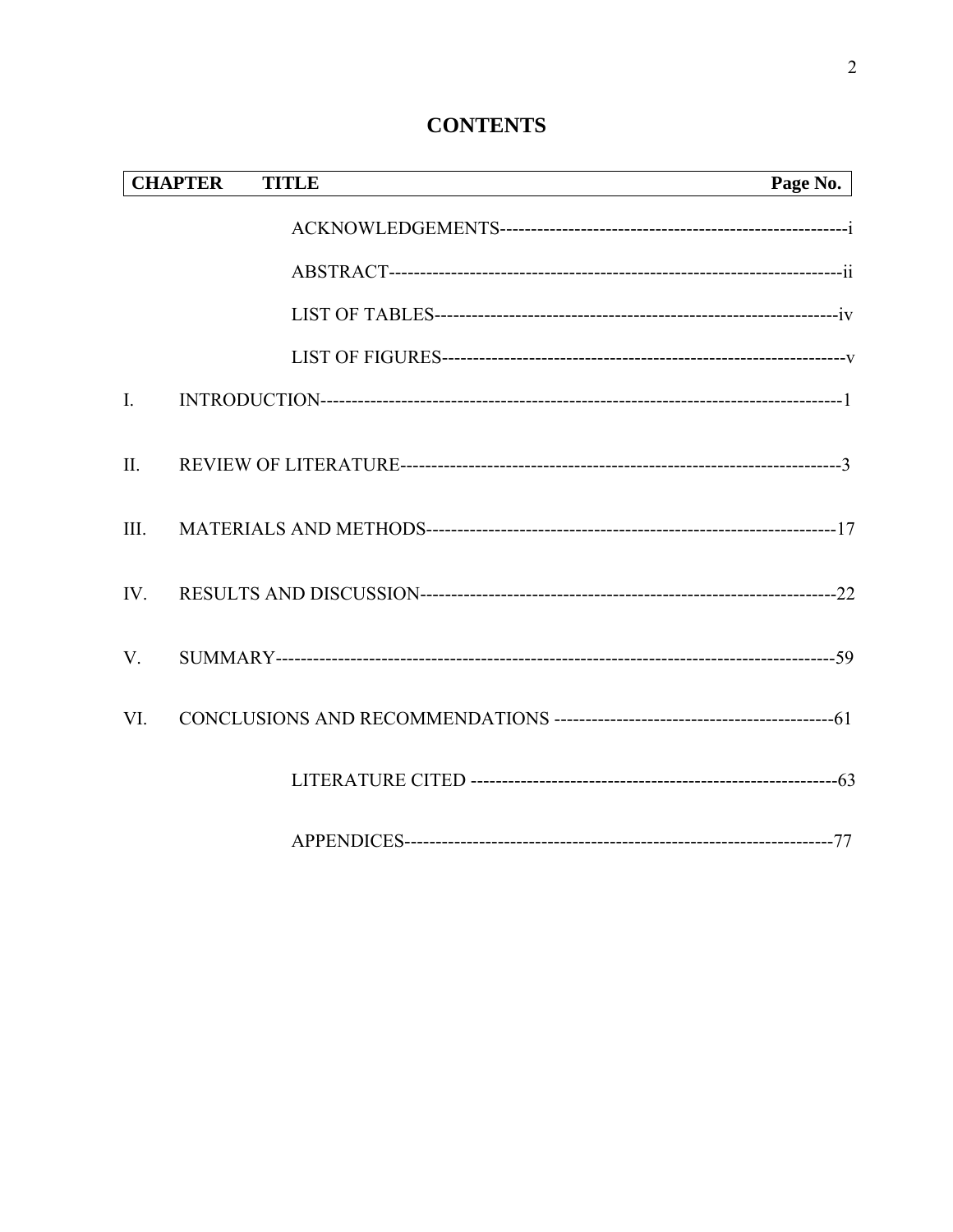# CONTENTS

| CHAPTER | TITLE | Page No. |
|---|---|---|
| | ACKNOWLEDGEMENTS | i |
| | ABSTRACT | ii |
| | LIST OF TABLES | iv |
| | LIST OF FIGURES | v |
| I. | INTRODUCTION | 1 |
| II. | REVIEW OF LITERATURE | 3 |
| III. | MATERIALS AND METHODS | 17 |
| IV. | RESULTS AND DISCUSSION | 22 |
| V. | SUMMARY | 59 |
| VI. | CONCLUSIONS AND RECOMMENDATIONS | 61 |
| | LITERATURE CITED | 63 |
| | APPENDICES | 77 |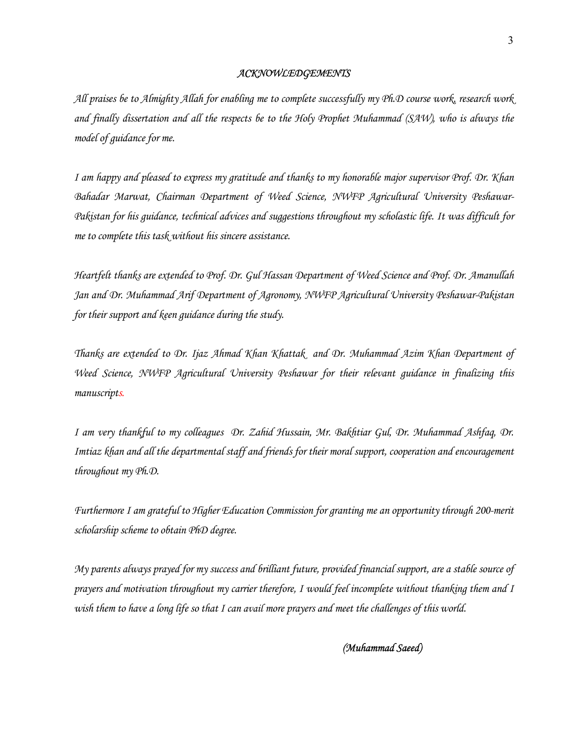## *ACKNOWLEDGEMENTS*

*All praises be to Almighty Allah for enabling me to complete successfully my Ph.D course work, research work and finally dissertation and all the respects be to the Holy Prophet Muhammad (SAW), who is always the model of guidance for me.*

*I am happy and pleased to express my gratitude and thanks to my honorable major supervisor Prof. Dr. Khan Bahadar Marwat, Chairman Department of Weed Science, NWFP Agricultural University Peshawar-Pakistan for his guidance, technical advices and suggestions throughout my scholastic life. It was difficult for me to complete this task without his sincere assistance.*

*Heartfelt thanks are extended to Prof. Dr. Gul Hassan Department of Weed Science and Prof. Dr. Amanullah Jan and Dr. Muhammad Arif Department of Agronomy, NWFP Agricultural University Peshawar-Pakistan for their support and keen guidance during the study.*

*Thanks are extended to Dr. Ijaz Ahmad Khan Khattak and Dr. Muhammad Azim Khan Department of Weed Science, NWFP Agricultural University Peshawar for their relevant guidance in finalizing this manuscripts.*

*I am very thankful to my colleagues Dr. Zahid Hussain, Mr. Bakhtiar Gul, Dr. Muhammad Ashfaq, Dr. Imtiaz khan and all the departmental staff and friends for their moral support, cooperation and encouragement throughout my Ph.D.*

*Furthermore I am grateful to Higher Education Commission for granting me an opportunity through 200-merit scholarship scheme to obtain PhD degree.*

*My parents always prayed for my success and brilliant future, provided financial support, are a stable source of prayers and motivation throughout my carrier therefore, I would feel incomplete without thanking them and I wish them to have a long life so that I can avail more prayers and meet the challenges of this world.*

*(Muhammad Saeed)*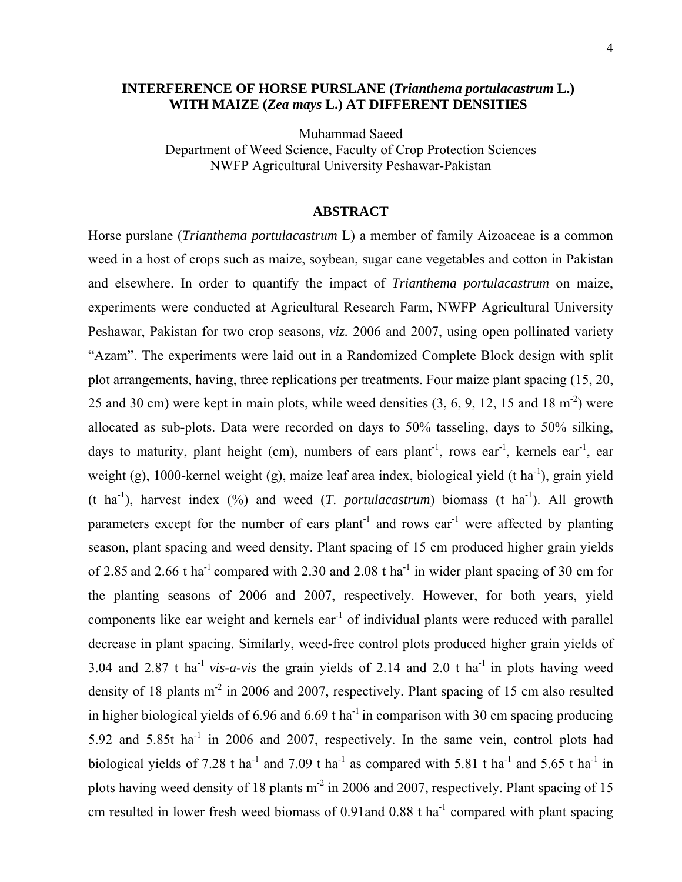# INTERFERENCE OF HORSE PURSLANE (*Trianthema portulacastrum* L.) WITH MAIZE (*Zea mays* L.) AT DIFFERENT DENSITIES

Muhammad Saeed
Department of Weed Science, Faculty of Crop Protection Sciences
NWFP Agricultural University Peshawar-Pakistan

## ABSTRACT

Horse purslane (*Trianthema portulacastrum* L) a member of family Aizoaceae is a common weed in a host of crops such as maize, soybean, sugar cane vegetables and cotton in Pakistan and elsewhere. In order to quantify the impact of *Trianthema portulacastrum* on maize, experiments were conducted at Agricultural Research Farm, NWFP Agricultural University Peshawar, Pakistan for two crop seasons*, viz.* 2006 and 2007, using open pollinated variety "Azam". The experiments were laid out in a Randomized Complete Block design with split plot arrangements, having, three replications per treatments. Four maize plant spacing (15, 20, 25 and 30 cm) were kept in main plots, while weed densities (3, 6, 9, 12, 15 and 18 $m^{-2}$) were allocated as sub-plots. Data were recorded on days to 50% tasseling, days to 50% silking, days to maturity, plant height (cm), numbers of ears $plant^{-1}$, rows $ear^{-1}$, kernels $ear^{-1}$, ear weight (g), 1000-kernel weight (g), maize leaf area index, biological yield (t $ha^{-1}$), grain yield (t $ha^{-1}$), harvest index (%) and weed (*T. portulacastrum*) biomass (t $ha^{-1}$). All growth parameters except for the number of ears $plant^{-1}$ and rows $ear^{-1}$ were affected by planting season, plant spacing and weed density. Plant spacing of 15 cm produced higher grain yields of 2.85 and 2.66 t $ha^{-1}$ compared with 2.30 and 2.08 t $ha^{-1}$ in wider plant spacing of 30 cm for the planting seasons of 2006 and 2007, respectively. However, for both years, yield components like ear weight and kernels $ear^{-1}$ of individual plants were reduced with parallel decrease in plant spacing. Similarly, weed-free control plots produced higher grain yields of 3.04 and 2.87 t $ha^{-1}$ *vis-a-vis* the grain yields of 2.14 and 2.0 t $ha^{-1}$ in plots having weed density of 18 plants $m^{-2}$ in 2006 and 2007, respectively. Plant spacing of 15 cm also resulted in higher biological yields of 6.96 and 6.69 t $ha^{-1}$ in comparison with 30 cm spacing producing 5.92 and 5.85t $ha^{-1}$ in 2006 and 2007, respectively. In the same vein, control plots had biological yields of 7.28 t $ha^{-1}$ and 7.09 t $ha^{-1}$ as compared with 5.81 t $ha^{-1}$ and 5.65 t $ha^{-1}$ in plots having weed density of 18 plants $m^{-2}$ in 2006 and 2007, respectively. Plant spacing of 15 cm resulted in lower fresh weed biomass of 0.91and 0.88 t $ha^{-1}$ compared with plant spacing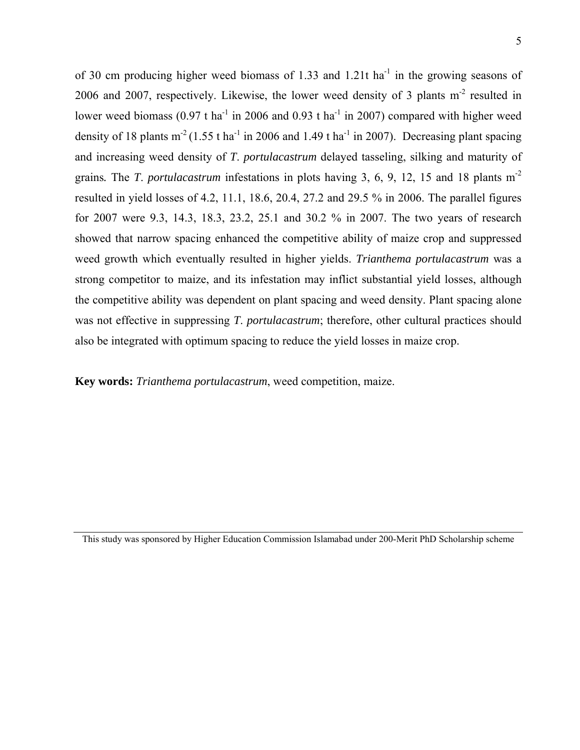of 30 cm producing higher weed biomass of 1.33 and 1.21t ha$^{-1}$ in the growing seasons of 2006 and 2007, respectively. Likewise, the lower weed density of 3 plants m$^{-2}$ resulted in lower weed biomass (0.97 t ha$^{-1}$ in 2006 and 0.93 t ha$^{-1}$ in 2007) compared with higher weed density of 18 plants m$^{-2}$ (1.55 t ha$^{-1}$ in 2006 and 1.49 t ha$^{-1}$ in 2007). Decreasing plant spacing and increasing weed density of *T. portulacastrum* delayed tasseling, silking and maturity of grains. The *T. portulacastrum* infestations in plots having 3, 6, 9, 12, 15 and 18 plants m$^{-2}$ resulted in yield losses of 4.2, 11.1, 18.6, 20.4, 27.2 and 29.5 % in 2006. The parallel figures for 2007 were 9.3, 14.3, 18.3, 23.2, 25.1 and 30.2 % in 2007. The two years of research showed that narrow spacing enhanced the competitive ability of maize crop and suppressed weed growth which eventually resulted in higher yields. *Trianthema portulacastrum* was a strong competitor to maize, and its infestation may inflict substantial yield losses, although the competitive ability was dependent on plant spacing and weed density. Plant spacing alone was not effective in suppressing *T. portulacastrum*; therefore, other cultural practices should also be integrated with optimum spacing to reduce the yield losses in maize crop.

**Key words:** *Trianthema portulacastrum*, weed competition, maize.

---

This study was sponsored by Higher Education Commission Islamabad under 200-Merit PhD Scholarship scheme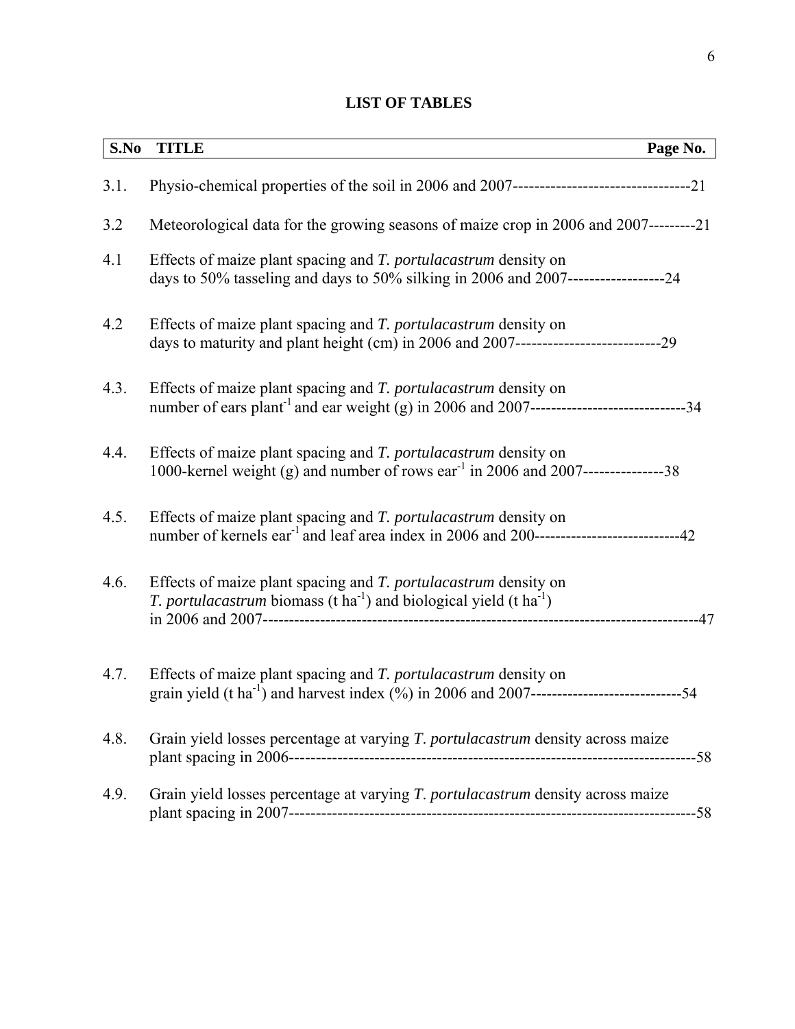# LIST OF TABLES

| S.No | TITLE | Page No. |
|---|---|---|
| 3.1. | Physio-chemical properties of the soil in 2006 and 2007 | 21 |
| 3.2 | Meteorological data for the growing seasons of maize crop in 2006 and 2007 | 21 |
| 4.1 | Effects of maize plant spacing and *T. portulacastrum* density on days to 50% tasseling and days to 50% silking in 2006 and 2007 | 24 |
| 4.2 | Effects of maize plant spacing and *T. portulacastrum* density on days to maturity and plant height (cm) in 2006 and 2007 | 29 |
| 4.3. | Effects of maize plant spacing and *T. portulacastrum* density on number of ears plant$^{-1}$ and ear weight (g) in 2006 and 2007 | 34 |
| 4.4. | Effects of maize plant spacing and *T. portulacastrum* density on 1000-kernel weight (g) and number of rows ear$^{-1}$ in 2006 and 2007 | 38 |
| 4.5. | Effects of maize plant spacing and *T. portulacastrum* density on number of kernels ear$^{-1}$ and leaf area index in 2006 and 200 | 42 |
| 4.6. | Effects of maize plant spacing and *T. portulacastrum* density on *T. portulacastrum* biomass (t ha$^{-1}$) and biological yield (t ha$^{-1}$) in 2006 and 2007 | 47 |
| 4.7. | Effects of maize plant spacing and *T. portulacastrum* density on grain yield (t ha$^{-1}$) and harvest index (%) in 2006 and 2007 | 54 |
| 4.8. | Grain yield losses percentage at varying *T. portulacastrum* density across maize plant spacing in 2006 | 58 |
| 4.9. | Grain yield losses percentage at varying *T. portulacastrum* density across maize plant spacing in 2007 | 58 |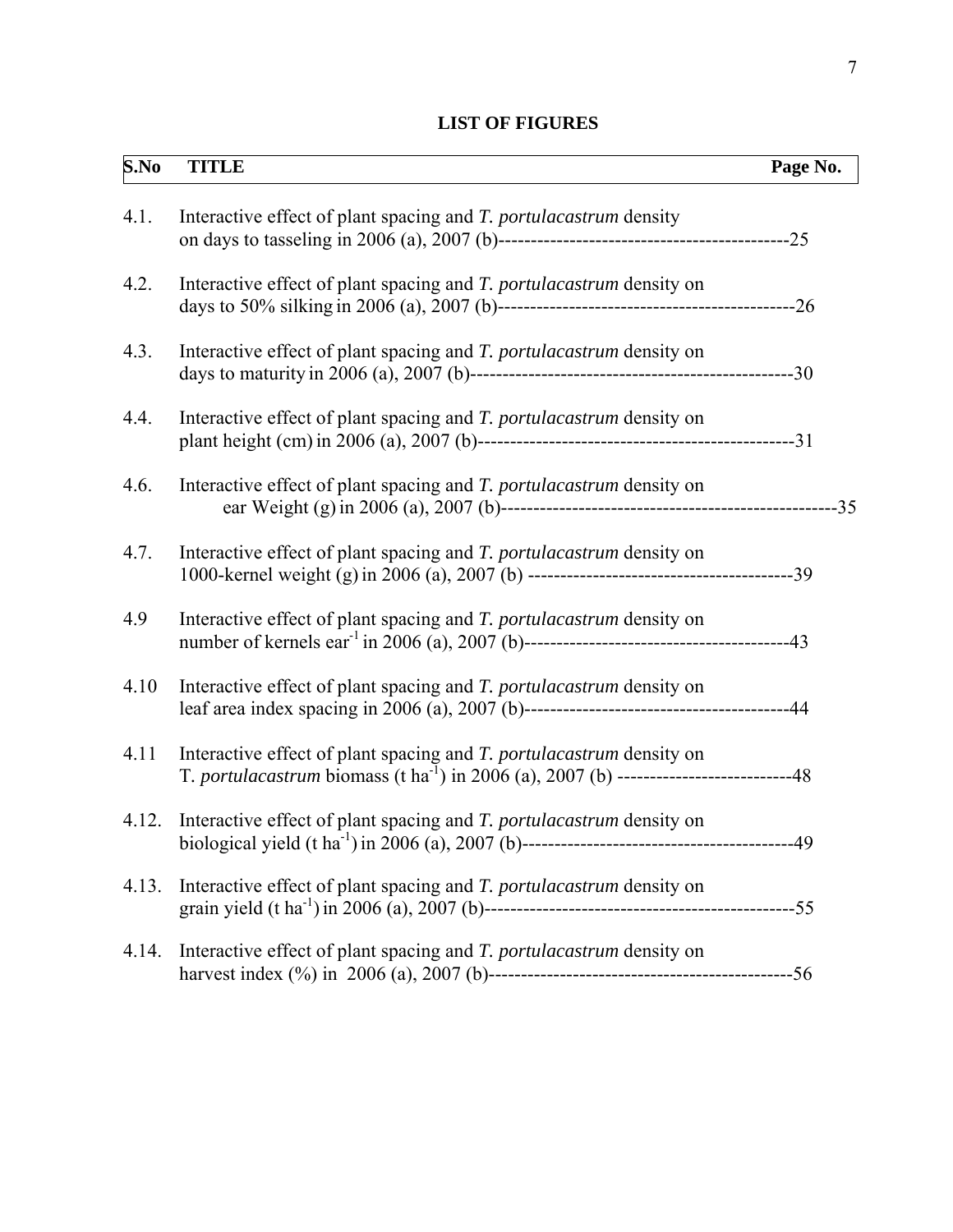## LIST OF FIGURES

| S.No | TITLE | Page No. |
|---|---|---|
| 4.1. | Interactive effect of plant spacing and *T. portulacastrum* density on days to tasseling in 2006 (a), 2007 (b) | 25 |
| 4.2. | Interactive effect of plant spacing and *T. portulacastrum* density on days to 50% silking in 2006 (a), 2007 (b) | 26 |
| 4.3. | Interactive effect of plant spacing and *T. portulacastrum* density on days to maturity in 2006 (a), 2007 (b) | 30 |
| 4.4. | Interactive effect of plant spacing and *T. portulacastrum* density on plant height (cm) in 2006 (a), 2007 (b) | 31 |
| 4.6. | Interactive effect of plant spacing and *T. portulacastrum* density on ear Weight (g) in 2006 (a), 2007 (b) | 35 |
| 4.7. | Interactive effect of plant spacing and *T. portulacastrum* density on 1000-kernel weight (g) in 2006 (a), 2007 (b) | 39 |
| 4.9 | Interactive effect of plant spacing and *T. portulacastrum* density on number of kernels $ear^{-1}$ in 2006 (a), 2007 (b) | 43 |
| 4.10 | Interactive effect of plant spacing and *T. portulacastrum* density on leaf area index spacing in 2006 (a), 2007 (b) | 44 |
| 4.11 | Interactive effect of plant spacing and *T. portulacastrum* density on T. *portulacastrum* biomass (t $ha^{-1}$) in 2006 (a), 2007 (b) | 48 |
| 4.12. | Interactive effect of plant spacing and *T. portulacastrum* density on biological yield (t $ha^{-1}$) in 2006 (a), 2007 (b) | 49 |
| 4.13. | Interactive effect of plant spacing and *T. portulacastrum* density on grain yield (t $ha^{-1}$) in 2006 (a), 2007 (b) | 55 |
| 4.14. | Interactive effect of plant spacing and *T. portulacastrum* density on harvest index (%) in 2006 (a), 2007 (b) | 56 |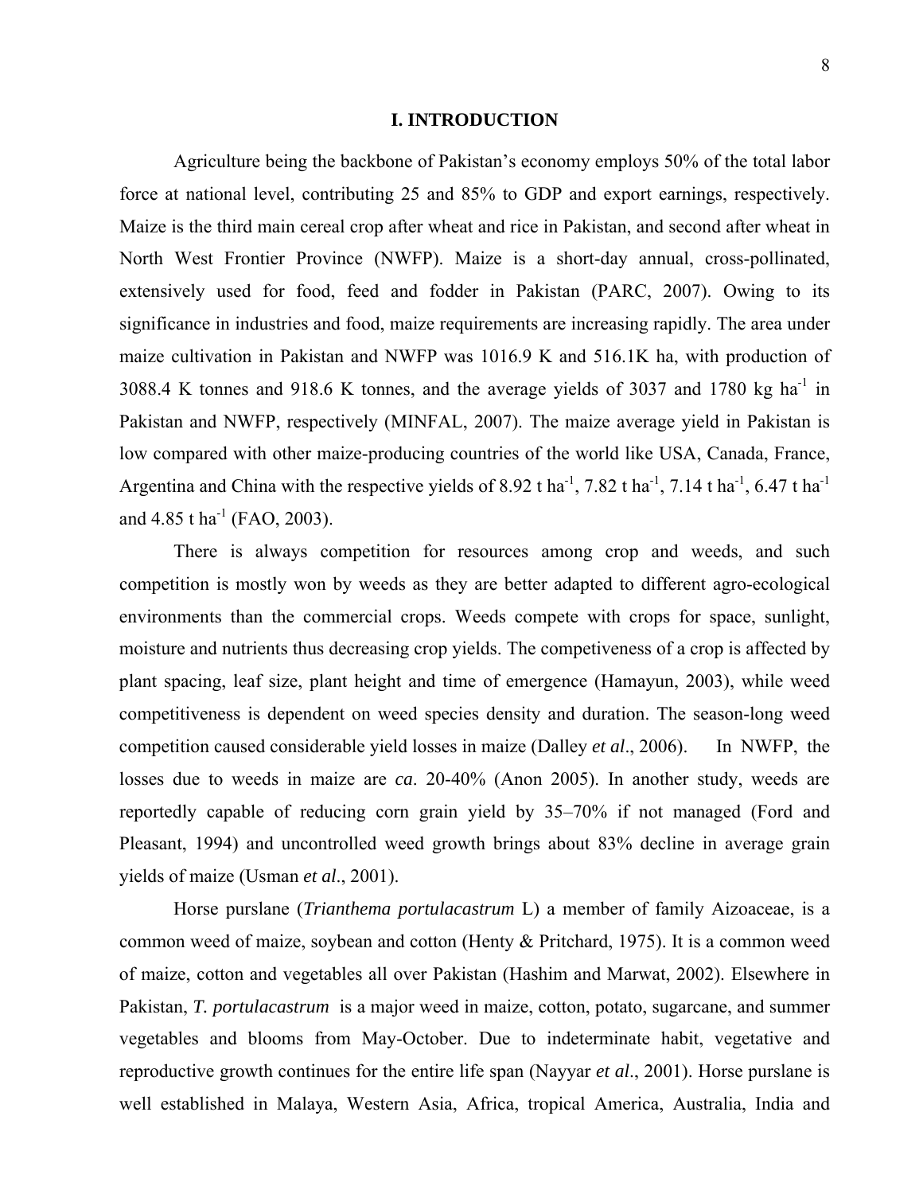# I. INTRODUCTION

Agriculture being the backbone of Pakistan's economy employs 50% of the total labor force at national level, contributing 25 and 85% to GDP and export earnings, respectively. Maize is the third main cereal crop after wheat and rice in Pakistan, and second after wheat in North West Frontier Province (NWFP). Maize is a short-day annual, cross-pollinated, extensively used for food, feed and fodder in Pakistan (PARC, 2007). Owing to its significance in industries and food, maize requirements are increasing rapidly. The area under maize cultivation in Pakistan and NWFP was 1016.9 K and 516.1K ha, with production of 3088.4 K tonnes and 918.6 K tonnes, and the average yields of 3037 and 1780 kg ha$^{-1}$ in Pakistan and NWFP, respectively (MINFAL, 2007). The maize average yield in Pakistan is low compared with other maize-producing countries of the world like USA, Canada, France, Argentina and China with the respective yields of 8.92 t ha$^{-1}$, 7.82 t ha$^{-1}$, 7.14 t ha$^{-1}$, 6.47 t ha$^{-1}$ and 4.85 t ha$^{-1}$ (FAO, 2003).

There is always competition for resources among crop and weeds, and such competition is mostly won by weeds as they are better adapted to different agro-ecological environments than the commercial crops. Weeds compete with crops for space, sunlight, moisture and nutrients thus decreasing crop yields. The competiveness of a crop is affected by plant spacing, leaf size, plant height and time of emergence (Hamayun, 2003), while weed competitiveness is dependent on weed species density and duration. The season-long weed competition caused considerable yield losses in maize (Dalley *et al*., 2006). In NWFP, the losses due to weeds in maize are *ca*. 20-40% (Anon 2005). In another study, weeds are reportedly capable of reducing corn grain yield by 35–70% if not managed (Ford and Pleasant, 1994) and uncontrolled weed growth brings about 83% decline in average grain yields of maize (Usman *et al*., 2001).

Horse purslane (***Trianthema portulacastrum*** L) a member of family Aizoaceae, is a common weed of maize, soybean and cotton (Henty & Pritchard, 1975). It is a common weed of maize, cotton and vegetables all over Pakistan (Hashim and Marwat, 2002). Elsewhere in Pakistan, ***T. portulacastrum*** is a major weed in maize, cotton, potato, sugarcane, and summer vegetables and blooms from May-October. Due to indeterminate habit, vegetative and reproductive growth continues for the entire life span (Nayyar *et al*., 2001). Horse purslane is well established in Malaya, Western Asia, Africa, tropical America, Australia, India and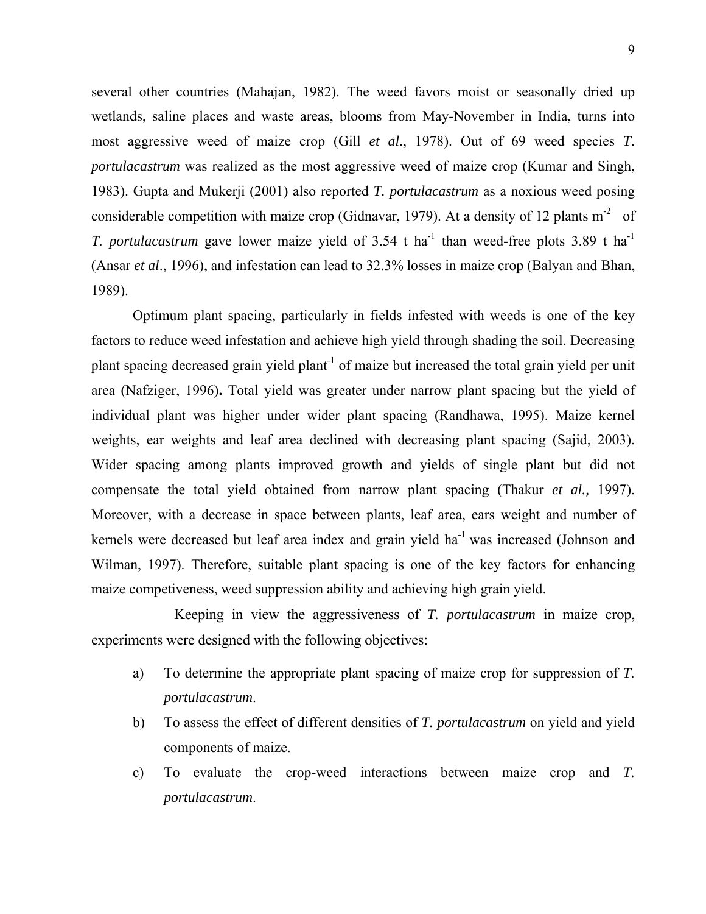several other countries (Mahajan, 1982). The weed favors moist or seasonally dried up wetlands, saline places and waste areas, blooms from May-November in India, turns into most aggressive weed of maize crop (Gill *et al*., 1978). Out of 69 weed species *T. portulacastrum* was realized as the most aggressive weed of maize crop (Kumar and Singh, 1983). Gupta and Mukerji (2001) also reported *T. portulacastrum* as a noxious weed posing considerable competition with maize crop (Gidnavar, 1979). At a density of 12 plants $m^{-2}$ of *T. portulacastrum* gave lower maize yield of 3.54 t $ha^{-1}$ than weed-free plots 3.89 t $ha^{-1}$ (Ansar *et al*., 1996), and infestation can lead to 32.3% losses in maize crop (Balyan and Bhan, 1989).

Optimum plant spacing, particularly in fields infested with weeds is one of the key factors to reduce weed infestation and achieve high yield through shading the soil. Decreasing plant spacing decreased grain yield $plant^{-1}$ of maize but increased the total grain yield per unit area (Nafziger, 1996)**.** Total yield was greater under narrow plant spacing but the yield of individual plant was higher under wider plant spacing (Randhawa, 1995). Maize kernel weights, ear weights and leaf area declined with decreasing plant spacing (Sajid, 2003). Wider spacing among plants improved growth and yields of single plant but did not compensate the total yield obtained from narrow plant spacing (Thakur *et al.,* 1997). Moreover, with a decrease in space between plants, leaf area, ears weight and number of kernels were decreased but leaf area index and grain yield $ha^{-1}$ was increased (Johnson and Wilman, 1997). Therefore, suitable plant spacing is one of the key factors for enhancing maize competiveness, weed suppression ability and achieving high grain yield.

Keeping in view the aggressiveness of *T. portulacastrum* in maize crop, experiments were designed with the following objectives:

a) To determine the appropriate plant spacing of maize crop for suppression of *T. portulacastrum*.
b) To assess the effect of different densities of *T. portulacastrum* on yield and yield components of maize.
c) To evaluate the crop-weed interactions between maize crop and *T. portulacastrum*.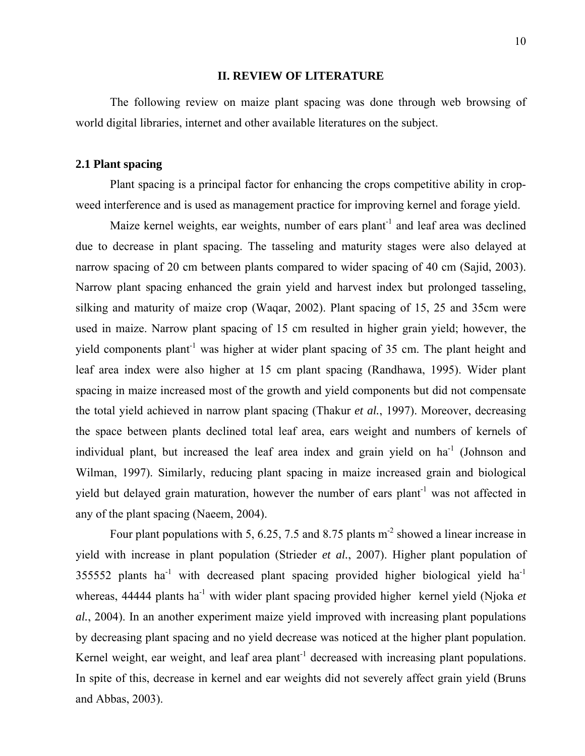# II. REVIEW OF LITERATURE

The following review on maize plant spacing was done through web browsing of world digital libraries, internet and other available literatures on the subject.

## 2.1 Plant spacing

Plant spacing is a principal factor for enhancing the crops competitive ability in crop-weed interference and is used as management practice for improving kernel and forage yield.

Maize kernel weights, ear weights, number of ears plant$^{-1}$ and leaf area was declined due to decrease in plant spacing. The tasseling and maturity stages were also delayed at narrow spacing of 20 cm between plants compared to wider spacing of 40 cm (Sajid, 2003). Narrow plant spacing enhanced the grain yield and harvest index but prolonged tasseling, silking and maturity of maize crop (Waqar, 2002). Plant spacing of 15, 25 and 35cm were used in maize. Narrow plant spacing of 15 cm resulted in higher grain yield; however, the yield components plant$^{-1}$ was higher at wider plant spacing of 35 cm. The plant height and leaf area index were also higher at 15 cm plant spacing (Randhawa, 1995). Wider plant spacing in maize increased most of the growth and yield components but did not compensate the total yield achieved in narrow plant spacing (Thakur *et al.*, 1997). Moreover, decreasing the space between plants declined total leaf area, ears weight and numbers of kernels of individual plant, but increased the leaf area index and grain yield on ha$^{-1}$ (Johnson and Wilman, 1997). Similarly, reducing plant spacing in maize increased grain and biological yield but delayed grain maturation, however the number of ears plant$^{-1}$ was not affected in any of the plant spacing (Naeem, 2004).

Four plant populations with 5, 6.25, 7.5 and 8.75 plants m$^{-2}$ showed a linear increase in yield with increase in plant population (Strieder *et al.*, 2007). Higher plant population of 355552 plants ha$^{-1}$ with decreased plant spacing provided higher biological yield ha$^{-1}$ whereas, 44444 plants ha$^{-1}$ with wider plant spacing provided higher kernel yield (Njoka *et al.*, 2004). In an another experiment maize yield improved with increasing plant populations by decreasing plant spacing and no yield decrease was noticed at the higher plant population. Kernel weight, ear weight, and leaf area plant$^{-1}$ decreased with increasing plant populations. In spite of this, decrease in kernel and ear weights did not severely affect grain yield (Bruns and Abbas, 2003).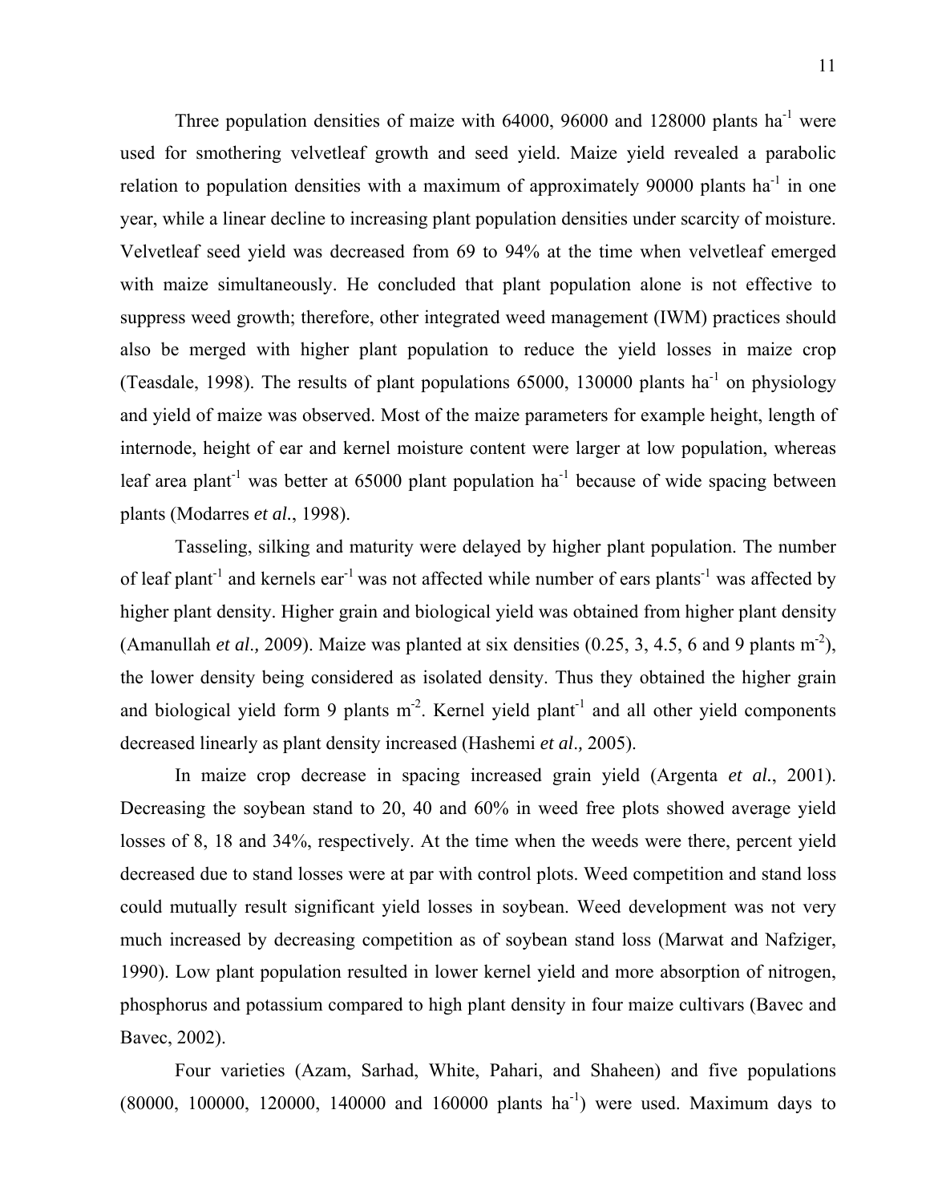Three population densities of maize with 64000, 96000 and 128000 plants ha$^{-1}$ were used for smothering velvetleaf growth and seed yield. Maize yield revealed a parabolic relation to population densities with a maximum of approximately 90000 plants ha$^{-1}$ in one year, while a linear decline to increasing plant population densities under scarcity of moisture. Velvetleaf seed yield was decreased from 69 to 94% at the time when velvetleaf emerged with maize simultaneously. He concluded that plant population alone is not effective to suppress weed growth; therefore, other integrated weed management (IWM) practices should also be merged with higher plant population to reduce the yield losses in maize crop (Teasdale, 1998). The results of plant populations 65000, 130000 plants ha$^{-1}$ on physiology and yield of maize was observed. Most of the maize parameters for example height, length of internode, height of ear and kernel moisture content were larger at low population, whereas leaf area plant$^{-1}$ was better at 65000 plant population ha$^{-1}$ because of wide spacing between plants (Modarres *et al.*, 1998).

Tasseling, silking and maturity were delayed by higher plant population. The number of leaf plant$^{-1}$ and kernels ear$^{-1}$ was not affected while number of ears plants$^{-1}$ was affected by higher plant density. Higher grain and biological yield was obtained from higher plant density (Amanullah *et al.,* 2009). Maize was planted at six densities (0.25, 3, 4.5, 6 and 9 plants m$^{-2}$), the lower density being considered as isolated density. Thus they obtained the higher grain and biological yield form 9 plants m$^{-2}$. Kernel yield plant$^{-1}$ and all other yield components decreased linearly as plant density increased (Hashemi *et al.,* 2005).

In maize crop decrease in spacing increased grain yield (Argenta *et al.*, 2001). Decreasing the soybean stand to 20, 40 and 60% in weed free plots showed average yield losses of 8, 18 and 34%, respectively. At the time when the weeds were there, percent yield decreased due to stand losses were at par with control plots. Weed competition and stand loss could mutually result significant yield losses in soybean. Weed development was not very much increased by decreasing competition as of soybean stand loss (Marwat and Nafziger, 1990). Low plant population resulted in lower kernel yield and more absorption of nitrogen, phosphorus and potassium compared to high plant density in four maize cultivars (Bavec and Bavec, 2002).

Four varieties (Azam, Sarhad, White, Pahari, and Shaheen) and five populations (80000, 100000, 120000, 140000 and 160000 plants ha$^{-1}$) were used. Maximum days to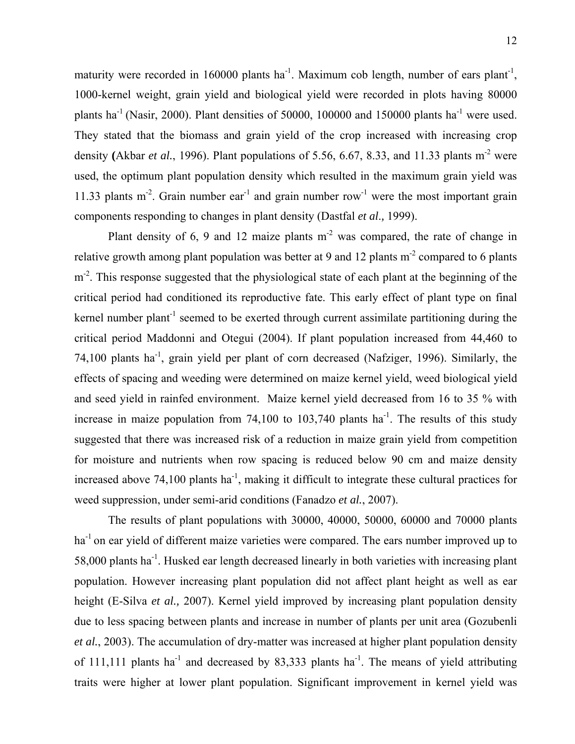maturity were recorded in 160000 plants ha$^{-1}$. Maximum cob length, number of ears plant$^{-1}$, 1000-kernel weight, grain yield and biological yield were recorded in plots having 80000 plants ha$^{-1}$ (Nasir, 2000). Plant densities of 50000, 100000 and 150000 plants ha$^{-1}$ were used. They stated that the biomass and grain yield of the crop increased with increasing crop density **(**Akbar *et al.*, 1996). Plant populations of 5.56, 6.67, 8.33, and 11.33 plants m$^{-2}$ were used, the optimum plant population density which resulted in the maximum grain yield was 11.33 plants m$^{-2}$. Grain number ear$^{-1}$ and grain number row$^{-1}$ were the most important grain components responding to changes in plant density (Dastfal *et al.,* 1999).

Plant density of 6, 9 and 12 maize plants m$^{-2}$ was compared, the rate of change in relative growth among plant population was better at 9 and 12 plants m$^{-2}$ compared to 6 plants m$^{-2}$. This response suggested that the physiological state of each plant at the beginning of the critical period had conditioned its reproductive fate. This early effect of plant type on final kernel number plant$^{-1}$ seemed to be exerted through current assimilate partitioning during the critical period Maddonni and Otegui (2004). If plant population increased from 44,460 to 74,100 plants ha$^{-1}$, grain yield per plant of corn decreased (Nafziger, 1996). Similarly, the effects of spacing and weeding were determined on maize kernel yield, weed biological yield and seed yield in rainfed environment. Maize kernel yield decreased from 16 to 35 % with increase in maize population from 74,100 to 103,740 plants ha$^{-1}$. The results of this study suggested that there was increased risk of a reduction in maize grain yield from competition for moisture and nutrients when row spacing is reduced below 90 cm and maize density increased above 74,100 plants ha$^{-1}$, making it difficult to integrate these cultural practices for weed suppression, under semi-arid conditions (Fanadzo *et al.*, 2007).

The results of plant populations with 30000, 40000, 50000, 60000 and 70000 plants ha$^{-1}$ on ear yield of different maize varieties were compared. The ears number improved up to 58,000 plants ha$^{-1}$. Husked ear length decreased linearly in both varieties with increasing plant population. However increasing plant population did not affect plant height as well as ear height (E-Silva *et al.,* 2007). Kernel yield improved by increasing plant population density due to less spacing between plants and increase in number of plants per unit area (Gozubenli *et al.*, 2003). The accumulation of dry-matter was increased at higher plant population density of 111,111 plants ha$^{-1}$ and decreased by 83,333 plants ha$^{-1}$. The means of yield attributing traits were higher at lower plant population. Significant improvement in kernel yield was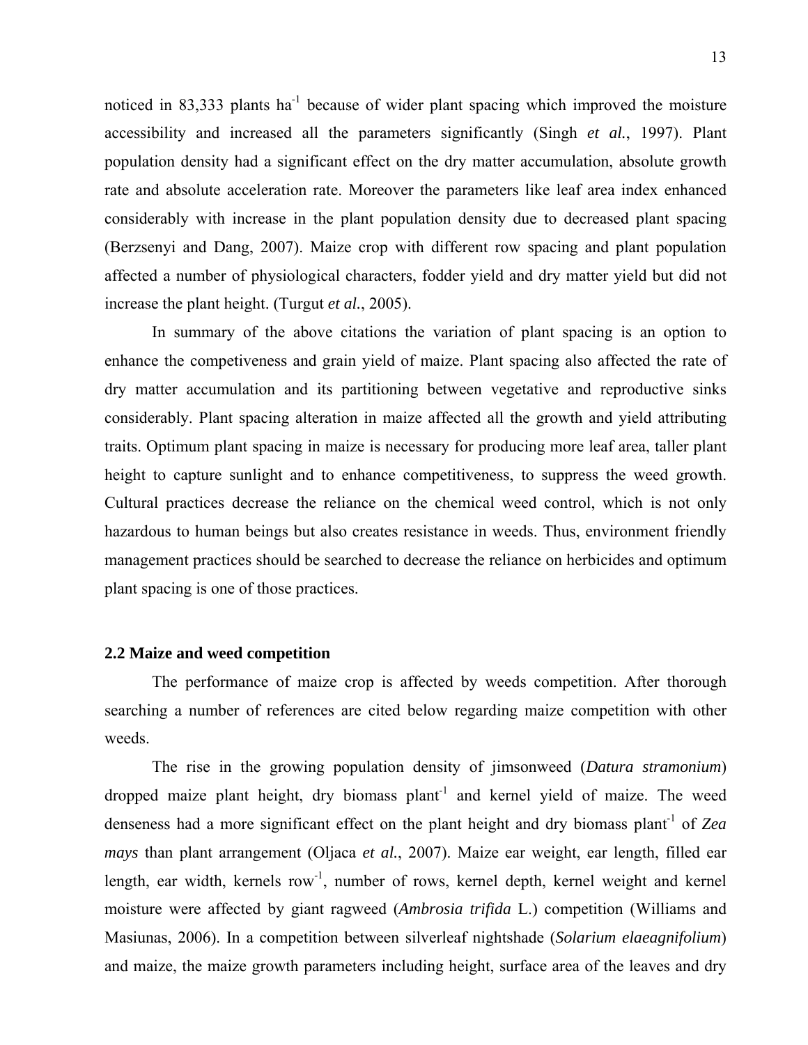noticed in 83,333 plants ha$^{-1}$ because of wider plant spacing which improved the moisture accessibility and increased all the parameters significantly (Singh *et al.*, 1997). Plant population density had a significant effect on the dry matter accumulation, absolute growth rate and absolute acceleration rate. Moreover the parameters like leaf area index enhanced considerably with increase in the plant population density due to decreased plant spacing (Berzsenyi and Dang, 2007). Maize crop with different row spacing and plant population affected a number of physiological characters, fodder yield and dry matter yield but did not increase the plant height. (Turgut *et al.*, 2005).

In summary of the above citations the variation of plant spacing is an option to enhance the competiveness and grain yield of maize. Plant spacing also affected the rate of dry matter accumulation and its partitioning between vegetative and reproductive sinks considerably. Plant spacing alteration in maize affected all the growth and yield attributing traits. Optimum plant spacing in maize is necessary for producing more leaf area, taller plant height to capture sunlight and to enhance competitiveness, to suppress the weed growth. Cultural practices decrease the reliance on the chemical weed control, which is not only hazardous to human beings but also creates resistance in weeds. Thus, environment friendly management practices should be searched to decrease the reliance on herbicides and optimum plant spacing is one of those practices.

## 2.2 Maize and weed competition

The performance of maize crop is affected by weeds competition. After thorough searching a number of references are cited below regarding maize competition with other weeds.

The rise in the growing population density of jimsonweed (*Datura stramonium*) dropped maize plant height, dry biomass plant$^{-1}$ and kernel yield of maize. The weed denseness had a more significant effect on the plant height and dry biomass plant$^{-1}$ of *Zea mays* than plant arrangement (Oljaca *et al.*, 2007). Maize ear weight, ear length, filled ear length, ear width, kernels row$^{-1}$, number of rows, kernel depth, kernel weight and kernel moisture were affected by giant ragweed (*Ambrosia trifida* L.) competition (Williams and Masiunas, 2006). In a competition between silverleaf nightshade (*Solarium elaeagnifolium*) and maize, the maize growth parameters including height, surface area of the leaves and dry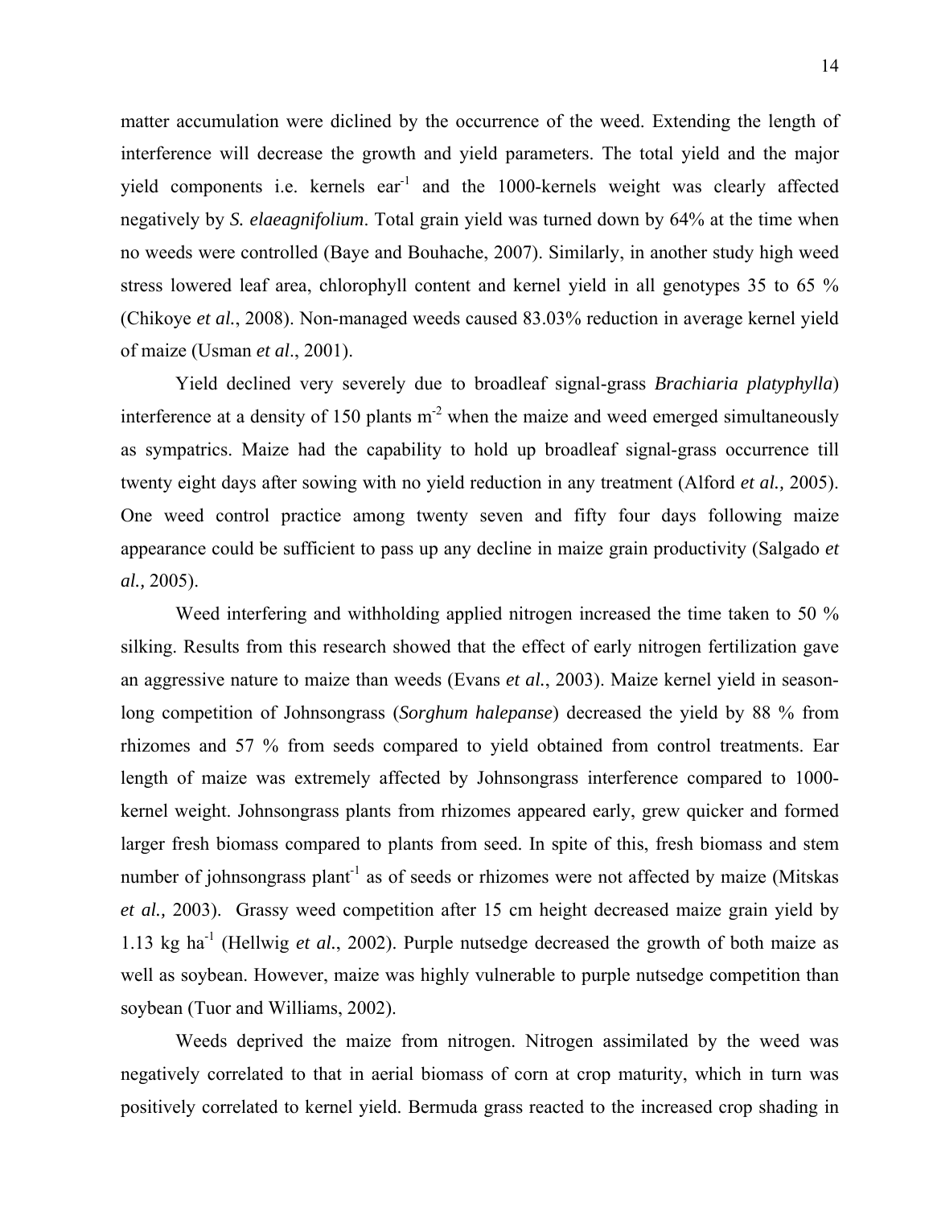matter accumulation were diclined by the occurrence of the weed. Extending the length of interference will decrease the growth and yield parameters. The total yield and the major yield components i.e. kernels ear$^{-1}$ and the 1000-kernels weight was clearly affected negatively by *S. elaeagnifolium*. Total grain yield was turned down by 64% at the time when no weeds were controlled (Baye and Bouhache, 2007). Similarly, in another study high weed stress lowered leaf area, chlorophyll content and kernel yield in all genotypes 35 to 65 % (Chikoye *et al.*, 2008). Non-managed weeds caused 83.03% reduction in average kernel yield of maize (Usman *et al*., 2001).

Yield declined very severely due to broadleaf signal-grass *Brachiaria platyphylla*) interference at a density of 150 plants m$^{-2}$ when the maize and weed emerged simultaneously as sympatrics. Maize had the capability to hold up broadleaf signal-grass occurrence till twenty eight days after sowing with no yield reduction in any treatment (Alford *et al.,* 2005). One weed control practice among twenty seven and fifty four days following maize appearance could be sufficient to pass up any decline in maize grain productivity (Salgado *et al.,* 2005).

Weed interfering and withholding applied nitrogen increased the time taken to 50 % silking. Results from this research showed that the effect of early nitrogen fertilization gave an aggressive nature to maize than weeds (Evans *et al.*, 2003). Maize kernel yield in season-long competition of Johnsongrass (*Sorghum halepanse*) decreased the yield by 88 % from rhizomes and 57 % from seeds compared to yield obtained from control treatments. Ear length of maize was extremely affected by Johnsongrass interference compared to 1000-kernel weight. Johnsongrass plants from rhizomes appeared early, grew quicker and formed larger fresh biomass compared to plants from seed. In spite of this, fresh biomass and stem number of johnsongrass plant$^{-1}$ as of seeds or rhizomes were not affected by maize (Mitskas *et al.,* 2003). Grassy weed competition after 15 cm height decreased maize grain yield by 1.13 kg ha$^{-1}$ (Hellwig *et al.*, 2002). Purple nutsedge decreased the growth of both maize as well as soybean. However, maize was highly vulnerable to purple nutsedge competition than soybean (Tuor and Williams, 2002).

Weeds deprived the maize from nitrogen. Nitrogen assimilated by the weed was negatively correlated to that in aerial biomass of corn at crop maturity, which in turn was positively correlated to kernel yield. Bermuda grass reacted to the increased crop shading in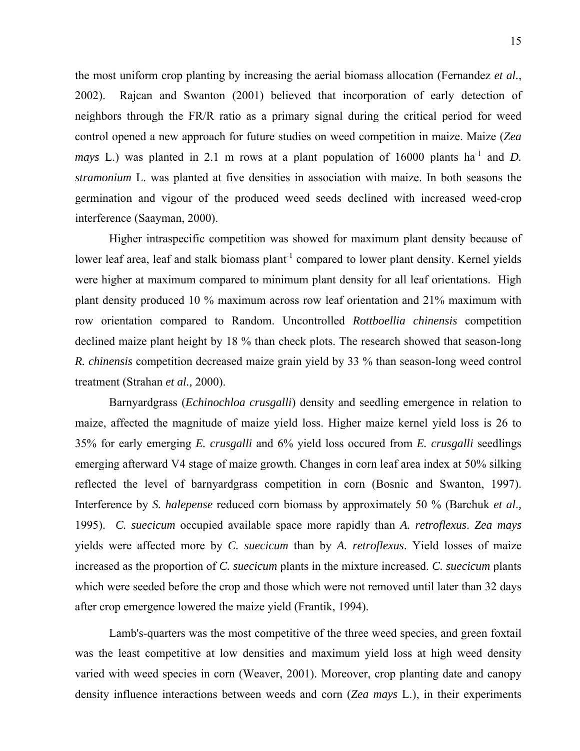the most uniform crop planting by increasing the aerial biomass allocation (Fernandez *et al.*, 2002). Rajcan and Swanton (2001) believed that incorporation of early detection of neighbors through the FR/R ratio as a primary signal during the critical period for weed control opened a new approach for future studies on weed competition in maize. Maize (*Zea mays* L.) was planted in 2.1 m rows at a plant population of 16000 plants ha$^{-1}$ and *D. stramonium* L. was planted at five densities in association with maize. In both seasons the germination and vigour of the produced weed seeds declined with increased weed-crop interference (Saayman, 2000).

Higher intraspecific competition was showed for maximum plant density because of lower leaf area, leaf and stalk biomass plant$^{-1}$ compared to lower plant density. Kernel yields were higher at maximum compared to minimum plant density for all leaf orientations. High plant density produced 10 % maximum across row leaf orientation and 21% maximum with row orientation compared to Random. Uncontrolled *Rottboellia chinensis* competition declined maize plant height by 18 % than check plots. The research showed that season-long *R. chinensis* competition decreased maize grain yield by 33 % than season-long weed control treatment (Strahan *et al.,* 2000).

Barnyardgrass (*Echinochloa crusgalli*) density and seedling emergence in relation to maize, affected the magnitude of maize yield loss. Higher maize kernel yield loss is 26 to 35% for early emerging *E. crusgalli* and 6% yield loss occured from *E. crusgalli* seedlings emerging afterward V4 stage of maize growth. Changes in corn leaf area index at 50% silking reflected the level of barnyardgrass competition in corn (Bosnic and Swanton, 1997). Interference by *S. halepense* reduced corn biomass by approximately 50 % (Barchuk *et al.,* 1995). *C. suecicum* occupied available space more rapidly than *A. retroflexus*. *Zea mays* yields were affected more by *C. suecicum* than by *A. retroflexus*. Yield losses of maize increased as the proportion of *C. suecicum* plants in the mixture increased. *C. suecicum* plants which were seeded before the crop and those which were not removed until later than 32 days after crop emergence lowered the maize yield (Frantik, 1994).

Lamb's-quarters was the most competitive of the three weed species, and green foxtail was the least competitive at low densities and maximum yield loss at high weed density varied with weed species in corn (Weaver, 2001). Moreover, crop planting date and canopy density influence interactions between weeds and corn (*Zea mays* L.), in their experiments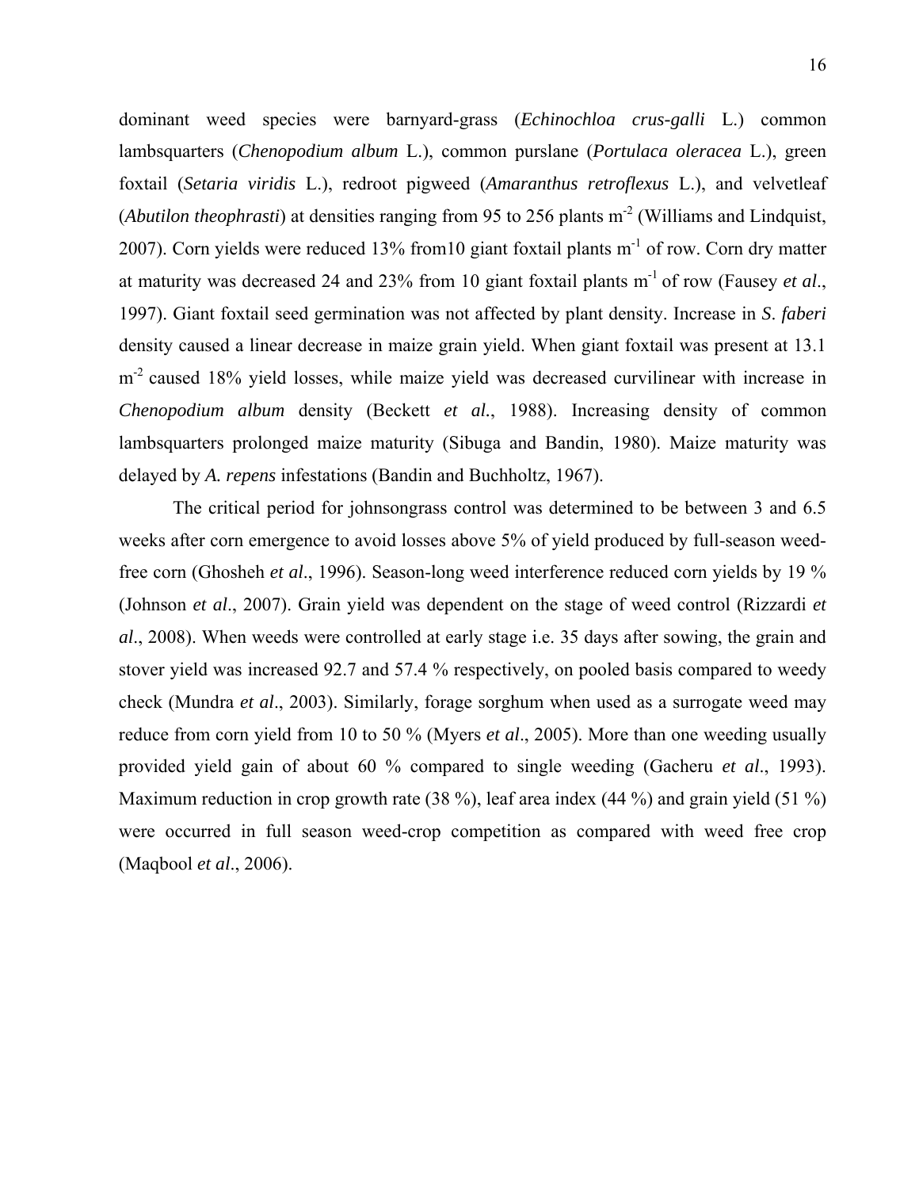dominant weed species were barnyard-grass (*Echinochloa crus-galli* L.) common lambsquarters (*Chenopodium album* L.), common purslane (*Portulaca oleracea* L.), green foxtail (*Setaria viridis* L.), redroot pigweed (*Amaranthus retroflexus* L.), and velvetleaf (*Abutilon theophrasti*) at densities ranging from 95 to 256 plants $m^{-2}$ (Williams and Lindquist, 2007). Corn yields were reduced 13% from10 giant foxtail plants $m^{-1}$ of row. Corn dry matter at maturity was decreased 24 and 23% from 10 giant foxtail plants $m^{-1}$ of row (Fausey *et al*., 1997). Giant foxtail seed germination was not affected by plant density. Increase in *S*. *faberi* density caused a linear decrease in maize grain yield. When giant foxtail was present at 13.1 $m^{-2}$ caused 18% yield losses, while maize yield was decreased curvilinear with increase in *Chenopodium album* density (Beckett *et al.*, 1988). Increasing density of common lambsquarters prolonged maize maturity (Sibuga and Bandin, 1980). Maize maturity was delayed by *A. repens* infestations (Bandin and Buchholtz, 1967).

The critical period for johnsongrass control was determined to be between 3 and 6.5 weeks after corn emergence to avoid losses above 5% of yield produced by full-season weed-free corn (Ghosheh *et al*., 1996). Season-long weed interference reduced corn yields by 19 % (Johnson *et al*., 2007). Grain yield was dependent on the stage of weed control (Rizzardi *et al*., 2008). When weeds were controlled at early stage i.e. 35 days after sowing, the grain and stover yield was increased 92.7 and 57.4 % respectively, on pooled basis compared to weedy check (Mundra *et al*., 2003). Similarly, forage sorghum when used as a surrogate weed may reduce from corn yield from 10 to 50 % (Myers *et al*., 2005). More than one weeding usually provided yield gain of about 60 % compared to single weeding (Gacheru *et al*., 1993). Maximum reduction in crop growth rate (38 %), leaf area index (44 %) and grain yield (51 %) were occurred in full season weed-crop competition as compared with weed free crop (Maqbool *et al*., 2006).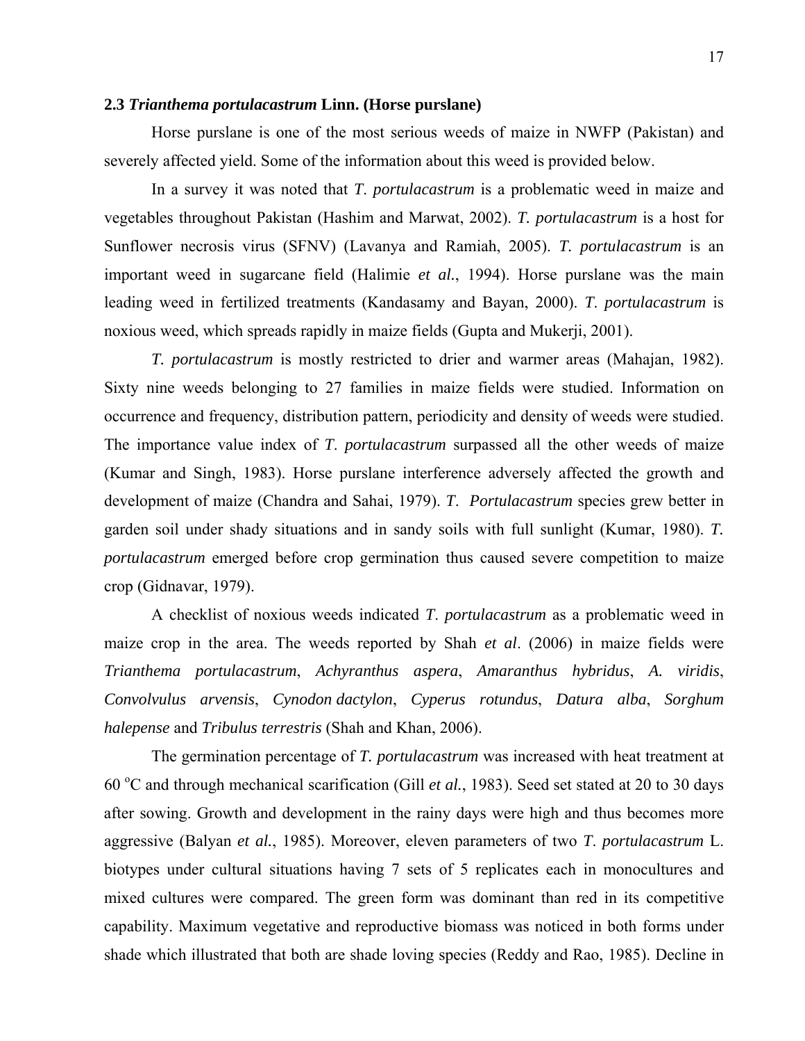### 2.3 *Trianthema portulacastrum* Linn. (Horse purslane)

Horse purslane is one of the most serious weeds of maize in NWFP (Pakistan) and severely affected yield. Some of the information about this weed is provided below.

In a survey it was noted that *T. portulacastrum* is a problematic weed in maize and vegetables throughout Pakistan (Hashim and Marwat, 2002). *T. portulacastrum* is a host for Sunflower necrosis virus (SFNV) (Lavanya and Ramiah, 2005). *T. portulacastrum* is an important weed in sugarcane field (Halimie *et al.*, 1994). Horse purslane was the main leading weed in fertilized treatments (Kandasamy and Bayan, 2000). *T. portulacastrum* is noxious weed, which spreads rapidly in maize fields (Gupta and Mukerji, 2001).

*T. portulacastrum* is mostly restricted to drier and warmer areas (Mahajan, 1982). Sixty nine weeds belonging to 27 families in maize fields were studied. Information on occurrence and frequency, distribution pattern, periodicity and density of weeds were studied. The importance value index of *T. portulacastrum* surpassed all the other weeds of maize (Kumar and Singh, 1983). Horse purslane interference adversely affected the growth and development of maize (Chandra and Sahai, 1979). *T. Portulacastrum* species grew better in garden soil under shady situations and in sandy soils with full sunlight (Kumar, 1980). *T. portulacastrum* emerged before crop germination thus caused severe competition to maize crop (Gidnavar, 1979).

A checklist of noxious weeds indicated *T. portulacastrum* as a problematic weed in maize crop in the area. The weeds reported by Shah *et al*. (2006) in maize fields were *Trianthema portulacastrum*, *Achyranthus aspera*, *Amaranthus hybridus*, *A. viridis*, *Convolvulus arvensis*, *Cynodon dactylon*, *Cyperus rotundus*, *Datura alba*, *Sorghum halepense* and *Tribulus terrestris* (Shah and Khan, 2006).

The germination percentage of *T. portulacastrum* was increased with heat treatment at 60 $^{o}$C and through mechanical scarification (Gill *et al.*, 1983). Seed set stated at 20 to 30 days after sowing. Growth and development in the rainy days were high and thus becomes more aggressive (Balyan *et al.*, 1985). Moreover, eleven parameters of two *T. portulacastrum* L. biotypes under cultural situations having 7 sets of 5 replicates each in monocultures and mixed cultures were compared. The green form was dominant than red in its competitive capability. Maximum vegetative and reproductive biomass was noticed in both forms under shade which illustrated that both are shade loving species (Reddy and Rao, 1985). Decline in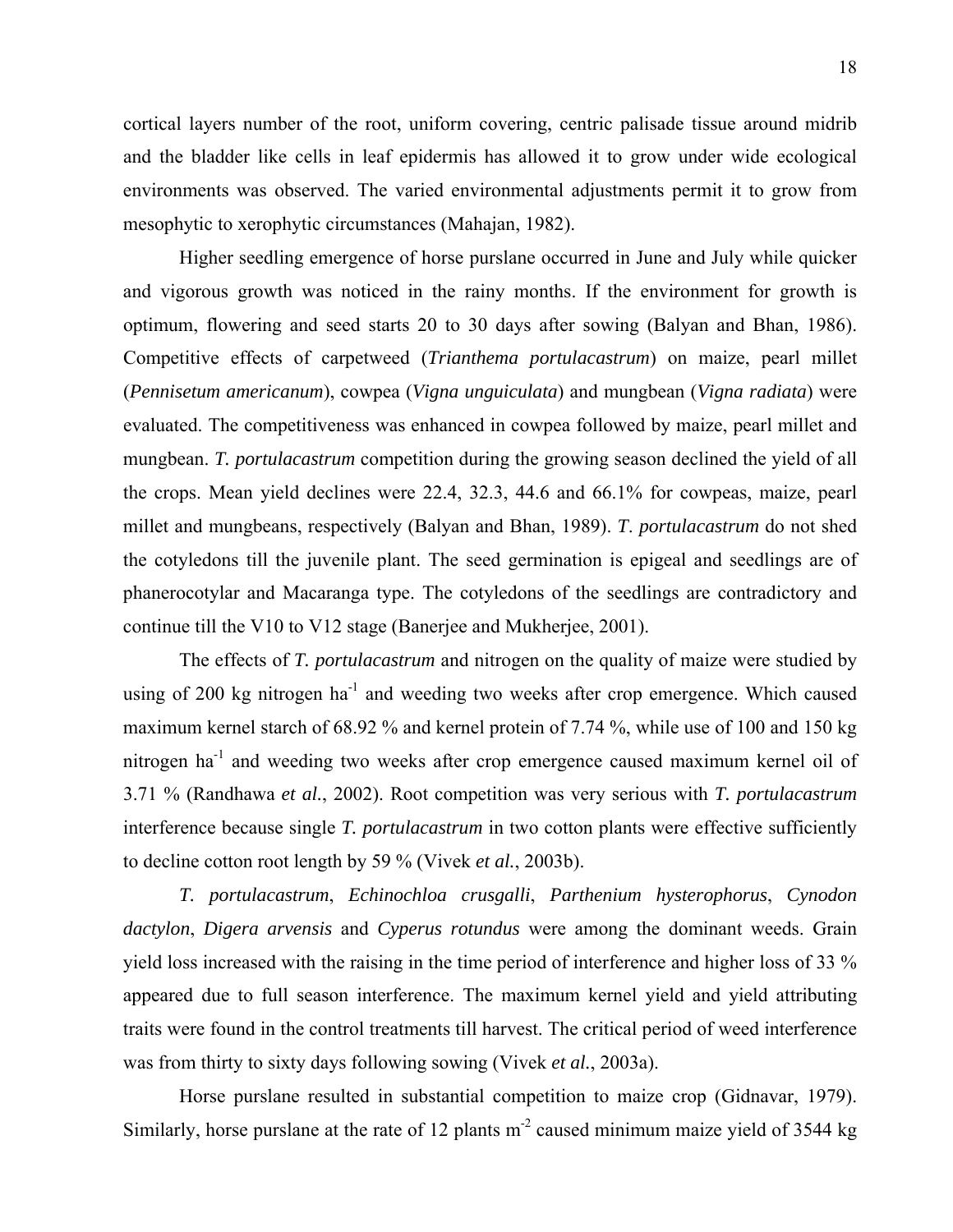cortical layers number of the root, uniform covering, centric palisade tissue around midrib and the bladder like cells in leaf epidermis has allowed it to grow under wide ecological environments was observed. The varied environmental adjustments permit it to grow from mesophytic to xerophytic circumstances (Mahajan, 1982).

Higher seedling emergence of horse purslane occurred in June and July while quicker and vigorous growth was noticed in the rainy months. If the environment for growth is optimum, flowering and seed starts 20 to 30 days after sowing (Balyan and Bhan, 1986). Competitive effects of carpetweed (*Trianthema portulacastrum*) on maize, pearl millet (*Pennisetum americanum*), cowpea (*Vigna unguiculata*) and mungbean (*Vigna radiata*) were evaluated. The competitiveness was enhanced in cowpea followed by maize, pearl millet and mungbean. *T. portulacastrum* competition during the growing season declined the yield of all the crops. Mean yield declines were 22.4, 32.3, 44.6 and 66.1% for cowpeas, maize, pearl millet and mungbeans, respectively (Balyan and Bhan, 1989). *T. portulacastrum* do not shed the cotyledons till the juvenile plant. The seed germination is epigeal and seedlings are of phanerocotylar and Macaranga type. The cotyledons of the seedlings are contradictory and continue till the V10 to V12 stage (Banerjee and Mukherjee, 2001).

The effects of *T. portulacastrum* and nitrogen on the quality of maize were studied by using of 200 kg nitrogen ha$^{-1}$ and weeding two weeks after crop emergence. Which caused maximum kernel starch of 68.92 % and kernel protein of 7.74 %, while use of 100 and 150 kg nitrogen ha$^{-1}$ and weeding two weeks after crop emergence caused maximum kernel oil of 3.71 % (Randhawa *et al.*, 2002). Root competition was very serious with *T. portulacastrum* interference because single *T. portulacastrum* in two cotton plants were effective sufficiently to decline cotton root length by 59 % (Vivek *et al.*, 2003b).

*T. portulacastrum*, *Echinochloa crusgalli*, *Parthenium hysterophorus*, *Cynodon dactylon*, *Digera arvensis* and *Cyperus rotundus* were among the dominant weeds. Grain yield loss increased with the raising in the time period of interference and higher loss of 33 % appeared due to full season interference. The maximum kernel yield and yield attributing traits were found in the control treatments till harvest. The critical period of weed interference was from thirty to sixty days following sowing (Vivek *et al.*, 2003a).

Horse purslane resulted in substantial competition to maize crop (Gidnavar, 1979). Similarly, horse purslane at the rate of 12 plants m$^{-2}$ caused minimum maize yield of 3544 kg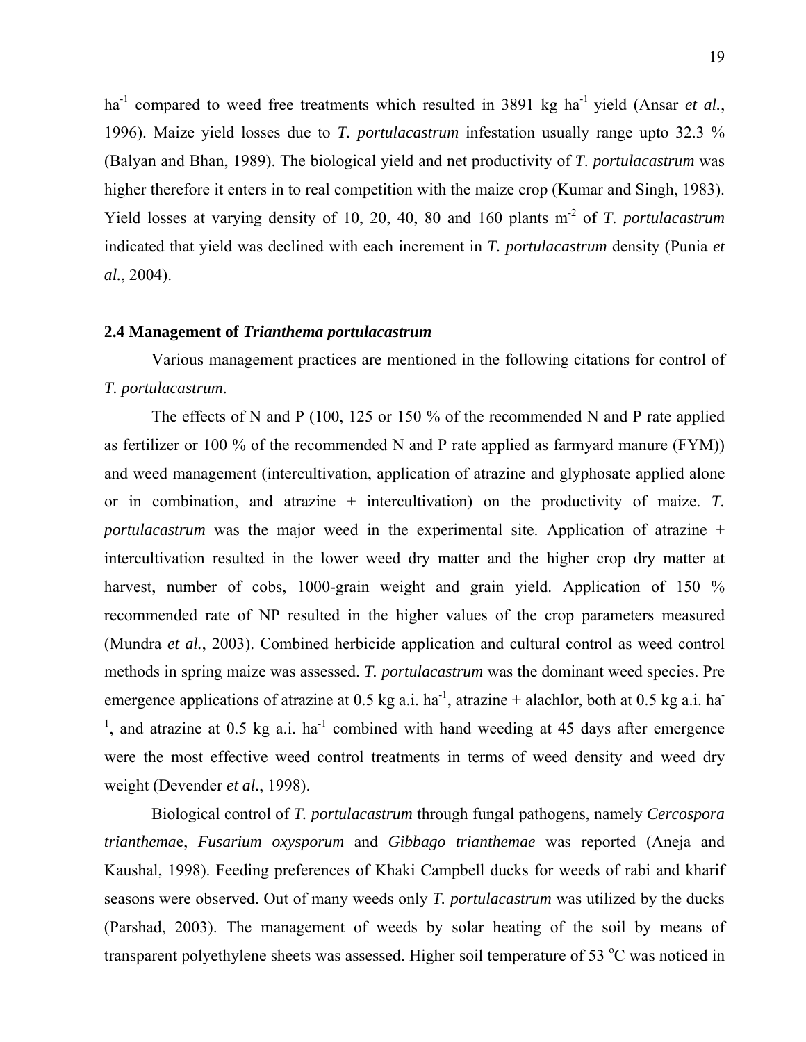ha$^{-1}$ compared to weed free treatments which resulted in 3891 kg ha$^{-1}$ yield (Ansar *et al.*, 1996). Maize yield losses due to *T. portulacastrum* infestation usually range upto 32.3 % (Balyan and Bhan, 1989). The biological yield and net productivity of *T. portulacastrum* was higher therefore it enters in to real competition with the maize crop (Kumar and Singh, 1983). Yield losses at varying density of 10, 20, 40, 80 and 160 plants m$^{-2}$ of *T. portulacastrum* indicated that yield was declined with each increment in *T. portulacastrum* density (Punia *et al.*, 2004).

### 2.4 Management of *Trianthema portulacastrum*

Various management practices are mentioned in the following citations for control of *T. portulacastrum*.

The effects of N and P (100, 125 or 150 % of the recommended N and P rate applied as fertilizer or 100 % of the recommended N and P rate applied as farmyard manure (FYM)) and weed management (intercultivation, application of atrazine and glyphosate applied alone or in combination, and atrazine + intercultivation) on the productivity of maize. *T. portulacastrum* was the major weed in the experimental site. Application of atrazine + intercultivation resulted in the lower weed dry matter and the higher crop dry matter at harvest, number of cobs, 1000-grain weight and grain yield. Application of 150 % recommended rate of NP resulted in the higher values of the crop parameters measured (Mundra *et al.*, 2003). Combined herbicide application and cultural control as weed control methods in spring maize was assessed. *T. portulacastrum* was the dominant weed species. Pre emergence applications of atrazine at 0.5 kg a.i. ha$^{-1}$, atrazine + alachlor, both at 0.5 kg a.i. ha$^{-1}$, and atrazine at 0.5 kg a.i. ha$^{-1}$ combined with hand weeding at 45 days after emergence were the most effective weed control treatments in terms of weed density and weed dry weight (Devender *et al.*, 1998).

Biological control of *T. portulacastrum* through fungal pathogens, namely *Cercospora trianthemae*, *Fusarium oxysporum* and *Gibbago trianthemae* was reported (Aneja and Kaushal, 1998). Feeding preferences of Khaki Campbell ducks for weeds of rabi and kharif seasons were observed. Out of many weeds only *T. portulacastrum* was utilized by the ducks (Parshad, 2003). The management of weeds by solar heating of the soil by means of transparent polyethylene sheets was assessed. Higher soil temperature of 53 $^{o}$C was noticed in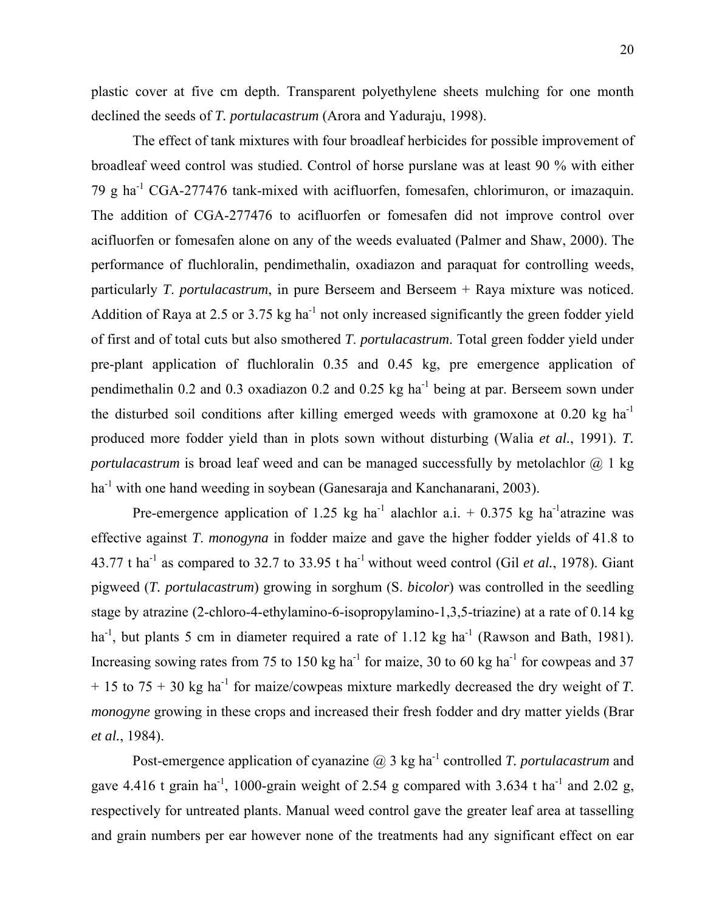plastic cover at five cm depth. Transparent polyethylene sheets mulching for one month declined the seeds of *T. portulacastrum* (Arora and Yaduraju, 1998).

The effect of tank mixtures with four broadleaf herbicides for possible improvement of broadleaf weed control was studied. Control of horse purslane was at least 90 % with either 79 g ha$^{-1}$ CGA-277476 tank-mixed with acifluorfen, fomesafen, chlorimuron, or imazaquin. The addition of CGA-277476 to acifluorfen or fomesafen did not improve control over acifluorfen or fomesafen alone on any of the weeds evaluated (Palmer and Shaw, 2000). The performance of fluchloralin, pendimethalin, oxadiazon and paraquat for controlling weeds, particularly *T. portulacastrum*, in pure Berseem and Berseem + Raya mixture was noticed. Addition of Raya at 2.5 or 3.75 kg ha$^{-1}$ not only increased significantly the green fodder yield of first and of total cuts but also smothered *T. portulacastrum*. Total green fodder yield under pre-plant application of fluchloralin 0.35 and 0.45 kg, pre emergence application of pendimethalin 0.2 and 0.3 oxadiazon 0.2 and 0.25 kg ha$^{-1}$ being at par. Berseem sown under the disturbed soil conditions after killing emerged weeds with gramoxone at 0.20 kg ha$^{-1}$ produced more fodder yield than in plots sown without disturbing (Walia *et al.*, 1991). *T. portulacastrum* is broad leaf weed and can be managed successfully by metolachlor @ 1 kg ha$^{-1}$ with one hand weeding in soybean (Ganesaraja and Kanchanarani, 2003).

Pre-emergence application of 1.25 kg ha$^{-1}$ alachlor a.i. + 0.375 kg ha$^{-1}$atrazine was effective against *T. monogyna* in fodder maize and gave the higher fodder yields of 41.8 to 43.77 t ha$^{-1}$ as compared to 32.7 to 33.95 t ha$^{-1}$ without weed control (Gil *et al.*, 1978). Giant pigweed (*T. portulacastrum*) growing in sorghum (S. *bicolor*) was controlled in the seedling stage by atrazine (2-chloro-4-ethylamino-6-isopropylamino-1,3,5-triazine) at a rate of 0.14 kg ha$^{-1}$, but plants 5 cm in diameter required a rate of 1.12 kg ha$^{-1}$ (Rawson and Bath, 1981). Increasing sowing rates from 75 to 150 kg ha$^{-1}$ for maize, 30 to 60 kg ha$^{-1}$ for cowpeas and 37 + 15 to 75 + 30 kg ha$^{-1}$ for maize/cowpeas mixture markedly decreased the dry weight of *T. monogyne* growing in these crops and increased their fresh fodder and dry matter yields (Brar *et al.*, 1984).

Post-emergence application of cyanazine @ 3 kg ha$^{-1}$ controlled *T. portulacastrum* and gave 4.416 t grain ha$^{-1}$, 1000-grain weight of 2.54 g compared with 3.634 t ha$^{-1}$ and 2.02 g, respectively for untreated plants. Manual weed control gave the greater leaf area at tasselling and grain numbers per ear however none of the treatments had any significant effect on ear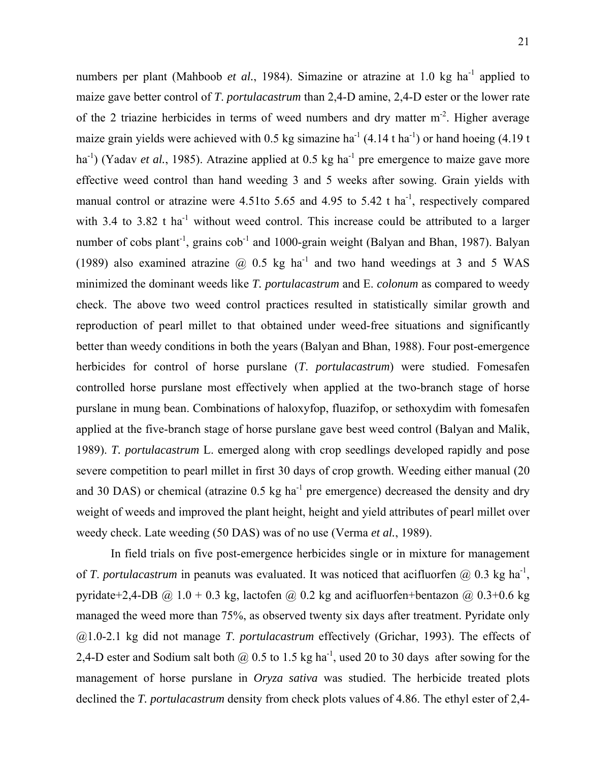numbers per plant (Mahboob *et al.*, 1984). Simazine or atrazine at 1.0 kg ha$^{-1}$ applied to maize gave better control of *T. portulacastrum* than 2,4-D amine, 2,4-D ester or the lower rate of the 2 triazine herbicides in terms of weed numbers and dry matter m$^{-2}$. Higher average maize grain yields were achieved with 0.5 kg simazine ha$^{-1}$ (4.14 t ha$^{-1}$) or hand hoeing (4.19 t ha$^{-1}$) (Yadav *et al.*, 1985). Atrazine applied at 0.5 kg ha$^{-1}$ pre emergence to maize gave more effective weed control than hand weeding 3 and 5 weeks after sowing. Grain yields with manual control or atrazine were 4.51to 5.65 and 4.95 to 5.42 t ha$^{-1}$, respectively compared with 3.4 to 3.82 t ha$^{-1}$ without weed control. This increase could be attributed to a larger number of cobs plant$^{-1}$, grains cob$^{-1}$ and 1000-grain weight (Balyan and Bhan, 1987). Balyan (1989) also examined atrazine @ 0.5 kg ha$^{-1}$ and two hand weedings at 3 and 5 WAS minimized the dominant weeds like *T. portulacastrum* and E. *colonum* as compared to weedy check. The above two weed control practices resulted in statistically similar growth and reproduction of pearl millet to that obtained under weed-free situations and significantly better than weedy conditions in both the years (Balyan and Bhan, 1988). Four post-emergence herbicides for control of horse purslane (*T. portulacastrum*) were studied. Fomesafen controlled horse purslane most effectively when applied at the two-branch stage of horse purslane in mung bean. Combinations of haloxyfop, fluazifop, or sethoxydim with fomesafen applied at the five-branch stage of horse purslane gave best weed control (Balyan and Malik, 1989). *T. portulacastrum* L. emerged along with crop seedlings developed rapidly and pose severe competition to pearl millet in first 30 days of crop growth. Weeding either manual (20 and 30 DAS) or chemical (atrazine 0.5 kg ha$^{-1}$ pre emergence) decreased the density and dry weight of weeds and improved the plant height, height and yield attributes of pearl millet over weedy check. Late weeding (50 DAS) was of no use (Verma *et al.*, 1989).

In field trials on five post-emergence herbicides single or in mixture for management of *T. portulacastrum* in peanuts was evaluated. It was noticed that acifluorfen @ 0.3 kg ha$^{-1}$, pyridate+2,4-DB @ 1.0 + 0.3 kg, lactofen @ 0.2 kg and acifluorfen+bentazon @ 0.3+0.6 kg managed the weed more than 75%, as observed twenty six days after treatment. Pyridate only @1.0-2.1 kg did not manage *T. portulacastrum* effectively (Grichar, 1993). The effects of 2,4-D ester and Sodium salt both @ 0.5 to 1.5 kg ha$^{-1}$, used 20 to 30 days after sowing for the management of horse purslane in *Oryza sativa* was studied. The herbicide treated plots declined the *T. portulacastrum* density from check plots values of 4.86. The ethyl ester of 2,4-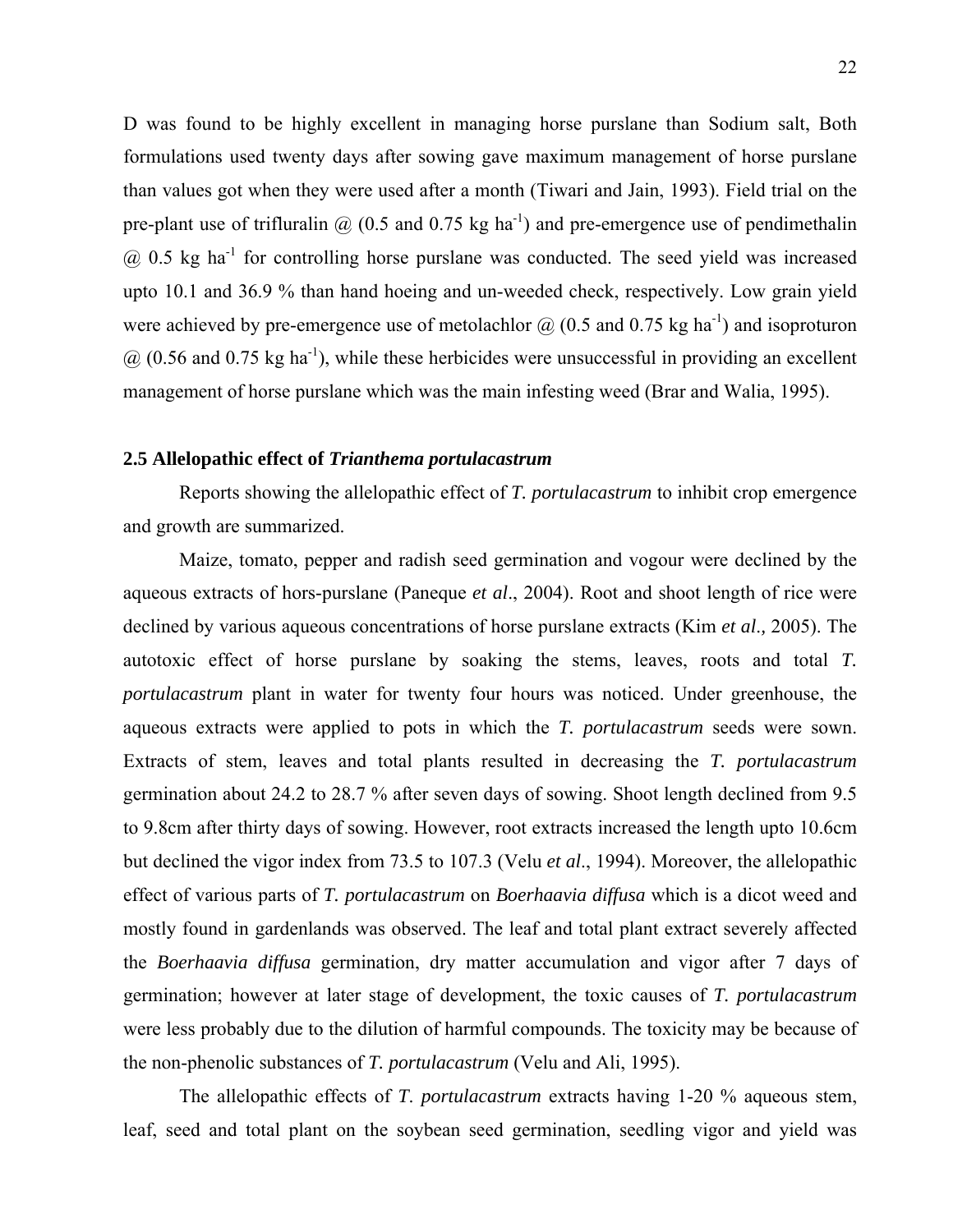D was found to be highly excellent in managing horse purslane than Sodium salt, Both formulations used twenty days after sowing gave maximum management of horse purslane than values got when they were used after a month (Tiwari and Jain, 1993). Field trial on the pre-plant use of trifluralin @ (0.5 and 0.75 kg ha$^{-1}$) and pre-emergence use of pendimethalin @ 0.5 kg ha$^{-1}$ for controlling horse purslane was conducted. The seed yield was increased upto 10.1 and 36.9 % than hand hoeing and un-weeded check, respectively. Low grain yield were achieved by pre-emergence use of metolachlor @ (0.5 and 0.75 kg ha$^{-1}$) and isoproturon @ (0.56 and 0.75 kg ha$^{-1}$), while these herbicides were unsuccessful in providing an excellent management of horse purslane which was the main infesting weed (Brar and Walia, 1995).

### 2.5 Allelopathic effect of *Trianthema portulacastrum*

Reports showing the allelopathic effect of *T. portulacastrum* to inhibit crop emergence and growth are summarized.

Maize, tomato, pepper and radish seed germination and vogour were declined by the aqueous extracts of hors-purslane (Paneque *et al*., 2004). Root and shoot length of rice were declined by various aqueous concentrations of horse purslane extracts (Kim *et al*., 2005). The autotoxic effect of horse purslane by soaking the stems, leaves, roots and total *T. portulacastrum* plant in water for twenty four hours was noticed. Under greenhouse, the aqueous extracts were applied to pots in which the *T. portulacastrum* seeds were sown. Extracts of stem, leaves and total plants resulted in decreasing the *T. portulacastrum* germination about 24.2 to 28.7 % after seven days of sowing. Shoot length declined from 9.5 to 9.8cm after thirty days of sowing. However, root extracts increased the length upto 10.6cm but declined the vigor index from 73.5 to 107.3 (Velu *et al*., 1994). Moreover, the allelopathic effect of various parts of *T. portulacastrum* on *Boerhaavia diffusa* which is a dicot weed and mostly found in gardenlands was observed. The leaf and total plant extract severely affected the *Boerhaavia diffusa* germination, dry matter accumulation and vigor after 7 days of germination; however at later stage of development, the toxic causes of *T. portulacastrum* were less probably due to the dilution of harmful compounds. The toxicity may be because of the non-phenolic substances of *T. portulacastrum* (Velu and Ali, 1995).

The allelopathic effects of *T. portulacastrum* extracts having 1-20 % aqueous stem, leaf, seed and total plant on the soybean seed germination, seedling vigor and yield was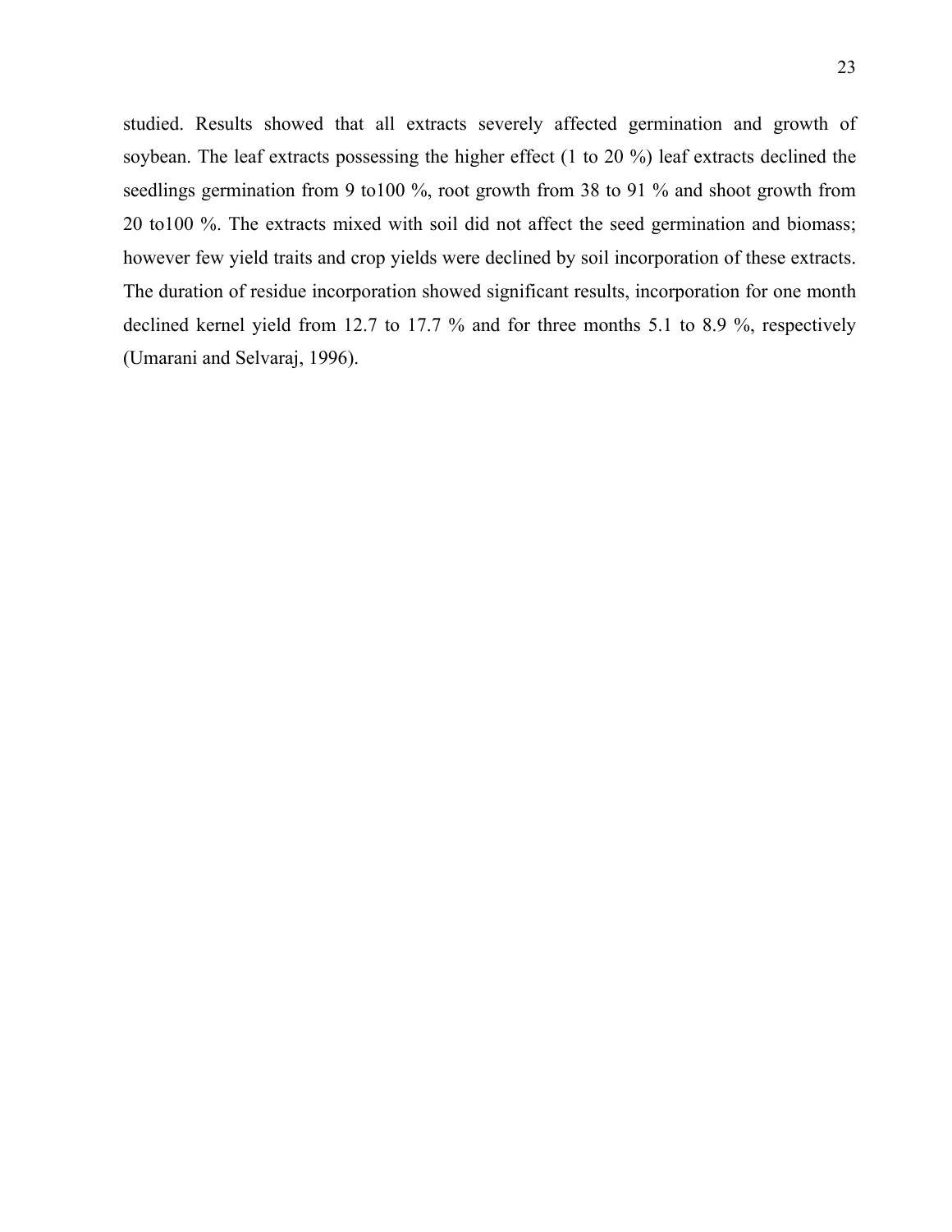studied. Results showed that all extracts severely affected germination and growth of soybean. The leaf extracts possessing the higher effect (1 to 20 %) leaf extracts declined the seedlings germination from 9 to100 %, root growth from 38 to 91 % and shoot growth from 20 to100 %. The extracts mixed with soil did not affect the seed germination and biomass; however few yield traits and crop yields were declined by soil incorporation of these extracts. The duration of residue incorporation showed significant results, incorporation for one month declined kernel yield from 12.7 to 17.7 % and for three months 5.1 to 8.9 %, respectively (Umarani and Selvaraj, 1996).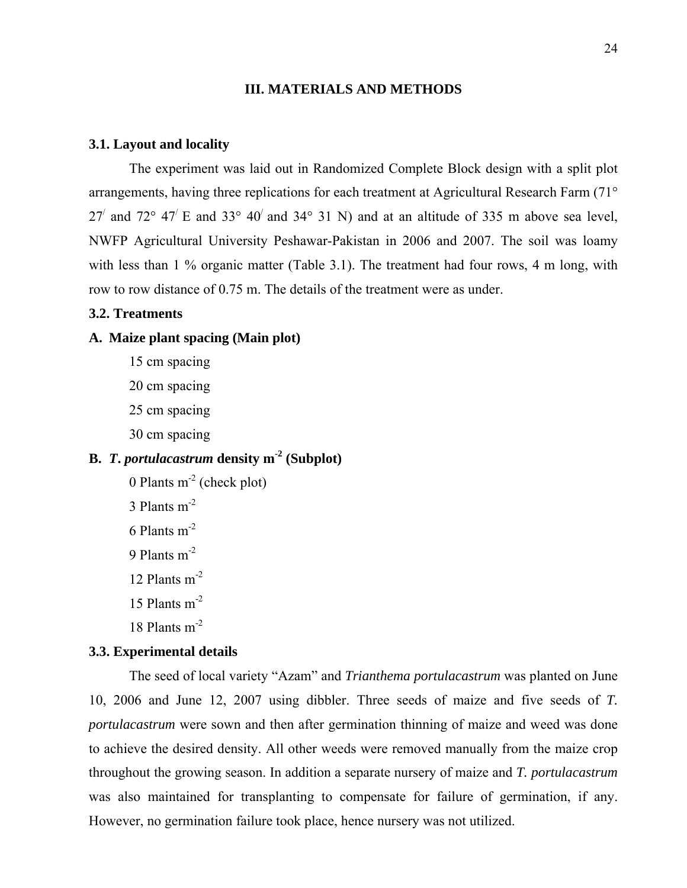## III. MATERIALS AND METHODS

### 3.1. Layout and locality

The experiment was laid out in Randomized Complete Block design with a split plot arrangements, having three replications for each treatment at Agricultural Research Farm (71° 27/ and 72° 47/ E and 33° 40/ and 34° 31 N) and at an altitude of 335 m above sea level, NWFP Agricultural University Peshawar-Pakistan in 2006 and 2007. The soil was loamy with less than 1 % organic matter (Table 3.1). The treatment had four rows, 4 m long, with row to row distance of 0.75 m. The details of the treatment were as under.

### 3.2. Treatments

**A. Maize plant spacing (Main plot)**

15 cm spacing

20 cm spacing

25 cm spacing

30 cm spacing

**B. *T. portulacastrum* density $m^{-2}$ (Subplot)**

0 Plants $m^{-2}$ (check plot)

3 Plants $m^{-2}$

6 Plants $m^{-2}$

9 Plants $m^{-2}$

12 Plants $m^{-2}$

15 Plants $m^{-2}$

18 Plants $m^{-2}$

### 3.3. Experimental details

The seed of local variety "Azam" and *Trianthema portulacastrum* was planted on June 10, 2006 and June 12, 2007 using dibbler. Three seeds of maize and five seeds of *T. portulacastrum* were sown and then after germination thinning of maize and weed was done to achieve the desired density. All other weeds were removed manually from the maize crop throughout the growing season. In addition a separate nursery of maize and *T. portulacastrum* was also maintained for transplanting to compensate for failure of germination, if any. However, no germination failure took place, hence nursery was not utilized.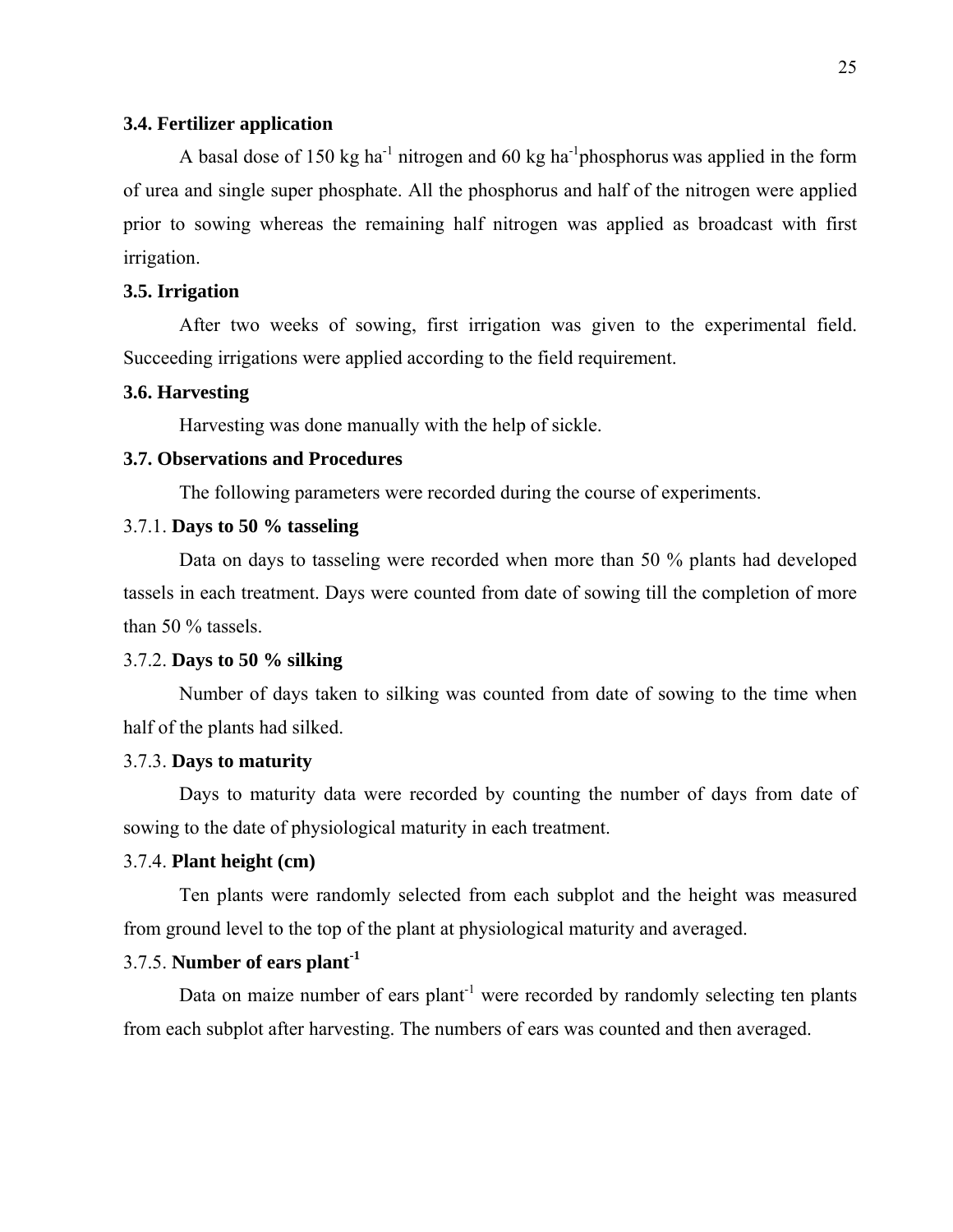### 3.4. Fertilizer application

A basal dose of 150 kg ha$^{-1}$ nitrogen and 60 kg ha$^{-1}$phosphorus was applied in the form of urea and single super phosphate. All the phosphorus and half of the nitrogen were applied prior to sowing whereas the remaining half nitrogen was applied as broadcast with first irrigation.

### 3.5. Irrigation

After two weeks of sowing, first irrigation was given to the experimental field. Succeeding irrigations were applied according to the field requirement.

### 3.6. Harvesting

Harvesting was done manually with the help of sickle.

### 3.7. Observations and Procedures

The following parameters were recorded during the course of experiments.

#### 3.7.1. **Days to 50 % tasseling**

Data on days to tasseling were recorded when more than 50 % plants had developed tassels in each treatment. Days were counted from date of sowing till the completion of more than 50 % tassels.

#### 3.7.2. **Days to 50 % silking**

Number of days taken to silking was counted from date of sowing to the time when half of the plants had silked.

#### 3.7.3. **Days to maturity**

Days to maturity data were recorded by counting the number of days from date of sowing to the date of physiological maturity in each treatment.

#### 3.7.4. **Plant height (cm)**

Ten plants were randomly selected from each subplot and the height was measured from ground level to the top of the plant at physiological maturity and averaged.

#### 3.7.5. **Number of ears plant$^{-1}$**

Data on maize number of ears plant$^{-1}$ were recorded by randomly selecting ten plants from each subplot after harvesting. The numbers of ears was counted and then averaged.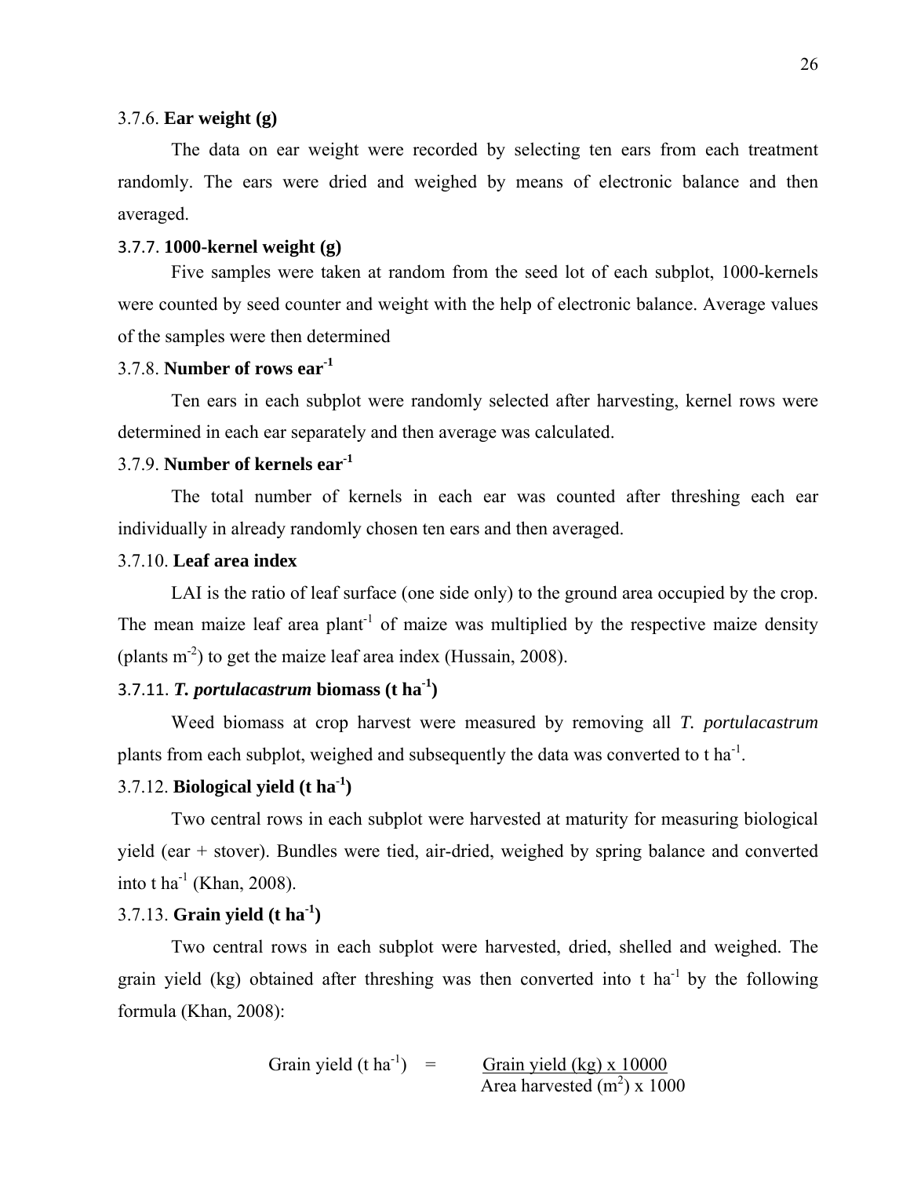### 3.7.6. **Ear weight (g)**

The data on ear weight were recorded by selecting ten ears from each treatment randomly. The ears were dried and weighed by means of electronic balance and then averaged.

### 3.7.7. **1000-kernel weight (g)**

Five samples were taken at random from the seed lot of each subplot, 1000-kernels were counted by seed counter and weight with the help of electronic balance. Average values of the samples were then determined

### 3.7.8. **Number of rows ear$^{-1}$**

Ten ears in each subplot were randomly selected after harvesting, kernel rows were determined in each ear separately and then average was calculated.

### 3.7.9. **Number of kernels ear$^{-1}$**

The total number of kernels in each ear was counted after threshing each ear individually in already randomly chosen ten ears and then averaged.

### 3.7.10. **Leaf area index**

LAI is the ratio of leaf surface (one side only) to the ground area occupied by the crop. The mean maize leaf area plant$^{-1}$ of maize was multiplied by the respective maize density (plants m$^{-2}$) to get the maize leaf area index (Hussain, 2008).

### 3.7.11. ***T. portulacastrum* biomass (t ha$^{-1}$)**

Weed biomass at crop harvest were measured by removing all *T. portulacastrum* plants from each subplot, weighed and subsequently the data was converted to t ha$^{-1}$.

### 3.7.12. **Biological yield (t ha$^{-1}$)**

Two central rows in each subplot were harvested at maturity for measuring biological yield (ear + stover). Bundles were tied, air-dried, weighed by spring balance and converted into t ha$^{-1}$ (Khan, 2008).

### 3.7.13. **Grain yield (t ha$^{-1}$)**

Two central rows in each subplot were harvested, dried, shelled and weighed. The grain yield (kg) obtained after threshing was then converted into t ha$^{-1}$ by the following formula (Khan, 2008):

$$\text{Grain yield (t ha}^{-1}) = \frac{\text{Grain yield (kg)} \times 10000}{\text{Area harvested (m}^2) \times 1000}$$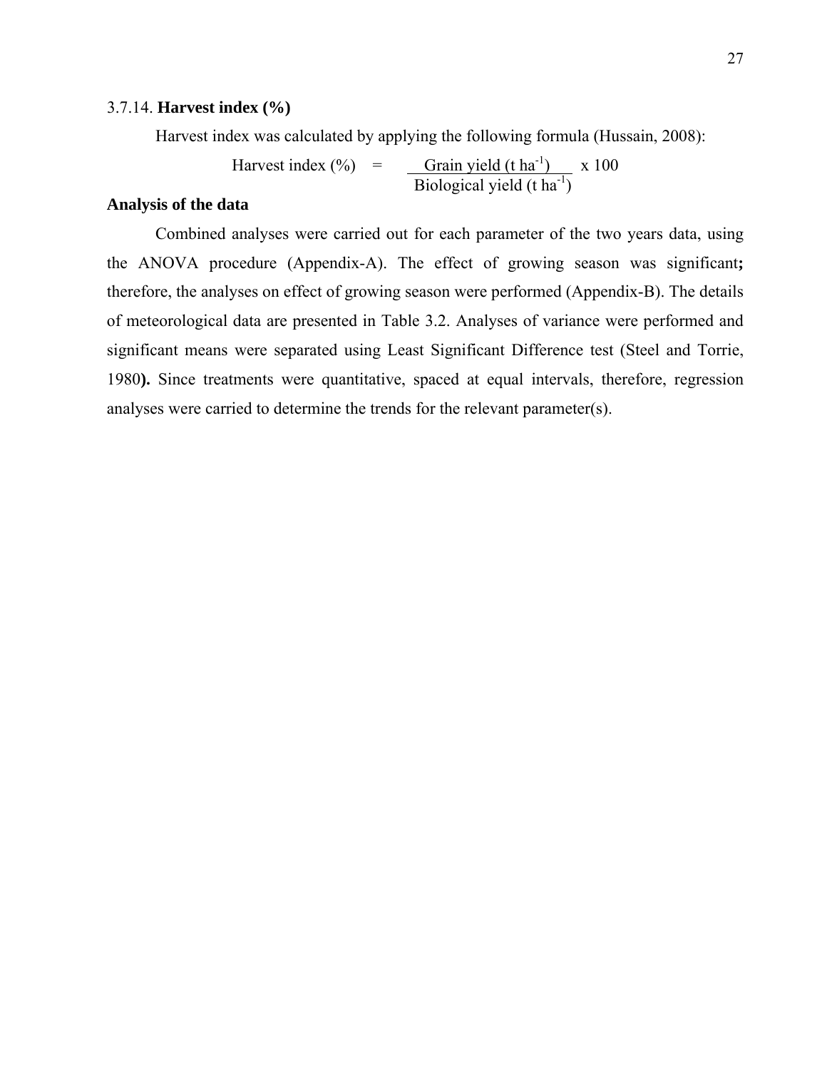### 3.7.14. **Harvest index (%)**

Harvest index was calculated by applying the following formula (Hussain, 2008):

$$\text{Harvest index (\%)} = \frac{\text{Grain yield (t ha}^{-1}\text{)}}{\text{Biological yield (t ha}^{-1}\text{)}} \times 100$$

**Analysis of the data**

Combined analyses were carried out for each parameter of the two years data, using the ANOVA procedure (Appendix-A). The effect of growing season was significant**;** therefore, the analyses on effect of growing season were performed (Appendix-B). The details of meteorological data are presented in Table 3.2. Analyses of variance were performed and significant means were separated using Least Significant Difference test (Steel and Torrie, 1980**).** Since treatments were quantitative, spaced at equal intervals, therefore, regression analyses were carried to determine the trends for the relevant parameter(s).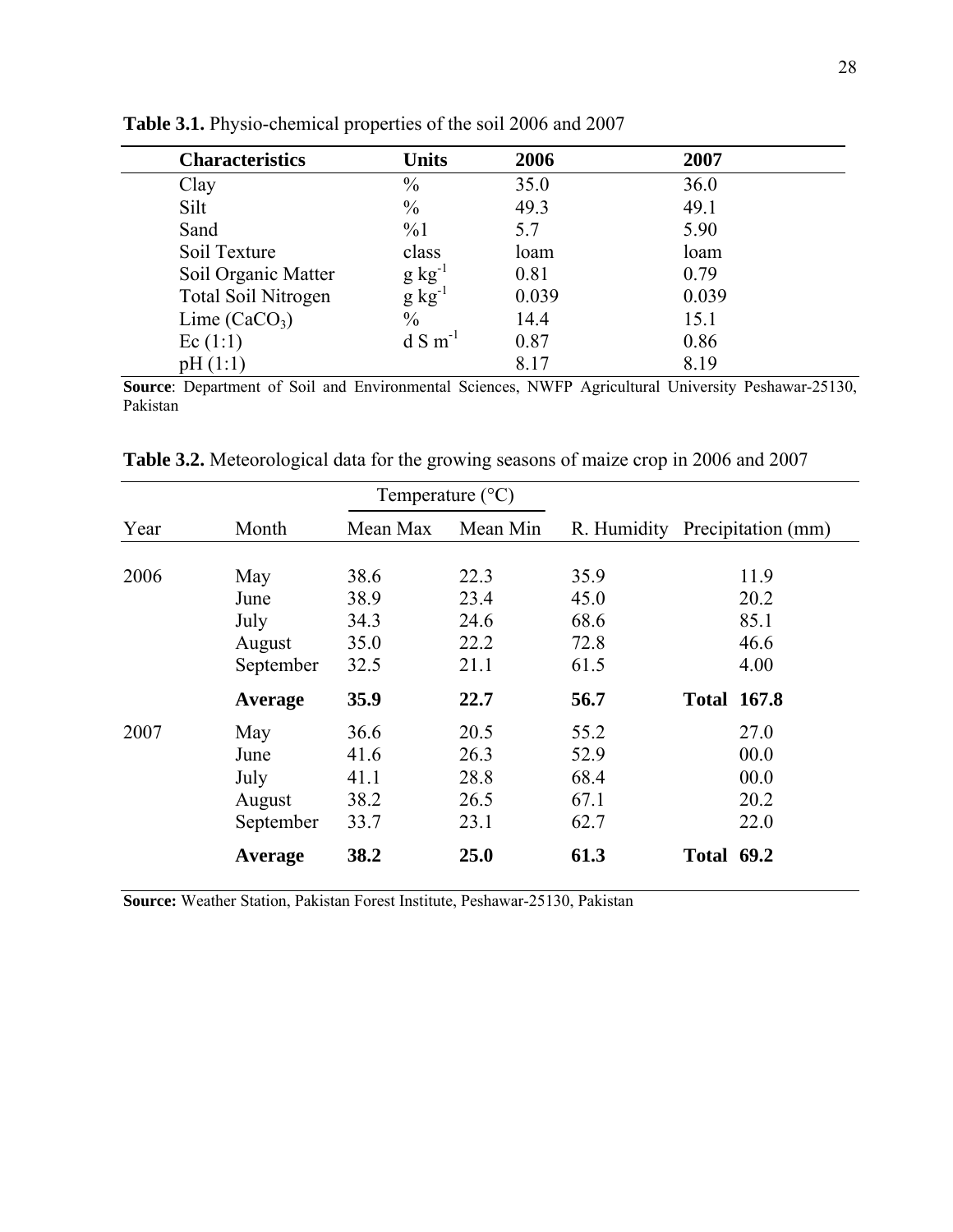**Table 3.1.** Physio-chemical properties of the soil 2006 and 2007

| Characteristics | Units | 2006 | 2007 |
|---|---|---|---|
| Clay | % | 35.0 | 36.0 |
| Silt | % | 49.3 | 49.1 |
| Sand | %1 | 5.7 | 5.90 |
| Soil Texture | class | loam | loam |
| Soil Organic Matter | $g\ kg^{-1}$ | 0.81 | 0.79 |
| Total Soil Nitrogen | $g\ kg^{-1}$ | 0.039 | 0.039 |
| Lime ($CaCO_3$) | % | 14.4 | 15.1 |
| Ec (1:1) | $d\ S\ m^{-1}$ | 0.87 | 0.86 |
| pH (1:1) | | 8.17 | 8.19 |

**Source**: Department of Soil and Environmental Sciences, NWFP Agricultural University Peshawar-25130, Pakistan

**Table 3.2.** Meteorological data for the growing seasons of maize crop in 2006 and 2007

| | | Temperature (°C) | | | |
|---|---|---|---|---|---|
| Year | Month | Mean Max | Mean Min | R. Humidity | Precipitation (mm) |
| 2006 | May | 38.6 | 22.3 | 35.9 | 11.9 |
| | June | 38.9 | 23.4 | 45.0 | 20.2 |
| | July | 34.3 | 24.6 | 68.6 | 85.1 |
| | August | 35.0 | 22.2 | 72.8 | 46.6 |
| | September | 32.5 | 21.1 | 61.5 | 4.00 |
| | **Average** | **35.9** | **22.7** | **56.7** | **Total 167.8** |
| 2007 | May | 36.6 | 20.5 | 55.2 | 27.0 |
| | June | 41.6 | 26.3 | 52.9 | 00.0 |
| | July | 41.1 | 28.8 | 68.4 | 00.0 |
| | August | 38.2 | 26.5 | 67.1 | 20.2 |
| | September | 33.7 | 23.1 | 62.7 | 22.0 |
| | **Average** | **38.2** | **25.0** | **61.3** | **Total 69.2** |

**Source:** Weather Station, Pakistan Forest Institute, Peshawar-25130, Pakistan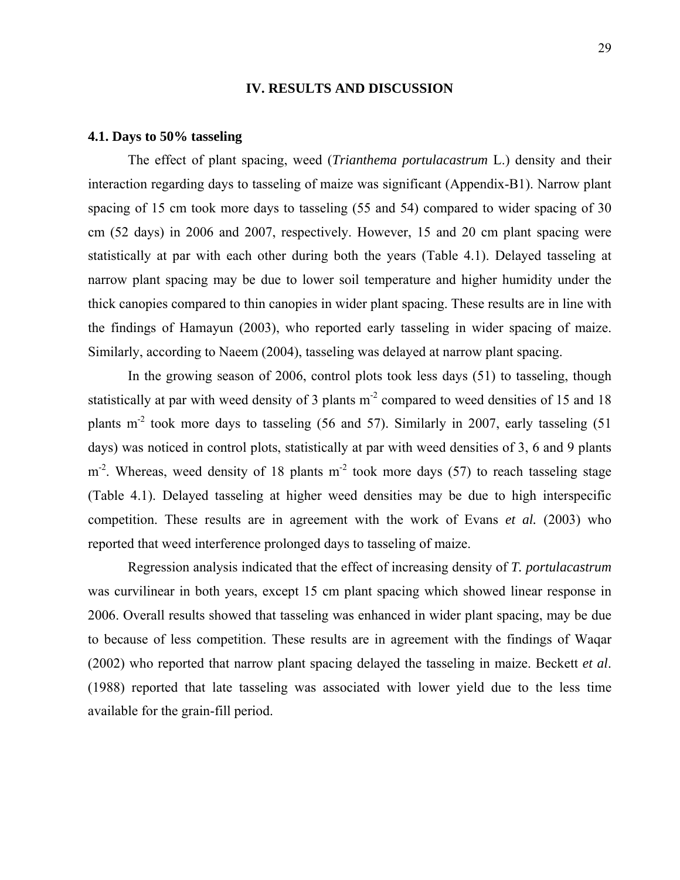# IV. RESULTS AND DISCUSSION

## 4.1. Days to 50% tasseling

The effect of plant spacing, weed (*Trianthema portulacastrum* L.) density and their interaction regarding days to tasseling of maize was significant (Appendix-B1). Narrow plant spacing of 15 cm took more days to tasseling (55 and 54) compared to wider spacing of 30 cm (52 days) in 2006 and 2007, respectively. However, 15 and 20 cm plant spacing were statistically at par with each other during both the years (Table 4.1). Delayed tasseling at narrow plant spacing may be due to lower soil temperature and higher humidity under the thick canopies compared to thin canopies in wider plant spacing. These results are in line with the findings of Hamayun (2003), who reported early tasseling in wider spacing of maize. Similarly, according to Naeem (2004), tasseling was delayed at narrow plant spacing.

In the growing season of 2006, control plots took less days (51) to tasseling, though statistically at par with weed density of 3 plants $m^{-2}$ compared to weed densities of 15 and 18 plants $m^{-2}$ took more days to tasseling (56 and 57). Similarly in 2007, early tasseling (51 days) was noticed in control plots, statistically at par with weed densities of 3, 6 and 9 plants $m^{-2}$. Whereas, weed density of 18 plants $m^{-2}$ took more days (57) to reach tasseling stage (Table 4.1). Delayed tasseling at higher weed densities may be due to high interspecific competition. These results are in agreement with the work of Evans *et al.* (2003) who reported that weed interference prolonged days to tasseling of maize.

Regression analysis indicated that the effect of increasing density of *T. portulacastrum* was curvilinear in both years, except 15 cm plant spacing which showed linear response in 2006. Overall results showed that tasseling was enhanced in wider plant spacing, may be due to because of less competition. These results are in agreement with the findings of Waqar (2002) who reported that narrow plant spacing delayed the tasseling in maize. Beckett *et al*. (1988) reported that late tasseling was associated with lower yield due to the less time available for the grain-fill period.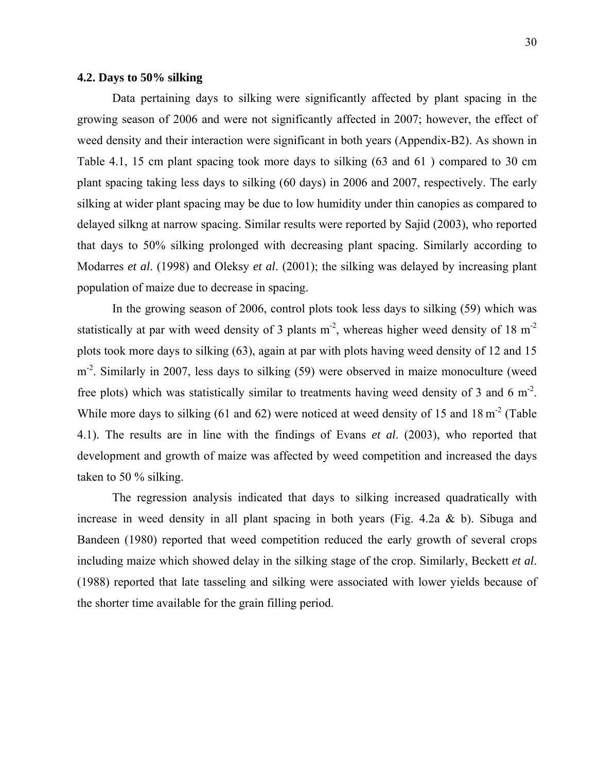## 4.2. Days to 50% silking

Data pertaining days to silking were significantly affected by plant spacing in the growing season of 2006 and were not significantly affected in 2007; however, the effect of weed density and their interaction were significant in both years (Appendix-B2). As shown in Table 4.1, 15 cm plant spacing took more days to silking (63 and 61 ) compared to 30 cm plant spacing taking less days to silking (60 days) in 2006 and 2007, respectively. The early silking at wider plant spacing may be due to low humidity under thin canopies as compared to delayed silkng at narrow spacing. Similar results were reported by Sajid (2003), who reported that days to 50% silking prolonged with decreasing plant spacing. Similarly according to Modarres *et al*. (1998) and Oleksy *et al*. (2001); the silking was delayed by increasing plant population of maize due to decrease in spacing.

In the growing season of 2006, control plots took less days to silking (59) which was statistically at par with weed density of 3 plants $m^{-2}$, whereas higher weed density of 18 $m^{-2}$ plots took more days to silking (63), again at par with plots having weed density of 12 and 15 $m^{-2}$. Similarly in 2007, less days to silking (59) were observed in maize monoculture (weed free plots) which was statistically similar to treatments having weed density of 3 and 6 $m^{-2}$. While more days to silking (61 and 62) were noticed at weed density of 15 and 18 $m^{-2}$ (Table 4.1). The results are in line with the findings of Evans *et al*. (2003), who reported that development and growth of maize was affected by weed competition and increased the days taken to 50 % silking.

The regression analysis indicated that days to silking increased quadratically with increase in weed density in all plant spacing in both years (Fig. 4.2a & b). Sibuga and Bandeen (1980) reported that weed competition reduced the early growth of several crops including maize which showed delay in the silking stage of the crop. Similarly, Beckett *et al*. (1988) reported that late tasseling and silking were associated with lower yields because of the shorter time available for the grain filling period.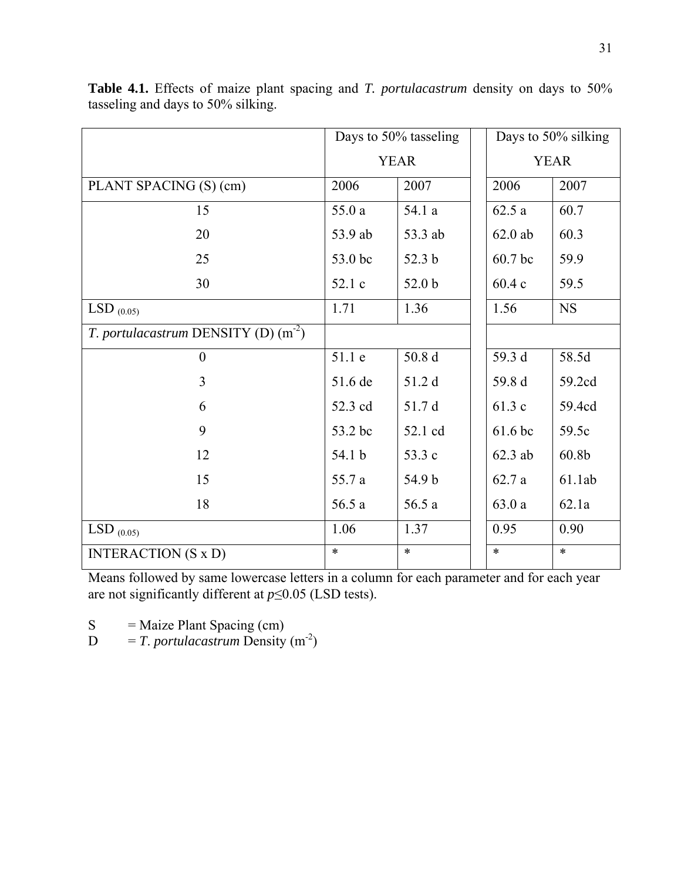**Table 4.1.** Effects of maize plant spacing and *T. portulacastrum* density on days to 50% tasseling and days to 50% silking.

| | Days to 50% tasseling YEAR | | Days to 50% silking YEAR | |
|---|---|---|---|---|
| PLANT SPACING (S) (cm) | 2006 | 2007 | 2006 | 2007 |
| 15 | 55.0 a | 54.1 a | 62.5 a | 60.7 |
| 20 | 53.9 ab | 53.3 ab | 62.0 ab | 60.3 |
| 25 | 53.0 bc | 52.3 b | 60.7 bc | 59.9 |
| 30 | 52.1 c | 52.0 b | 60.4 c | 59.5 |
| LSD $_{(0.05)}$ | 1.71 | 1.36 | 1.56 | NS |
| *T. portulacastrum* DENSITY (D) ($m^{-2}$) | | | | |
| 0 | 51.1 e | 50.8 d | 59.3 d | 58.5d |
| 3 | 51.6 de | 51.2 d | 59.8 d | 59.2cd |
| 6 | 52.3 cd | 51.7 d | 61.3 c | 59.4cd |
| 9 | 53.2 bc | 52.1 cd | 61.6 bc | 59.5c |
| 12 | 54.1 b | 53.3 c | 62.3 ab | 60.8b |
| 15 | 55.7 a | 54.9 b | 62.7 a | 61.1ab |
| 18 | 56.5 a | 56.5 a | 63.0 a | 62.1a |
| LSD $_{(0.05)}$ | 1.06 | 1.37 | 0.95 | 0.90 |
| INTERACTION (S x D) | * | * | * | * |

Means followed by same lowercase letters in a column for each parameter and for each year are not significantly different at $p \leq 0.05$ (LSD tests).

S = Maize Plant Spacing (cm)
D = *T. portulacastrum* Density ($m^{-2}$)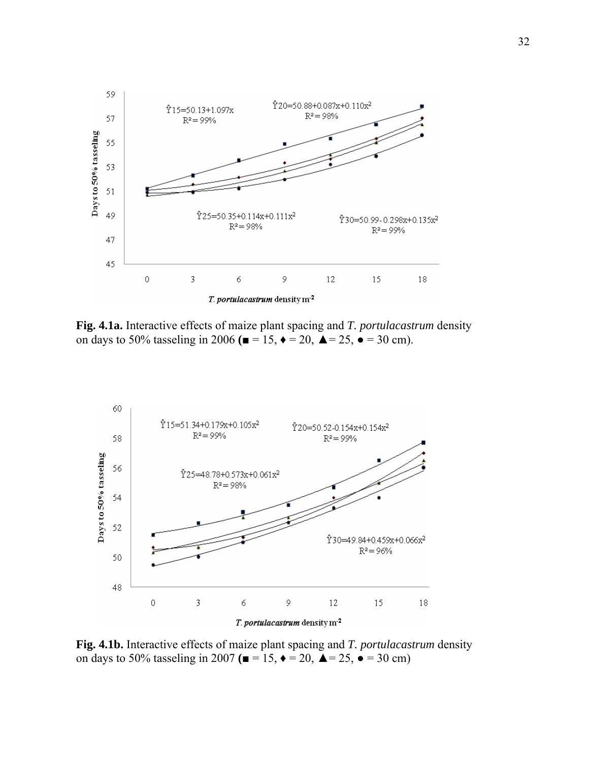**Fig. 4.1a.** Interactive effects of maize plant spacing and *T. portulacastrum* density on days to 50% tasseling in 2006 **(**■ = 15, ♦ = 20, ▲= 25, ● = 30 cm).

**Fig. 4.1b.** Interactive effects of maize plant spacing and *T. portulacastrum* density on days to 50% tasseling in 2007 **(**■ = 15, ♦ = 20, ▲= 25, ● = 30 cm)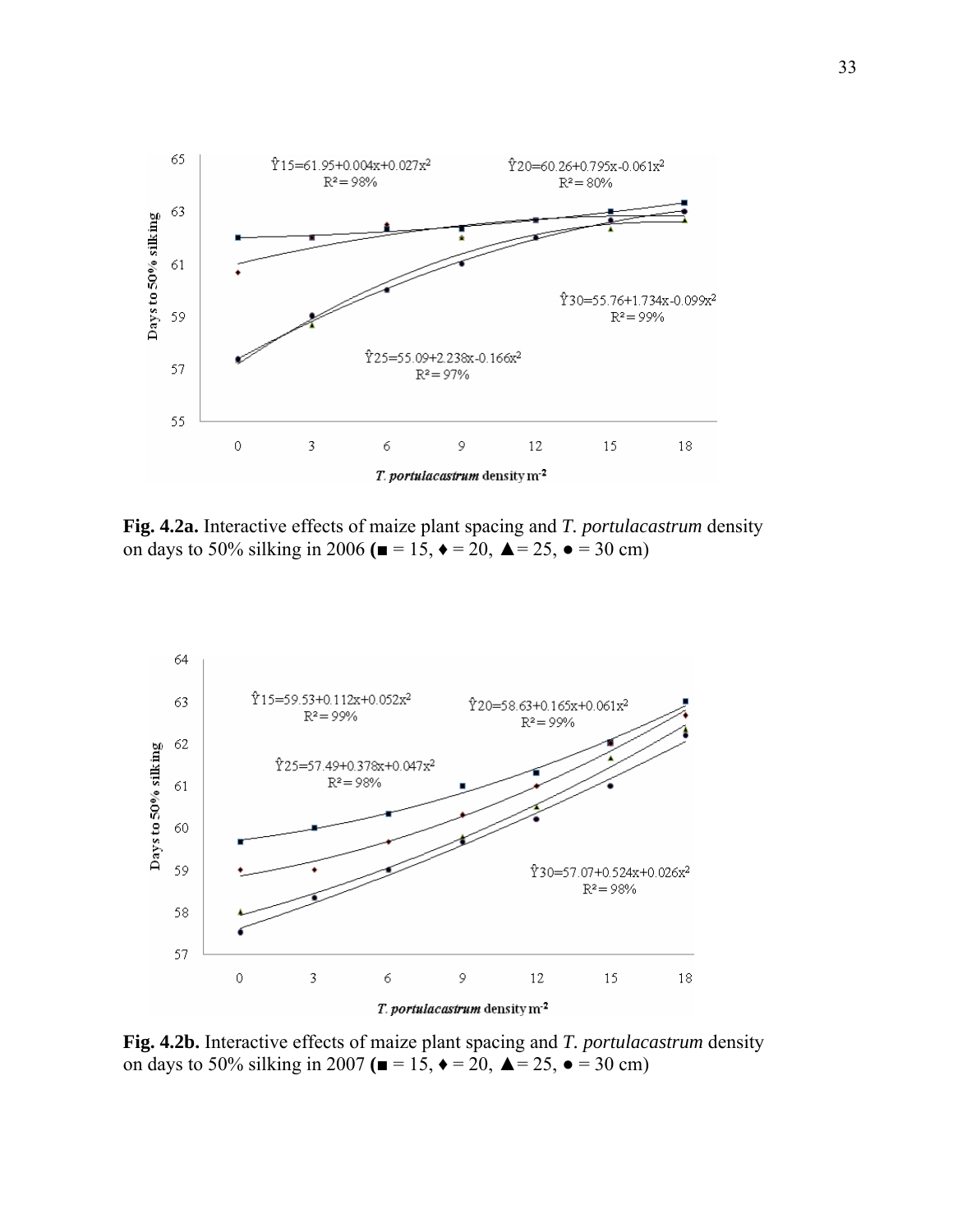**Fig. 4.2a.** Interactive effects of maize plant spacing and *T. portulacastrum* density on days to 50% silking in 2006 (■ = 15, ♦ = 20, ▲= 25, ● = 30 cm)

**Fig. 4.2b.** Interactive effects of maize plant spacing and *T. portulacastrum* density on days to 50% silking in 2007 (■ = 15, ♦ = 20, ▲= 25, ● = 30 cm)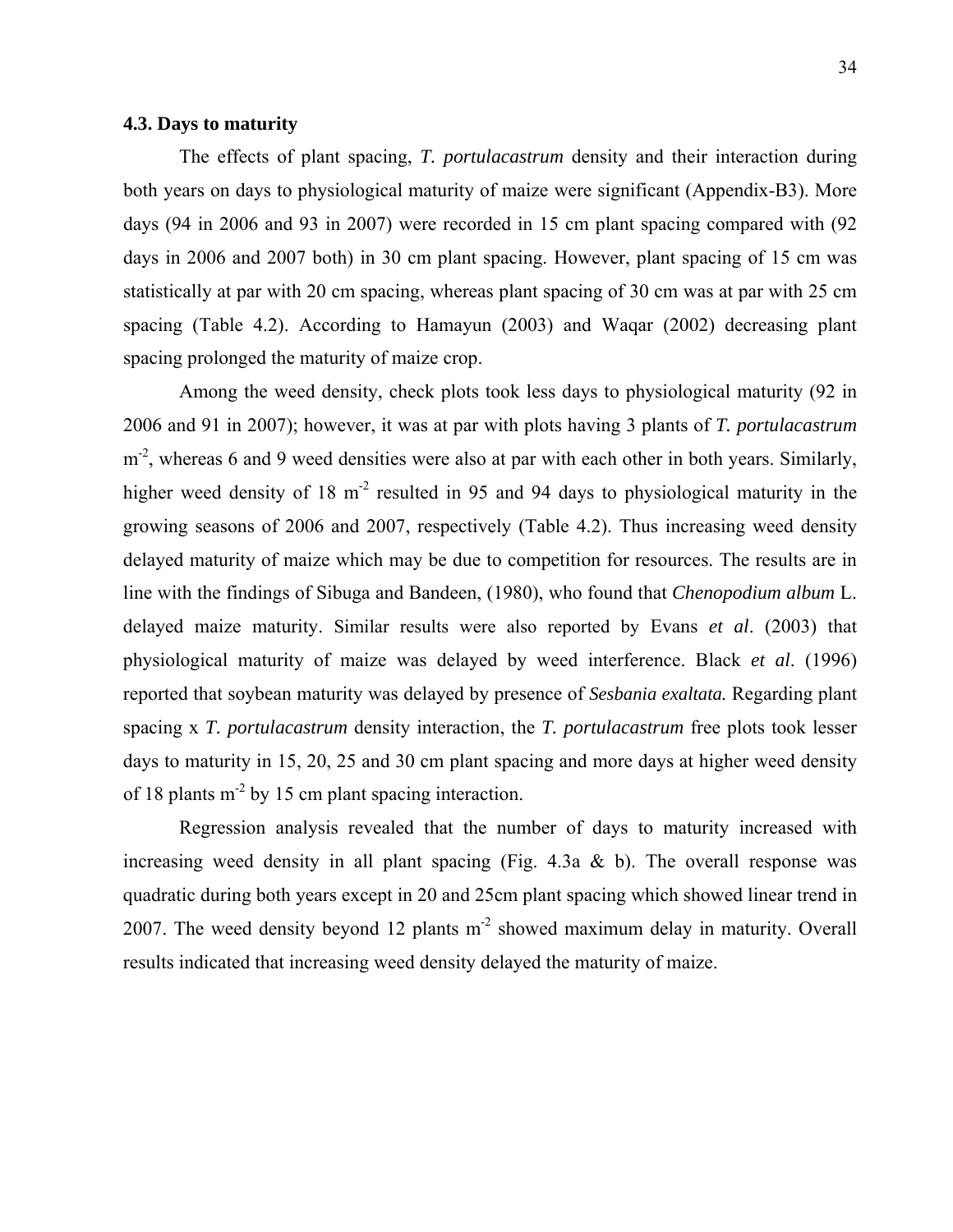### 4.3. Days to maturity

The effects of plant spacing, *T. portulacastrum* density and their interaction during both years on days to physiological maturity of maize were significant (Appendix-B3). More days (94 in 2006 and 93 in 2007) were recorded in 15 cm plant spacing compared with (92 days in 2006 and 2007 both) in 30 cm plant spacing. However, plant spacing of 15 cm was statistically at par with 20 cm spacing, whereas plant spacing of 30 cm was at par with 25 cm spacing (Table 4.2). According to Hamayun (2003) and Waqar (2002) decreasing plant spacing prolonged the maturity of maize crop.

Among the weed density, check plots took less days to physiological maturity (92 in 2006 and 91 in 2007); however, it was at par with plots having 3 plants of *T. portulacastrum* $m^{-2}$, whereas 6 and 9 weed densities were also at par with each other in both years. Similarly, higher weed density of 18 $m^{-2}$ resulted in 95 and 94 days to physiological maturity in the growing seasons of 2006 and 2007, respectively (Table 4.2). Thus increasing weed density delayed maturity of maize which may be due to competition for resources. The results are in line with the findings of Sibuga and Bandeen, (1980), who found that *Chenopodium album* L. delayed maize maturity. Similar results were also reported by Evans *et al*. (2003) that physiological maturity of maize was delayed by weed interference. Black *et al*. (1996) reported that soybean maturity was delayed by presence of *Sesbania exaltata.* Regarding plant spacing x *T. portulacastrum* density interaction, the *T. portulacastrum* free plots took lesser days to maturity in 15, 20, 25 and 30 cm plant spacing and more days at higher weed density of 18 plants $m^{-2}$ by 15 cm plant spacing interaction.

Regression analysis revealed that the number of days to maturity increased with increasing weed density in all plant spacing (Fig. 4.3a & b). The overall response was quadratic during both years except in 20 and 25cm plant spacing which showed linear trend in 2007. The weed density beyond 12 plants $m^{-2}$ showed maximum delay in maturity. Overall results indicated that increasing weed density delayed the maturity of maize.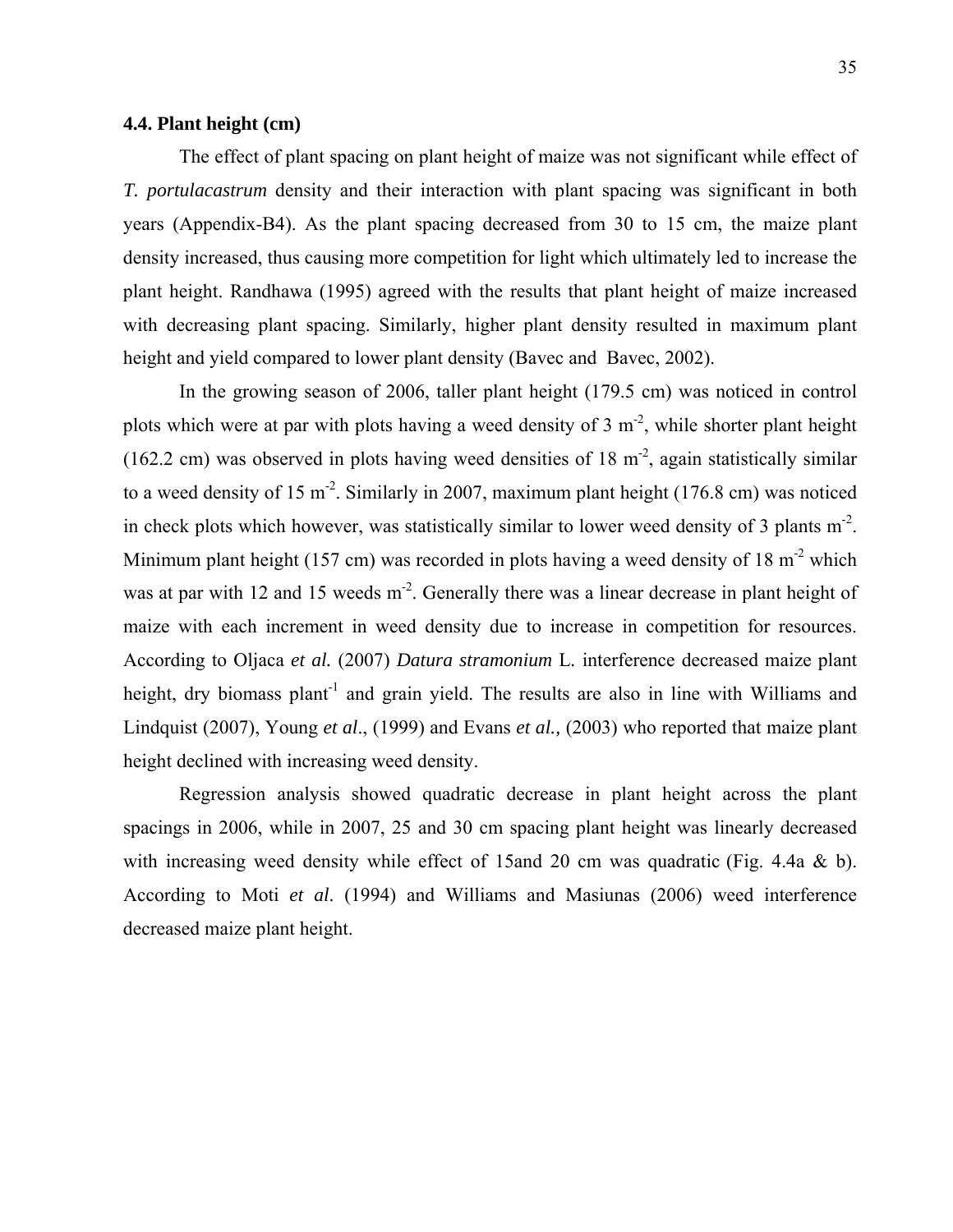### 4.4. Plant height (cm)

The effect of plant spacing on plant height of maize was not significant while effect of *T. portulacastrum* density and their interaction with plant spacing was significant in both years (Appendix-B4). As the plant spacing decreased from 30 to 15 cm, the maize plant density increased, thus causing more competition for light which ultimately led to increase the plant height. Randhawa (1995) agreed with the results that plant height of maize increased with decreasing plant spacing. Similarly, higher plant density resulted in maximum plant height and yield compared to lower plant density (Bavec and Bavec, 2002).

In the growing season of 2006, taller plant height (179.5 cm) was noticed in control plots which were at par with plots having a weed density of 3 $m^{-2}$, while shorter plant height (162.2 cm) was observed in plots having weed densities of 18 $m^{-2}$, again statistically similar to a weed density of 15 $m^{-2}$. Similarly in 2007, maximum plant height (176.8 cm) was noticed in check plots which however, was statistically similar to lower weed density of 3 plants $m^{-2}$. Minimum plant height (157 cm) was recorded in plots having a weed density of 18 $m^{-2}$ which was at par with 12 and 15 weeds $m^{-2}$. Generally there was a linear decrease in plant height of maize with each increment in weed density due to increase in competition for resources. According to Oljaca *et al.* (2007) *Datura stramonium* L. interference decreased maize plant height, dry biomass $plant^{-1}$ and grain yield. The results are also in line with Williams and Lindquist (2007), Young *et al*., (1999) and Evans *et al.,* (2003) who reported that maize plant height declined with increasing weed density.

Regression analysis showed quadratic decrease in plant height across the plant spacings in 2006, while in 2007, 25 and 30 cm spacing plant height was linearly decreased with increasing weed density while effect of 15and 20 cm was quadratic (Fig. 4.4a & b). According to Moti *et al*. (1994) and Williams and Masiunas (2006) weed interference decreased maize plant height.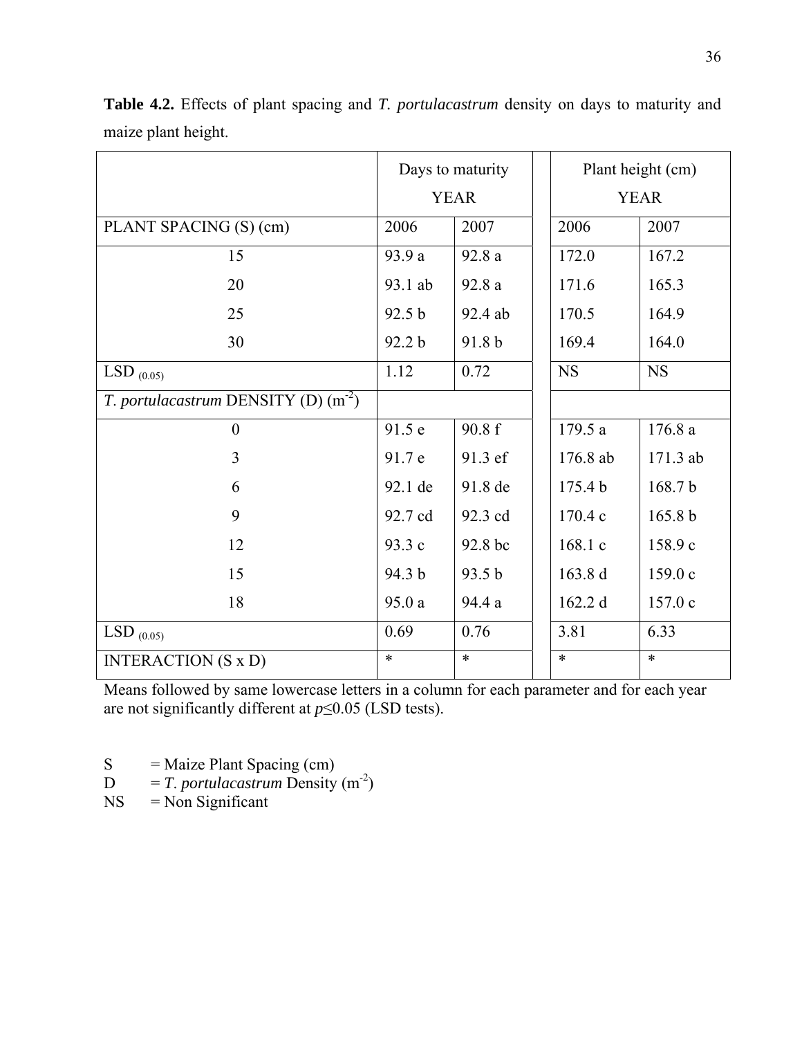**Table 4.2.** Effects of plant spacing and *T. portulacastrum* density on days to maturity and maize plant height.

| | Days to maturity YEAR | | Plant height (cm) YEAR | |
|---|---|---|---|---|
| PLANT SPACING (S) (cm) | 2006 | 2007 | 2006 | 2007 |
| 15 | 93.9 a | 92.8 a | 172.0 | 167.2 |
| 20 | 93.1 ab | 92.8 a | 171.6 | 165.3 |
| 25 | 92.5 b | 92.4 ab | 170.5 | 164.9 |
| 30 | 92.2 b | 91.8 b | 169.4 | 164.0 |
| LSD $_{(0.05)}$ | 1.12 | 0.72 | NS | NS |
| *T. portulacastrum* DENSITY (D) ($m^{-2}$) | | | | |
| 0 | 91.5 e | 90.8 f | 179.5 a | 176.8 a |
| 3 | 91.7 e | 91.3 ef | 176.8 ab | 171.3 ab |
| 6 | 92.1 de | 91.8 de | 175.4 b | 168.7 b |
| 9 | 92.7 cd | 92.3 cd | 170.4 c | 165.8 b |
| 12 | 93.3 c | 92.8 bc | 168.1 c | 158.9 c |
| 15 | 94.3 b | 93.5 b | 163.8 d | 159.0 c |
| 18 | 95.0 a | 94.4 a | 162.2 d | 157.0 c |
| LSD $_{(0.05)}$ | 0.69 | 0.76 | 3.81 | 6.33 |
| INTERACTION (S x D) | * | * | * | * |

Means followed by same lowercase letters in a column for each parameter and for each year are not significantly different at $p \leq 0.05$ (LSD tests).

S = Maize Plant Spacing (cm)
D = *T. portulacastrum* Density ($m^{-2}$)
NS = Non Significant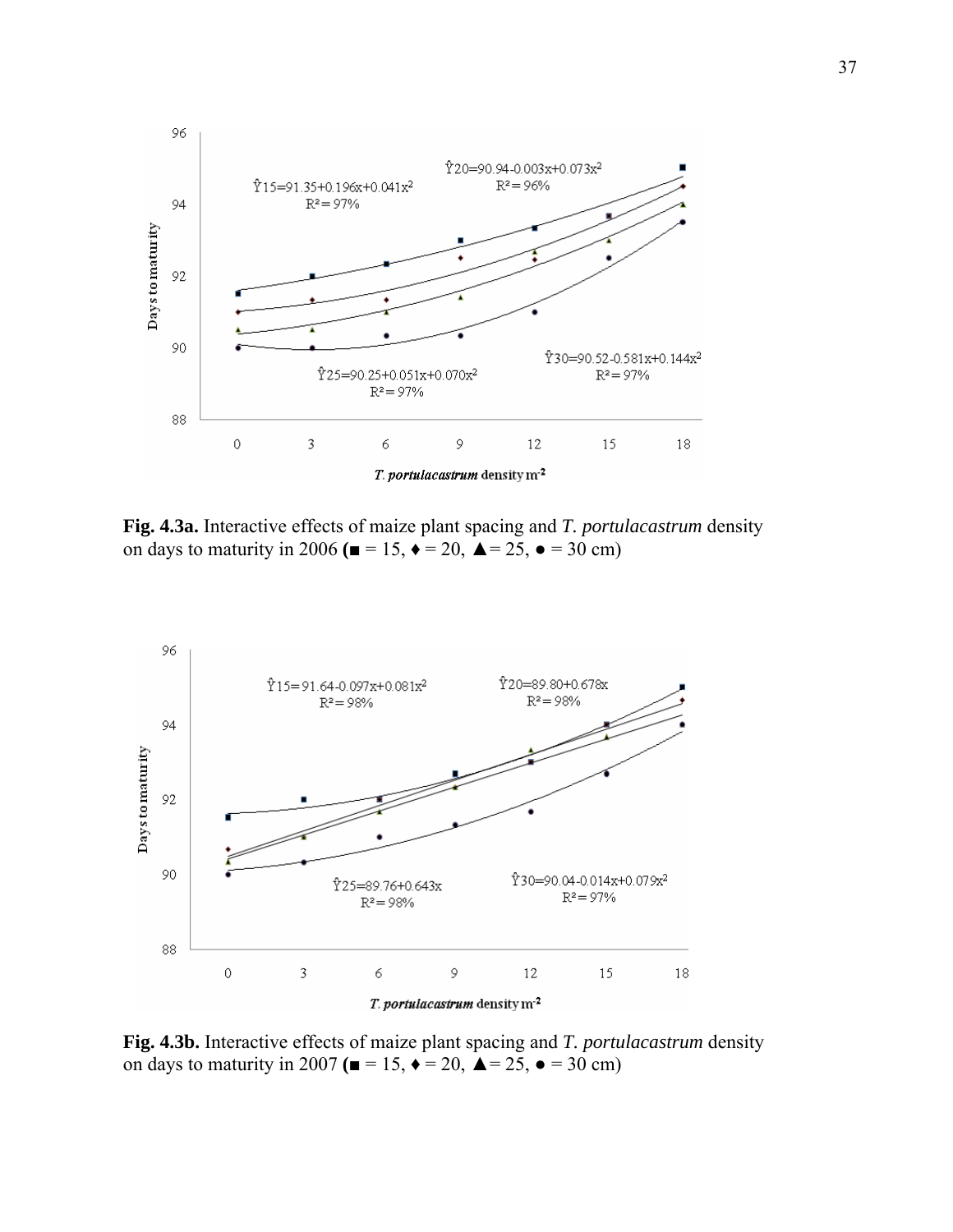**Fig. 4.3a.** Interactive effects of maize plant spacing and *T. portulacastrum* density on days to maturity in 2006 (■ = 15, ♦ = 20, ▲= 25, ● = 30 cm)

**Fig. 4.3b.** Interactive effects of maize plant spacing and *T. portulacastrum* density on days to maturity in 2007 (■ = 15, ♦ = 20, ▲= 25, ● = 30 cm)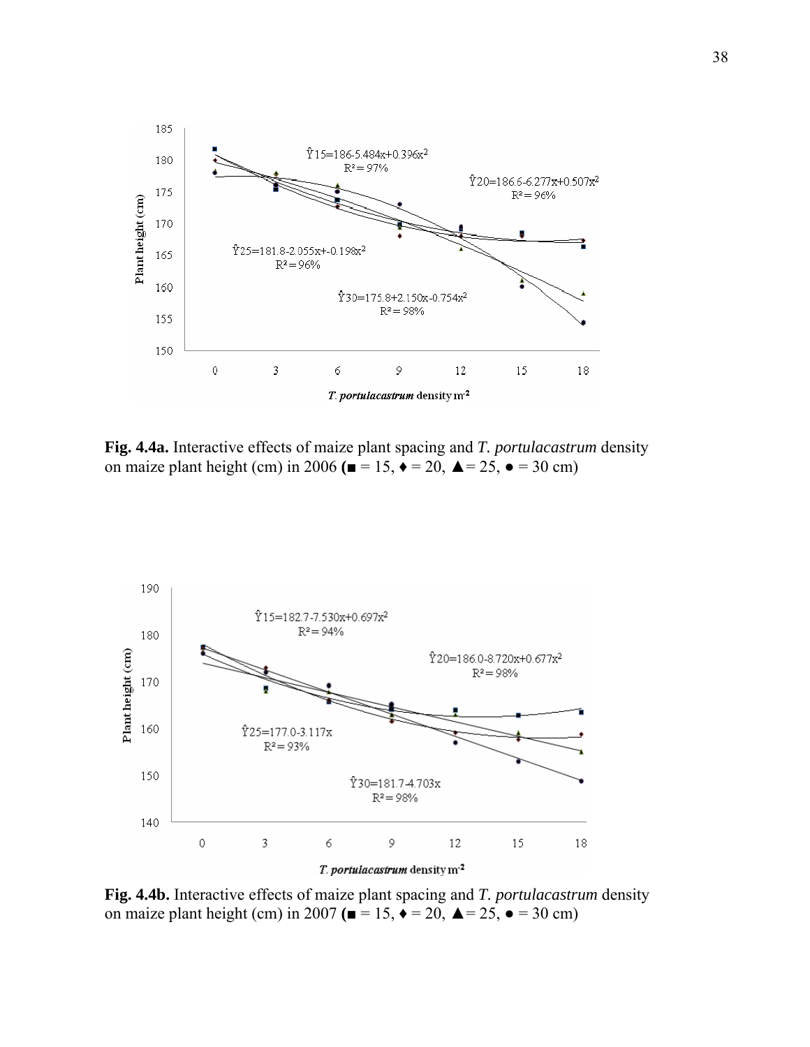**Fig. 4.4a.** Interactive effects of maize plant spacing and *T. portulacastrum* density on maize plant height (cm) in 2006 (■ = 15, ♦ = 20, ▲ = 25, ● = 30 cm)

**Fig. 4.4b.** Interactive effects of maize plant spacing and *T. portulacastrum* density on maize plant height (cm) in 2007 (■ = 15, ♦ = 20, ▲ = 25, ● = 30 cm)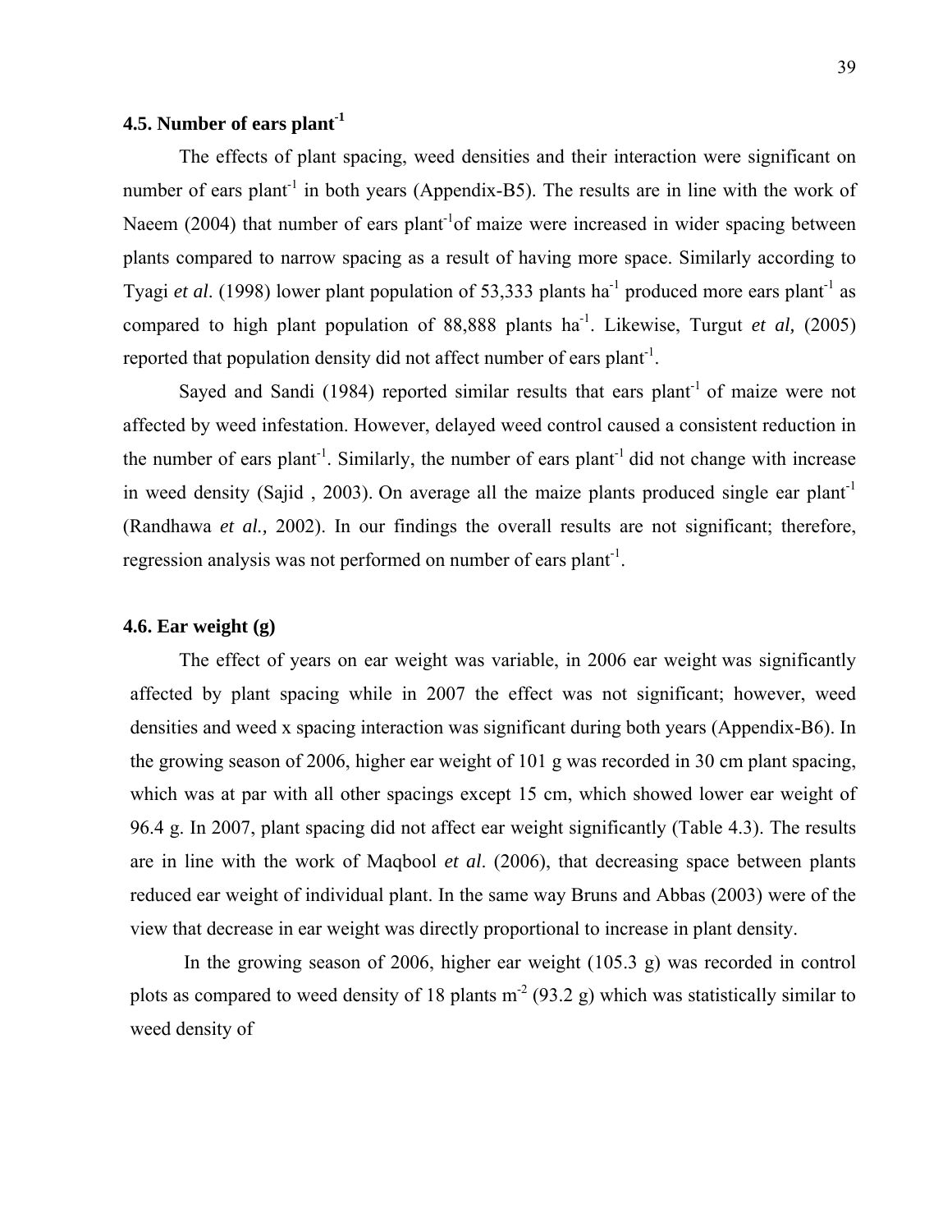### 4.5. Number of ears plant$^{-1}$

The effects of plant spacing, weed densities and their interaction were significant on number of ears plant$^{-1}$ in both years (Appendix-B5). The results are in line with the work of Naeem (2004) that number of ears plant$^{-1}$of maize were increased in wider spacing between plants compared to narrow spacing as a result of having more space. Similarly according to Tyagi *et al*. (1998) lower plant population of 53,333 plants ha$^{-1}$ produced more ears plant$^{-1}$ as compared to high plant population of 88,888 plants ha$^{-1}$. Likewise, Turgut *et al,* (2005) reported that population density did not affect number of ears plant$^{-1}$.

Sayed and Sandi (1984) reported similar results that ears plant$^{-1}$ of maize were not affected by weed infestation. However, delayed weed control caused a consistent reduction in the number of ears plant$^{-1}$. Similarly, the number of ears plant$^{-1}$ did not change with increase in weed density (Sajid , 2003). On average all the maize plants produced single ear plant$^{-1}$ (Randhawa *et al.,* 2002). In our findings the overall results are not significant; therefore, regression analysis was not performed on number of ears plant$^{-1}$.

### 4.6. Ear weight (g)

The effect of years on ear weight was variable, in 2006 ear weight was significantly affected by plant spacing while in 2007 the effect was not significant; however, weed densities and weed x spacing interaction was significant during both years (Appendix-B6). In the growing season of 2006, higher ear weight of 101 g was recorded in 30 cm plant spacing, which was at par with all other spacings except 15 cm, which showed lower ear weight of 96.4 g. In 2007, plant spacing did not affect ear weight significantly (Table 4.3). The results are in line with the work of Maqbool *et al*. (2006), that decreasing space between plants reduced ear weight of individual plant. In the same way Bruns and Abbas (2003) were of the view that decrease in ear weight was directly proportional to increase in plant density.

In the growing season of 2006, higher ear weight (105.3 g) was recorded in control plots as compared to weed density of 18 plants m$^{-2}$ (93.2 g) which was statistically similar to weed density of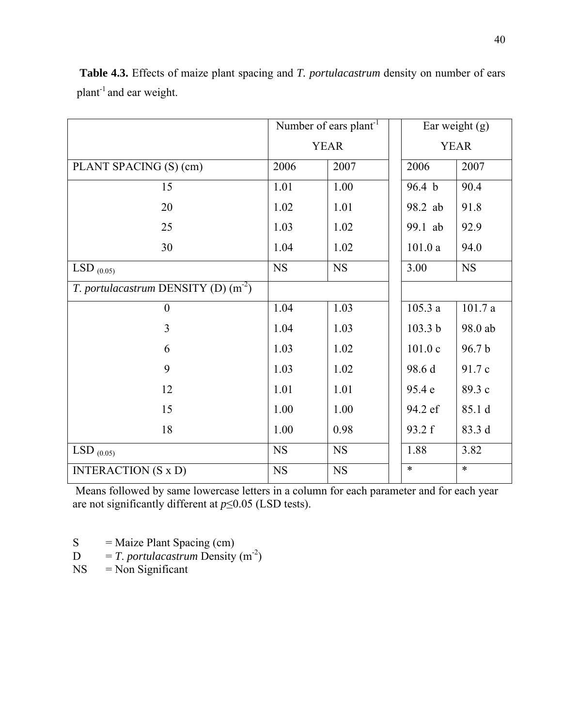**Table 4.3.** Effects of maize plant spacing and *T. portulacastrum* density on number of ears plant$^{-1}$ and ear weight.

| | Number of ears plant$^{-1}$ YEAR | | Ear weight (g) YEAR | |
|---|---|---|---|---|
| PLANT SPACING (S) (cm) | 2006 | 2007 | 2006 | 2007 |
| 15 | 1.01 | 1.00 | 96.4 b | 90.4 |
| 20 | 1.02 | 1.01 | 98.2 ab | 91.8 |
| 25 | 1.03 | 1.02 | 99.1 ab | 92.9 |
| 30 | 1.04 | 1.02 | 101.0 a | 94.0 |
| LSD $_{(0.05)}$ | NS | NS | 3.00 | NS |
| *T. portulacastrum* DENSITY (D) (m$^{-2}$) | | | | |
| 0 | 1.04 | 1.03 | 105.3 a | 101.7 a |
| 3 | 1.04 | 1.03 | 103.3 b | 98.0 ab |
| 6 | 1.03 | 1.02 | 101.0 c | 96.7 b |
| 9 | 1.03 | 1.02 | 98.6 d | 91.7 c |
| 12 | 1.01 | 1.01 | 95.4 e | 89.3 c |
| 15 | 1.00 | 1.00 | 94.2 ef | 85.1 d |
| 18 | 1.00 | 0.98 | 93.2 f | 83.3 d |
| LSD $_{(0.05)}$ | NS | NS | 1.88 | 3.82 |
| INTERACTION (S x D) | NS | NS | * | * |

Means followed by same lowercase letters in a column for each parameter and for each year are not significantly different at $p \leq 0.05$ (LSD tests).

S = Maize Plant Spacing (cm)
D = *T. portulacastrum* Density (m$^{-2}$)
NS = Non Significant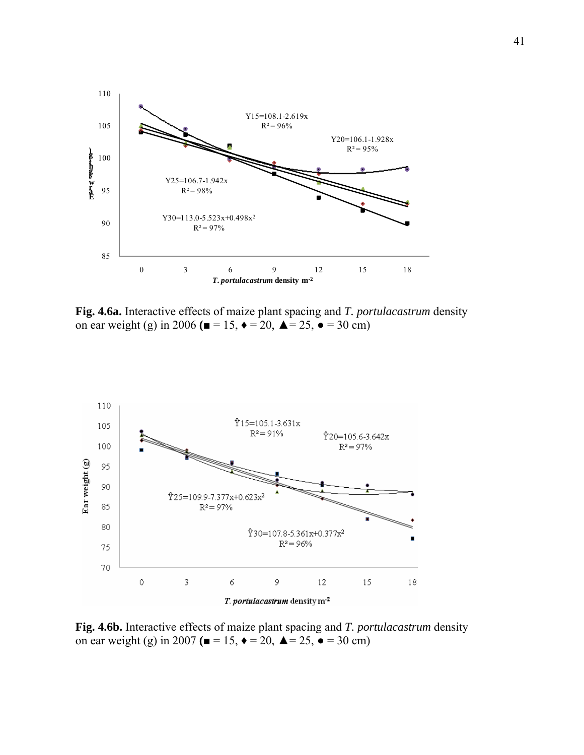**Fig. 4.6a.** Interactive effects of maize plant spacing and *T. portulacastrum* density on ear weight (g) in 2006 **(**■ = 15, ♦ = 20, ▲= 25, ● = 30 cm)

**Fig. 4.6b.** Interactive effects of maize plant spacing and *T. portulacastrum* density on ear weight (g) in 2007 **(**■ = 15, ♦ = 20, ▲= 25, ● = 30 cm)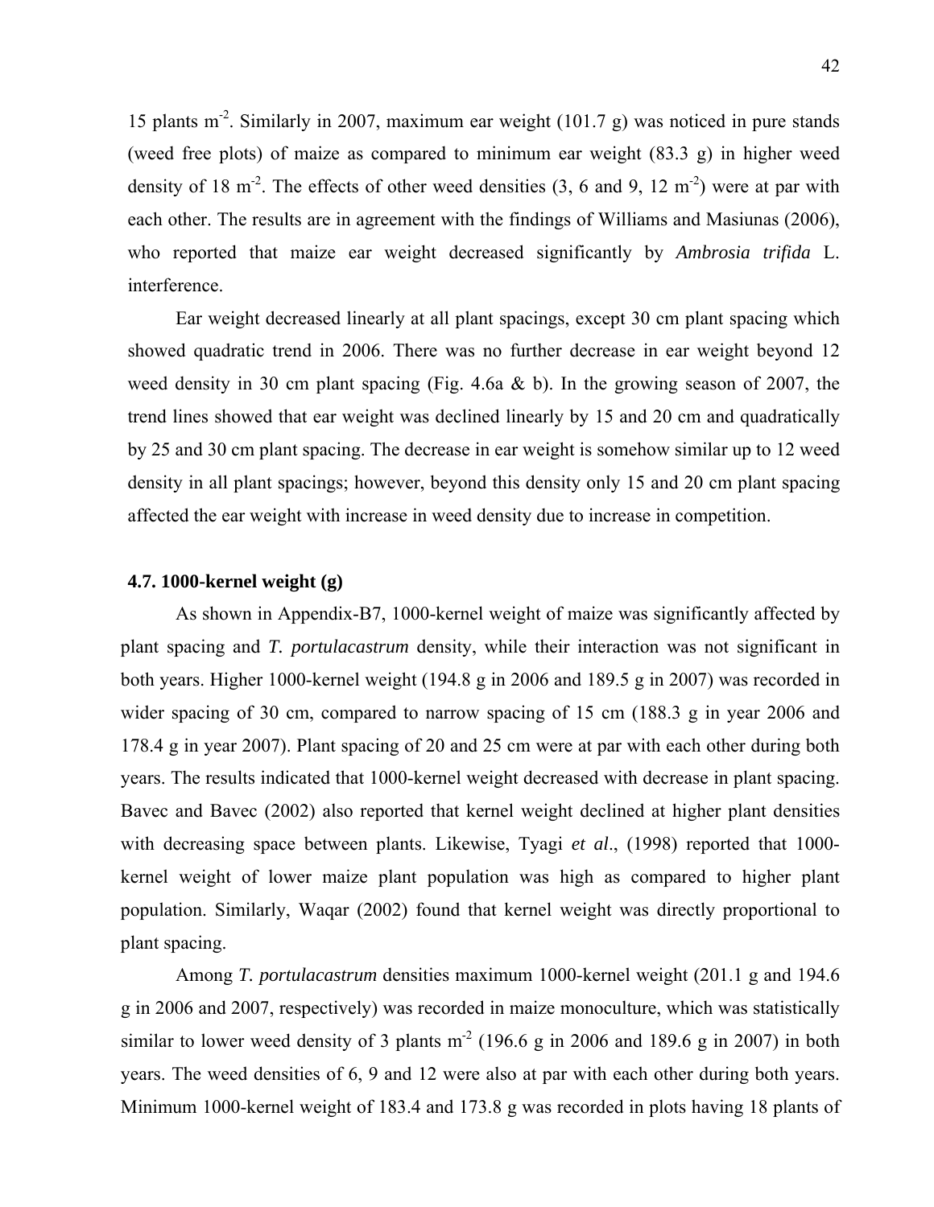15 plants $m^{-2}$. Similarly in 2007, maximum ear weight (101.7 g) was noticed in pure stands (weed free plots) of maize as compared to minimum ear weight (83.3 g) in higher weed density of 18 $m^{-2}$. The effects of other weed densities (3, 6 and 9, 12 $m^{-2}$) were at par with each other. The results are in agreement with the findings of Williams and Masiunas (2006), who reported that maize ear weight decreased significantly by *Ambrosia trifida* L. interference.

Ear weight decreased linearly at all plant spacings, except 30 cm plant spacing which showed quadratic trend in 2006. There was no further decrease in ear weight beyond 12 weed density in 30 cm plant spacing (Fig. 4.6a & b). In the growing season of 2007, the trend lines showed that ear weight was declined linearly by 15 and 20 cm and quadratically by 25 and 30 cm plant spacing. The decrease in ear weight is somehow similar up to 12 weed density in all plant spacings; however, beyond this density only 15 and 20 cm plant spacing affected the ear weight with increase in weed density due to increase in competition.

### 4.7. 1000-kernel weight (g)

As shown in Appendix-B7, 1000-kernel weight of maize was significantly affected by plant spacing and *T. portulacastrum* density, while their interaction was not significant in both years. Higher 1000-kernel weight (194.8 g in 2006 and 189.5 g in 2007) was recorded in wider spacing of 30 cm, compared to narrow spacing of 15 cm (188.3 g in year 2006 and 178.4 g in year 2007). Plant spacing of 20 and 25 cm were at par with each other during both years. The results indicated that 1000-kernel weight decreased with decrease in plant spacing. Bavec and Bavec (2002) also reported that kernel weight declined at higher plant densities with decreasing space between plants. Likewise, Tyagi *et al*., (1998) reported that 1000-kernel weight of lower maize plant population was high as compared to higher plant population. Similarly, Waqar (2002) found that kernel weight was directly proportional to plant spacing.

Among *T. portulacastrum* densities maximum 1000-kernel weight (201.1 g and 194.6 g in 2006 and 2007, respectively) was recorded in maize monoculture, which was statistically similar to lower weed density of 3 plants $m^{-2}$ (196.6 g in 2006 and 189.6 g in 2007) in both years. The weed densities of 6, 9 and 12 were also at par with each other during both years. Minimum 1000-kernel weight of 183.4 and 173.8 g was recorded in plots having 18 plants of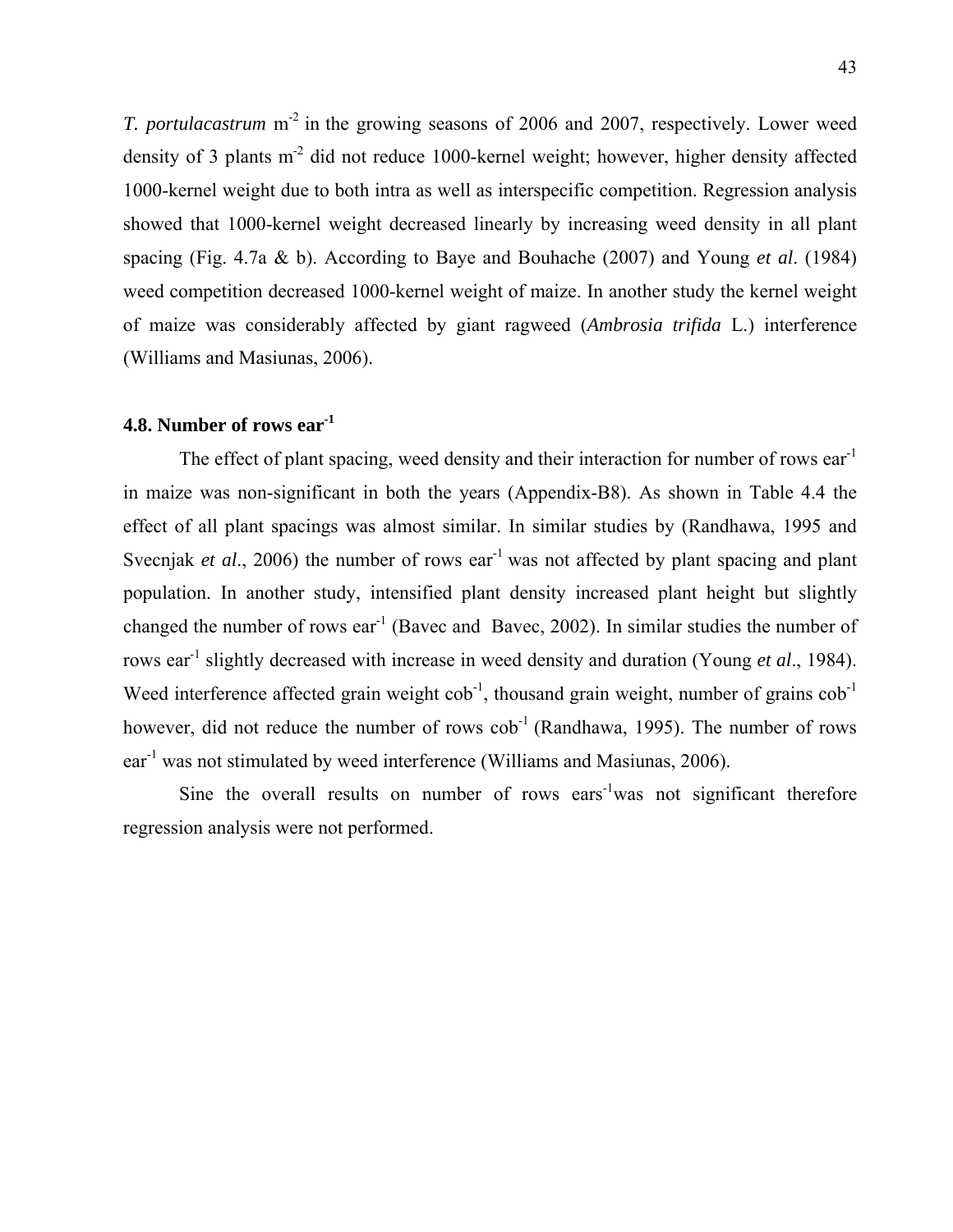*T. portulacastrum* $m^{-2}$ in the growing seasons of 2006 and 2007, respectively. Lower weed density of 3 plants $m^{-2}$ did not reduce 1000-kernel weight; however, higher density affected 1000-kernel weight due to both intra as well as interspecific competition. Regression analysis showed that 1000-kernel weight decreased linearly by increasing weed density in all plant spacing (Fig. 4.7a & b). According to Baye and Bouhache (2007) and Young *et al*. (1984) weed competition decreased 1000-kernel weight of maize. In another study the kernel weight of maize was considerably affected by giant ragweed (*Ambrosia trifida* L.) interference (Williams and Masiunas, 2006).

### 4.8. Number of rows $ear^{-1}$

The effect of plant spacing, weed density and their interaction for number of rows $ear^{-1}$ in maize was non-significant in both the years (Appendix-B8). As shown in Table 4.4 the effect of all plant spacings was almost similar. In similar studies by (Randhawa, 1995 and Svecnjak *et al*., 2006) the number of rows $ear^{-1}$ was not affected by plant spacing and plant population. In another study, intensified plant density increased plant height but slightly changed the number of rows $ear^{-1}$ (Bavec and Bavec, 2002). In similar studies the number of rows $ear^{-1}$ slightly decreased with increase in weed density and duration (Young *et al*., 1984). Weed interference affected grain weight $cob^{-1}$, thousand grain weight, number of grains $cob^{-1}$ however, did not reduce the number of rows $cob^{-1}$ (Randhawa, 1995). The number of rows $ear^{-1}$ was not stimulated by weed interference (Williams and Masiunas, 2006).

Sine the overall results on number of rows $ears^{-1}$was not significant therefore regression analysis were not performed.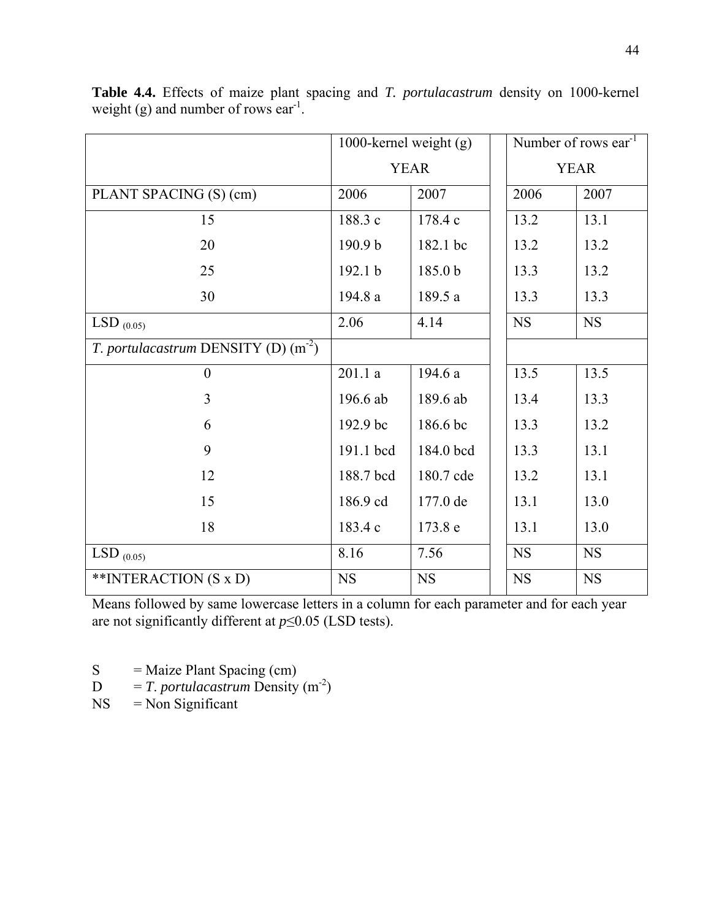**Table 4.4.** Effects of maize plant spacing and *T. portulacastrum* density on 1000-kernel weight (g) and number of rows ear$^{-1}$.

| | 1000-kernel weight (g) YEAR | | Number of rows ear$^{-1}$ YEAR | |
|---|---|---|---|---|
| PLANT SPACING (S) (cm) | 2006 | 2007 | 2006 | 2007 |
| 15 | 188.3 c | 178.4 c | 13.2 | 13.1 |
| 20 | 190.9 b | 182.1 bc | 13.2 | 13.2 |
| 25 | 192.1 b | 185.0 b | 13.3 | 13.2 |
| 30 | 194.8 a | 189.5 a | 13.3 | 13.3 |
| LSD $_{(0.05)}$ | 2.06 | 4.14 | NS | NS |
| *T. portulacastrum* DENSITY (D) (m$^{-2}$) | | | | |
| 0 | 201.1 a | 194.6 a | 13.5 | 13.5 |
| 3 | 196.6 ab | 189.6 ab | 13.4 | 13.3 |
| 6 | 192.9 bc | 186.6 bc | 13.3 | 13.2 |
| 9 | 191.1 bcd | 184.0 bcd | 13.3 | 13.1 |
| 12 | 188.7 bcd | 180.7 cde | 13.2 | 13.1 |
| 15 | 186.9 cd | 177.0 de | 13.1 | 13.0 |
| 18 | 183.4 c | 173.8 e | 13.1 | 13.0 |
| LSD $_{(0.05)}$ | 8.16 | 7.56 | NS | NS |
| **INTERACTION (S x D) | NS | NS | NS | NS |

Means followed by same lowercase letters in a column for each parameter and for each year are not significantly different at $p \leq 0.05$ (LSD tests).

S = Maize Plant Spacing (cm)
D = *T. portulacastrum* Density (m$^{-2}$)
NS = Non Significant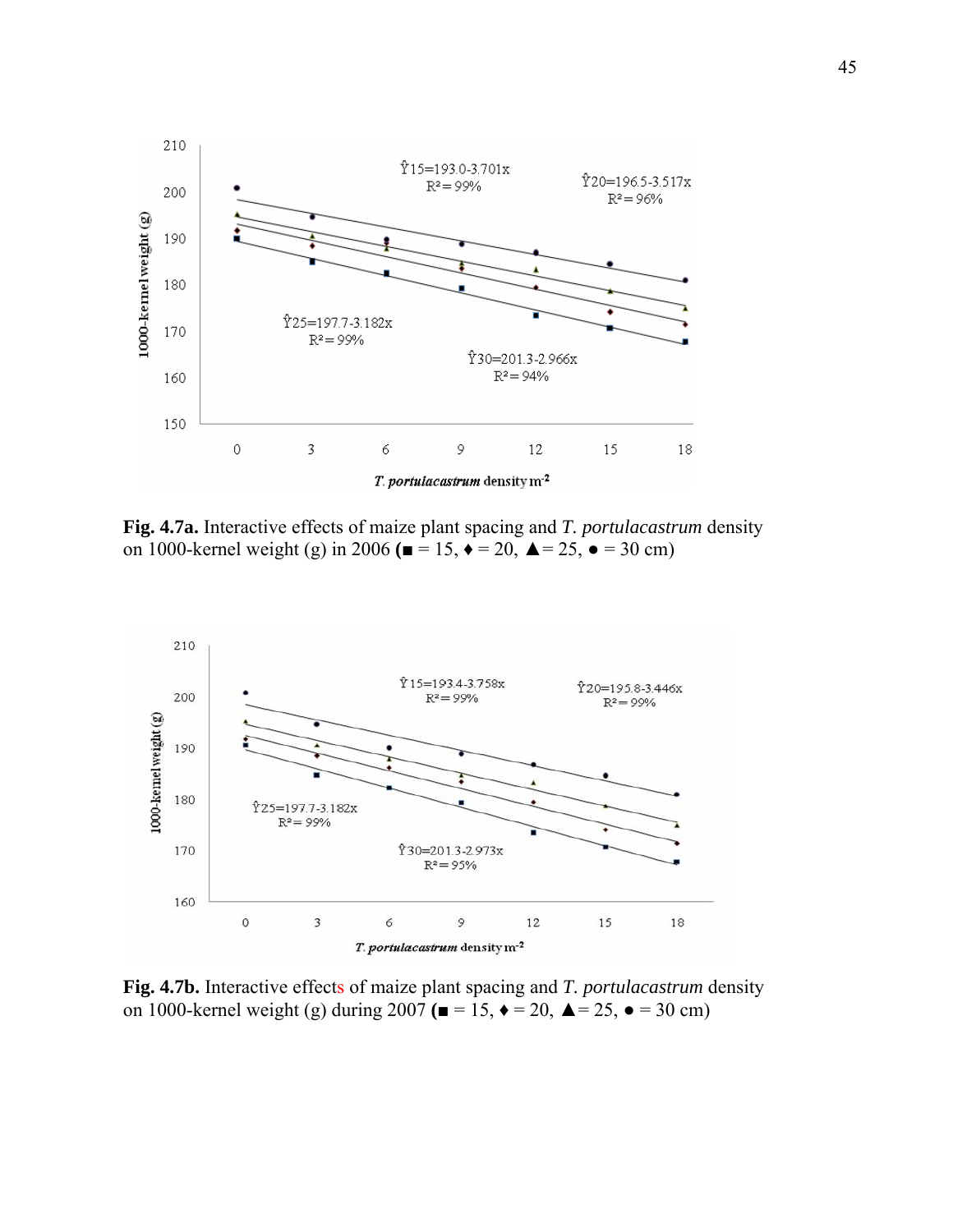**Fig. 4.7a.** Interactive effects of maize plant spacing and *T. portulacastrum* density on 1000-kernel weight (g) in 2006 **(**■ = 15, ♦ = 20, ▲= 25, ● = 30 cm)

**Fig. 4.7b.** Interactive effects of maize plant spacing and *T. portulacastrum* density on 1000-kernel weight (g) during 2007 **(**■ = 15, ♦ = 20, ▲= 25, ● = 30 cm)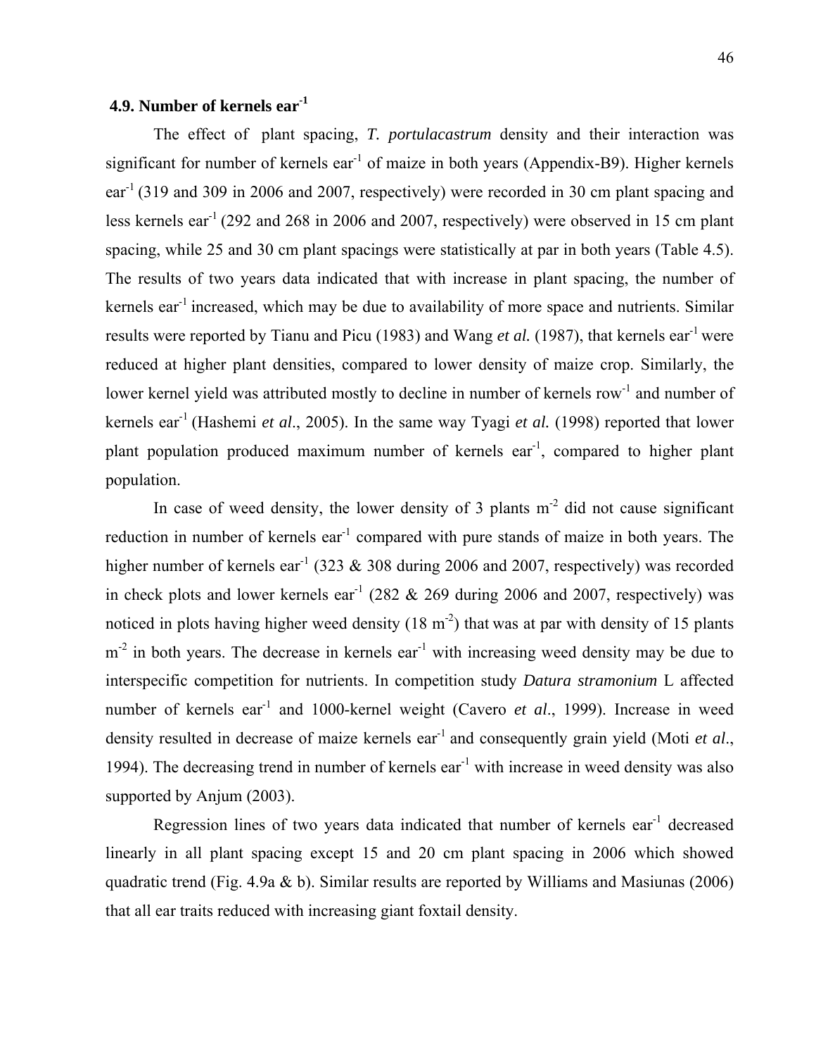### 4.9. Number of kernels ear$^{-1}$

The effect of plant spacing, *T. portulacastrum* density and their interaction was significant for number of kernels ear$^{-1}$ of maize in both years (Appendix-B9). Higher kernels ear$^{-1}$ (319 and 309 in 2006 and 2007, respectively) were recorded in 30 cm plant spacing and less kernels ear$^{-1}$ (292 and 268 in 2006 and 2007, respectively) were observed in 15 cm plant spacing, while 25 and 30 cm plant spacings were statistically at par in both years (Table 4.5). The results of two years data indicated that with increase in plant spacing, the number of kernels ear$^{-1}$ increased, which may be due to availability of more space and nutrients. Similar results were reported by Tianu and Picu (1983) and Wang *et al.* (1987), that kernels ear$^{-1}$ were reduced at higher plant densities, compared to lower density of maize crop. Similarly, the lower kernel yield was attributed mostly to decline in number of kernels row$^{-1}$ and number of kernels ear$^{-1}$ (Hashemi *et al*., 2005). In the same way Tyagi *et al.* (1998) reported that lower plant population produced maximum number of kernels ear$^{-1}$, compared to higher plant population.

In case of weed density, the lower density of 3 plants m$^{-2}$ did not cause significant reduction in number of kernels ear$^{-1}$ compared with pure stands of maize in both years. The higher number of kernels ear$^{-1}$ (323 & 308 during 2006 and 2007, respectively) was recorded in check plots and lower kernels ear$^{-1}$ (282 & 269 during 2006 and 2007, respectively) was noticed in plots having higher weed density (18 m$^{-2}$) that was at par with density of 15 plants m$^{-2}$ in both years. The decrease in kernels ear$^{-1}$ with increasing weed density may be due to interspecific competition for nutrients. In competition study *Datura stramonium* L affected number of kernels ear$^{-1}$ and 1000-kernel weight (Cavero *et al*., 1999). Increase in weed density resulted in decrease of maize kernels ear$^{-1}$ and consequently grain yield (Moti *et al*., 1994). The decreasing trend in number of kernels ear$^{-1}$ with increase in weed density was also supported by Anjum (2003).

Regression lines of two years data indicated that number of kernels ear$^{-1}$ decreased linearly in all plant spacing except 15 and 20 cm plant spacing in 2006 which showed quadratic trend (Fig. 4.9a & b). Similar results are reported by Williams and Masiunas (2006) that all ear traits reduced with increasing giant foxtail density.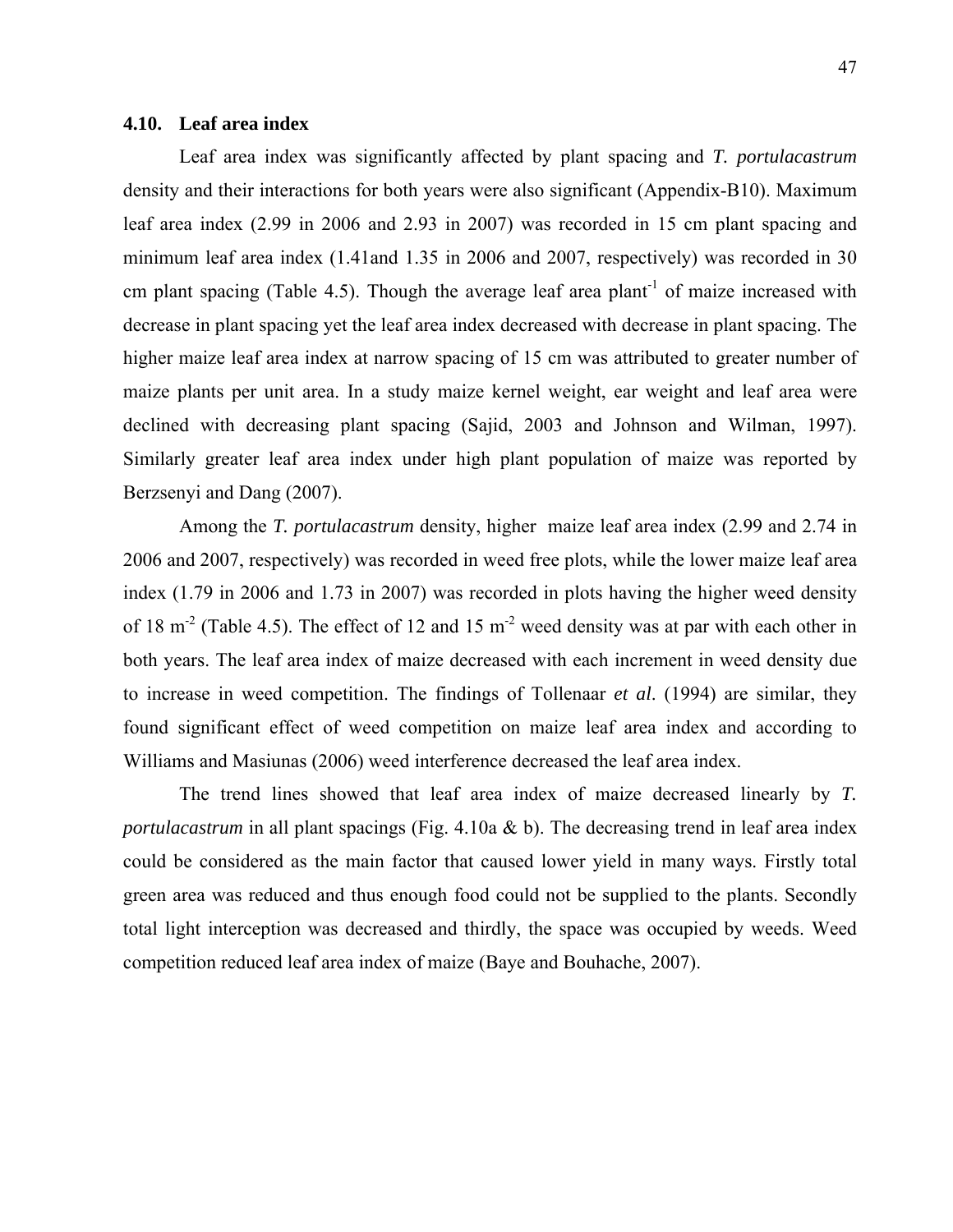### 4.10. Leaf area index

Leaf area index was significantly affected by plant spacing and *T. portulacastrum* density and their interactions for both years were also significant (Appendix-B10). Maximum leaf area index (2.99 in 2006 and 2.93 in 2007) was recorded in 15 cm plant spacing and minimum leaf area index (1.41and 1.35 in 2006 and 2007, respectively) was recorded in 30 cm plant spacing (Table 4.5). Though the average leaf area plant$^{-1}$ of maize increased with decrease in plant spacing yet the leaf area index decreased with decrease in plant spacing. The higher maize leaf area index at narrow spacing of 15 cm was attributed to greater number of maize plants per unit area. In a study maize kernel weight, ear weight and leaf area were declined with decreasing plant spacing (Sajid, 2003 and Johnson and Wilman, 1997). Similarly greater leaf area index under high plant population of maize was reported by Berzsenyi and Dang (2007).

Among the *T. portulacastrum* density, higher maize leaf area index (2.99 and 2.74 in 2006 and 2007, respectively) was recorded in weed free plots, while the lower maize leaf area index (1.79 in 2006 and 1.73 in 2007) was recorded in plots having the higher weed density of 18 m$^{-2}$ (Table 4.5). The effect of 12 and 15 m$^{-2}$ weed density was at par with each other in both years. The leaf area index of maize decreased with each increment in weed density due to increase in weed competition. The findings of Tollenaar *et al*. (1994) are similar, they found significant effect of weed competition on maize leaf area index and according to Williams and Masiunas (2006) weed interference decreased the leaf area index.

The trend lines showed that leaf area index of maize decreased linearly by *T. portulacastrum* in all plant spacings (Fig. 4.10a & b). The decreasing trend in leaf area index could be considered as the main factor that caused lower yield in many ways. Firstly total green area was reduced and thus enough food could not be supplied to the plants. Secondly total light interception was decreased and thirdly, the space was occupied by weeds. Weed competition reduced leaf area index of maize (Baye and Bouhache, 2007).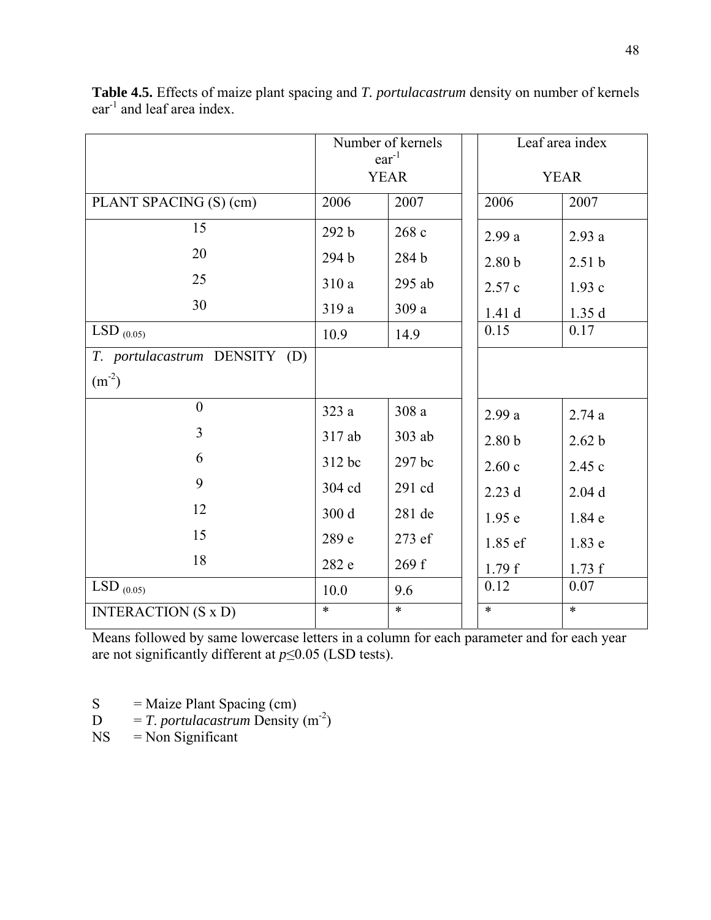**Table 4.5.** Effects of maize plant spacing and *T. portulacastrum* density on number of kernels ear$^{-1}$ and leaf area index.

| | Number of kernels ear$^{-1}$ YEAR | | Leaf area index YEAR | |
|---|---|---|---|---|
| PLANT SPACING (S) (cm) | 2006 | 2007 | 2006 | 2007 |
| 15 | 292 b | 268 c | 2.99 a | 2.93 a |
| 20 | 294 b | 284 b | 2.80 b | 2.51 b |
| 25 | 310 a | 295 ab | 2.57 c | 1.93 c |
| 30 | 319 a | 309 a | 1.41 d | 1.35 d |
| LSD $_{(0.05)}$ | 10.9 | 14.9 | 0.15 | 0.17 |
| *T. portulacastrum* DENSITY (D) (m$^{-2}$) | | | | |
| 0 | 323 a | 308 a | 2.99 a | 2.74 a |
| 3 | 317 ab | 303 ab | 2.80 b | 2.62 b |
| 6 | 312 bc | 297 bc | 2.60 c | 2.45 c |
| 9 | 304 cd | 291 cd | 2.23 d | 2.04 d |
| 12 | 300 d | 281 de | 1.95 e | 1.84 e |
| 15 | 289 e | 273 ef | 1.85 ef | 1.83 e |
| 18 | 282 e | 269 f | 1.79 f | 1.73 f |
| LSD $_{(0.05)}$ | 10.0 | 9.6 | 0.12 | 0.07 |
| INTERACTION (S x D) | * | * | * | * |

Means followed by same lowercase letters in a column for each parameter and for each year are not significantly different at $p \leq 0.05$ (LSD tests).

S = Maize Plant Spacing (cm)
D = *T. portulacastrum* Density (m$^{-2}$)
NS = Non Significant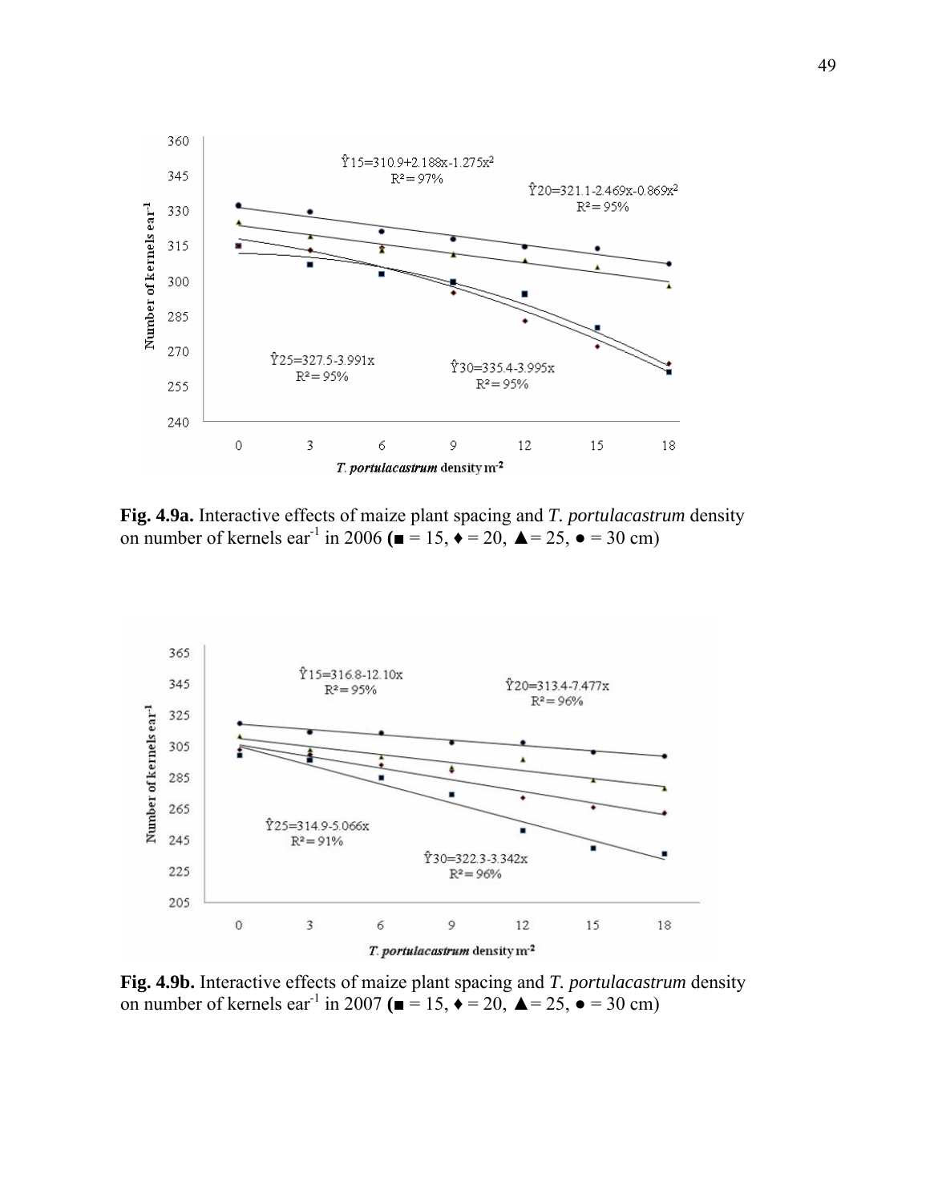**Fig. 4.9a.** Interactive effects of maize plant spacing and *T. portulacastrum* density on number of kernels ear$^{-1}$ in 2006 (■ = 15, ♦ = 20, ▲= 25, ● = 30 cm)

**Fig. 4.9b.** Interactive effects of maize plant spacing and *T. portulacastrum* density on number of kernels ear$^{-1}$ in 2007 (■ = 15, ♦ = 20, ▲= 25, ● = 30 cm)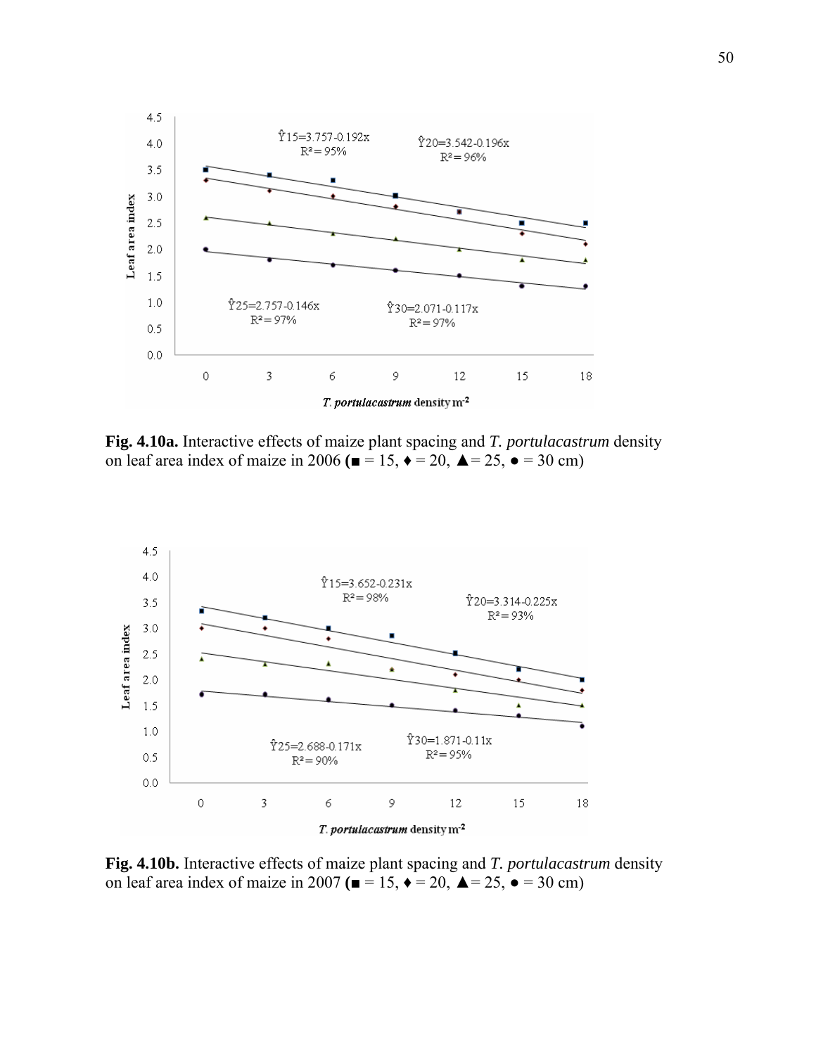**Fig. 4.10a.** Interactive effects of maize plant spacing and *T. portulacastrum* density on leaf area index of maize in 2006 (■ = 15, ♦ = 20, ▲= 25, ● = 30 cm)

**Fig. 4.10b.** Interactive effects of maize plant spacing and *T. portulacastrum* density on leaf area index of maize in 2007 (■ = 15, ♦ = 20, ▲= 25, ● = 30 cm)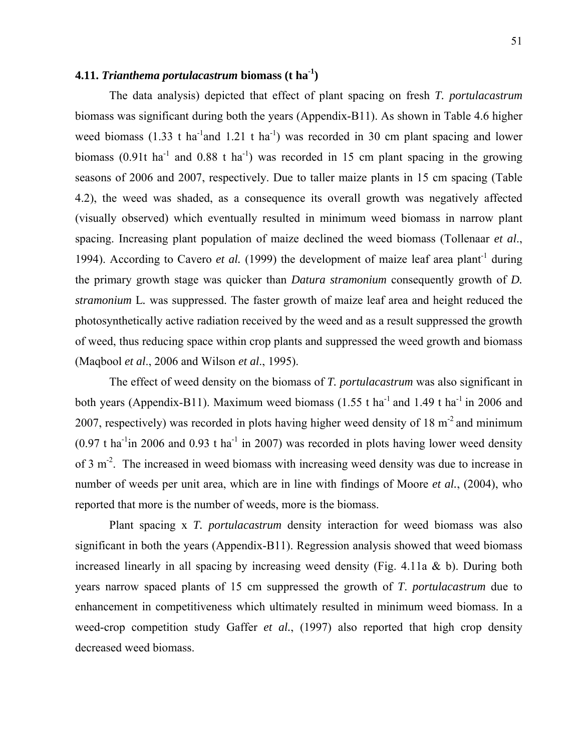### 4.11. *Trianthema portulacastrum* biomass (t ha$^{-1}$)

The data analysis) depicted that effect of plant spacing on fresh *T. portulacastrum* biomass was significant during both the years (Appendix-B11). As shown in Table 4.6 higher weed biomass (1.33 t ha$^{-1}$and 1.21 t ha$^{-1}$) was recorded in 30 cm plant spacing and lower biomass (0.91t ha$^{-1}$ and 0.88 t ha$^{-1}$) was recorded in 15 cm plant spacing in the growing seasons of 2006 and 2007, respectively. Due to taller maize plants in 15 cm spacing (Table 4.2), the weed was shaded, as a consequence its overall growth was negatively affected (visually observed) which eventually resulted in minimum weed biomass in narrow plant spacing. Increasing plant population of maize declined the weed biomass (Tollenaar *et al*., 1994). According to Cavero *et al.* (1999) the development of maize leaf area plant$^{-1}$ during the primary growth stage was quicker than *Datura stramonium* consequently growth of *D. stramonium* L. was suppressed. The faster growth of maize leaf area and height reduced the photosynthetically active radiation received by the weed and as a result suppressed the growth of weed, thus reducing space within crop plants and suppressed the weed growth and biomass (Maqbool *et al*., 2006 and Wilson *et al*., 1995).

The effect of weed density on the biomass of *T. portulacastrum* was also significant in both years (Appendix-B11). Maximum weed biomass (1.55 t ha$^{-1}$ and 1.49 t ha$^{-1}$ in 2006 and 2007, respectively) was recorded in plots having higher weed density of 18 m$^{-2}$ and minimum (0.97 t ha$^{-1}$in 2006 and 0.93 t ha$^{-1}$ in 2007) was recorded in plots having lower weed density of 3 m$^{-2}$. The increased in weed biomass with increasing weed density was due to increase in number of weeds per unit area, which are in line with findings of Moore *et al.*, (2004), who reported that more is the number of weeds, more is the biomass.

Plant spacing x *T. portulacastrum* density interaction for weed biomass was also significant in both the years (Appendix-B11). Regression analysis showed that weed biomass increased linearly in all spacing by increasing weed density (Fig. 4.11a & b). During both years narrow spaced plants of 15 cm suppressed the growth of *T. portulacastrum* due to enhancement in competitiveness which ultimately resulted in minimum weed biomass. In a weed-crop competition study Gaffer *et al.*, (1997) also reported that high crop density decreased weed biomass.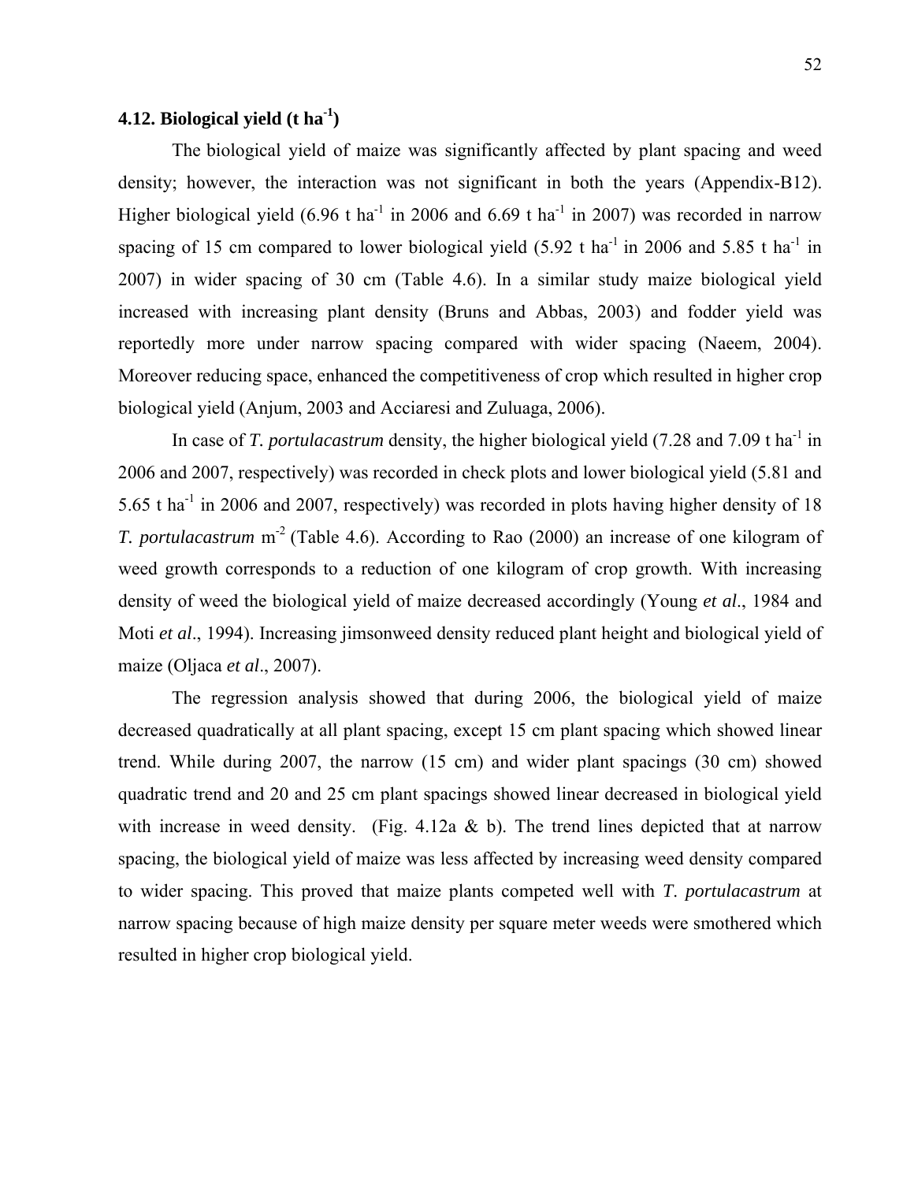## 4.12. Biological yield (t ha$^{-1}$)

The biological yield of maize was significantly affected by plant spacing and weed density; however, the interaction was not significant in both the years (Appendix-B12). Higher biological yield (6.96 t ha$^{-1}$ in 2006 and 6.69 t ha$^{-1}$ in 2007) was recorded in narrow spacing of 15 cm compared to lower biological yield (5.92 t ha$^{-1}$ in 2006 and 5.85 t ha$^{-1}$ in 2007) in wider spacing of 30 cm (Table 4.6). In a similar study maize biological yield increased with increasing plant density (Bruns and Abbas, 2003) and fodder yield was reportedly more under narrow spacing compared with wider spacing (Naeem, 2004). Moreover reducing space, enhanced the competitiveness of crop which resulted in higher crop biological yield (Anjum, 2003 and Acciaresi and Zuluaga, 2006).

In case of *T. portulacastrum* density, the higher biological yield (7.28 and 7.09 t ha$^{-1}$ in 2006 and 2007, respectively) was recorded in check plots and lower biological yield (5.81 and 5.65 t ha$^{-1}$ in 2006 and 2007, respectively) was recorded in plots having higher density of 18 *T. portulacastrum* m$^{-2}$ (Table 4.6). According to Rao (2000) an increase of one kilogram of weed growth corresponds to a reduction of one kilogram of crop growth. With increasing density of weed the biological yield of maize decreased accordingly (Young *et al*., 1984 and Moti *et al*., 1994). Increasing jimsonweed density reduced plant height and biological yield of maize (Oljaca *et al*., 2007).

The regression analysis showed that during 2006, the biological yield of maize decreased quadratically at all plant spacing, except 15 cm plant spacing which showed linear trend. While during 2007, the narrow (15 cm) and wider plant spacings (30 cm) showed quadratic trend and 20 and 25 cm plant spacings showed linear decreased in biological yield with increase in weed density. (Fig. 4.12a & b). The trend lines depicted that at narrow spacing, the biological yield of maize was less affected by increasing weed density compared to wider spacing. This proved that maize plants competed well with *T. portulacastrum* at narrow spacing because of high maize density per square meter weeds were smothered which resulted in higher crop biological yield.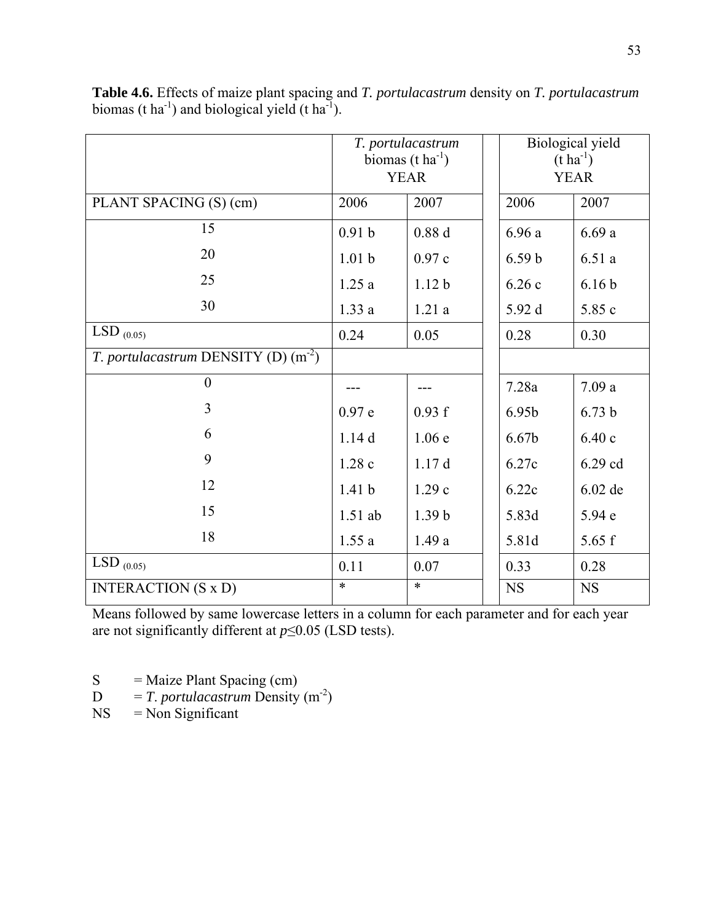**Table 4.6.** Effects of maize plant spacing and *T. portulacastrum* density on *T. portulacastrum* biomas (t ha$^{-1}$) and biological yield (t ha$^{-1}$).

| | *T. portulacastrum* biomas (t ha$^{-1}$) YEAR | | Biological yield (t ha$^{-1}$) YEAR | |
|---|---|---|---|---|
| PLANT SPACING (S) (cm) | 2006 | 2007 | 2006 | 2007 |
| 15 | 0.91 b | 0.88 d | 6.96 a | 6.69 a |
| 20 | 1.01 b | 0.97 c | 6.59 b | 6.51 a |
| 25 | 1.25 a | 1.12 b | 6.26 c | 6.16 b |
| 30 | 1.33 a | 1.21 a | 5.92 d | 5.85 c |
| LSD $_{(0.05)}$ | 0.24 | 0.05 | 0.28 | 0.30 |
| *T. portulacastrum* DENSITY (D) (m$^{-2}$) | | | | |
| 0 | --- | --- | 7.28a | 7.09 a |
| 3 | 0.97 e | 0.93 f | 6.95b | 6.73 b |
| 6 | 1.14 d | 1.06 e | 6.67b | 6.40 c |
| 9 | 1.28 c | 1.17 d | 6.27c | 6.29 cd |
| 12 | 1.41 b | 1.29 c | 6.22c | 6.02 de |
| 15 | 1.51 ab | 1.39 b | 5.83d | 5.94 e |
| 18 | 1.55 a | 1.49 a | 5.81d | 5.65 f |
| LSD $_{(0.05)}$ | 0.11 | 0.07 | 0.33 | 0.28 |
| INTERACTION (S x D) | * | * | NS | NS |

Means followed by same lowercase letters in a column for each parameter and for each year are not significantly different at $p \leq 0.05$ (LSD tests).

S = Maize Plant Spacing (cm)
D = *T. portulacastrum* Density (m$^{-2}$)
NS = Non Significant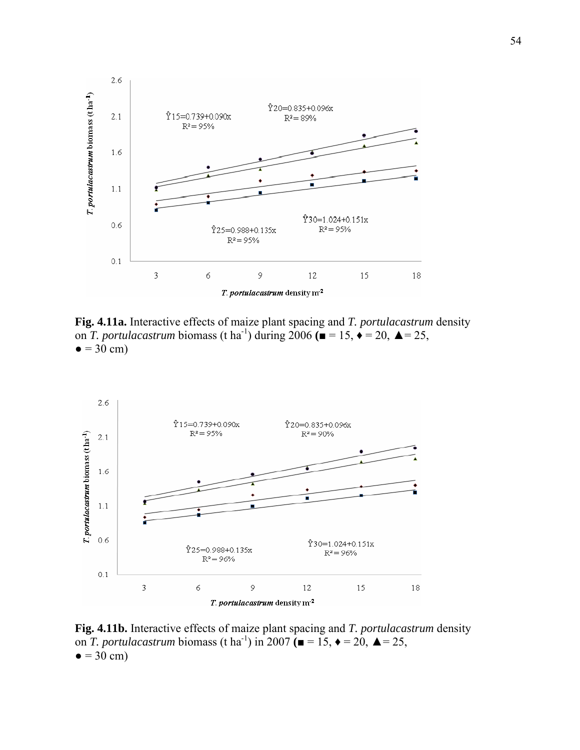**Fig. 4.11a.** Interactive effects of maize plant spacing and *T. portulacastrum* density on *T. portulacastrum* biomass (t ha$^{-1}$) during 2006 (■ = 15, ♦ = 20, ▲= 25, ● = 30 cm)

**Fig. 4.11b.** Interactive effects of maize plant spacing and *T. portulacastrum* density on *T. portulacastrum* biomass (t ha$^{-1}$) in 2007 (■ = 15, ♦ = 20, ▲= 25, ● = 30 cm)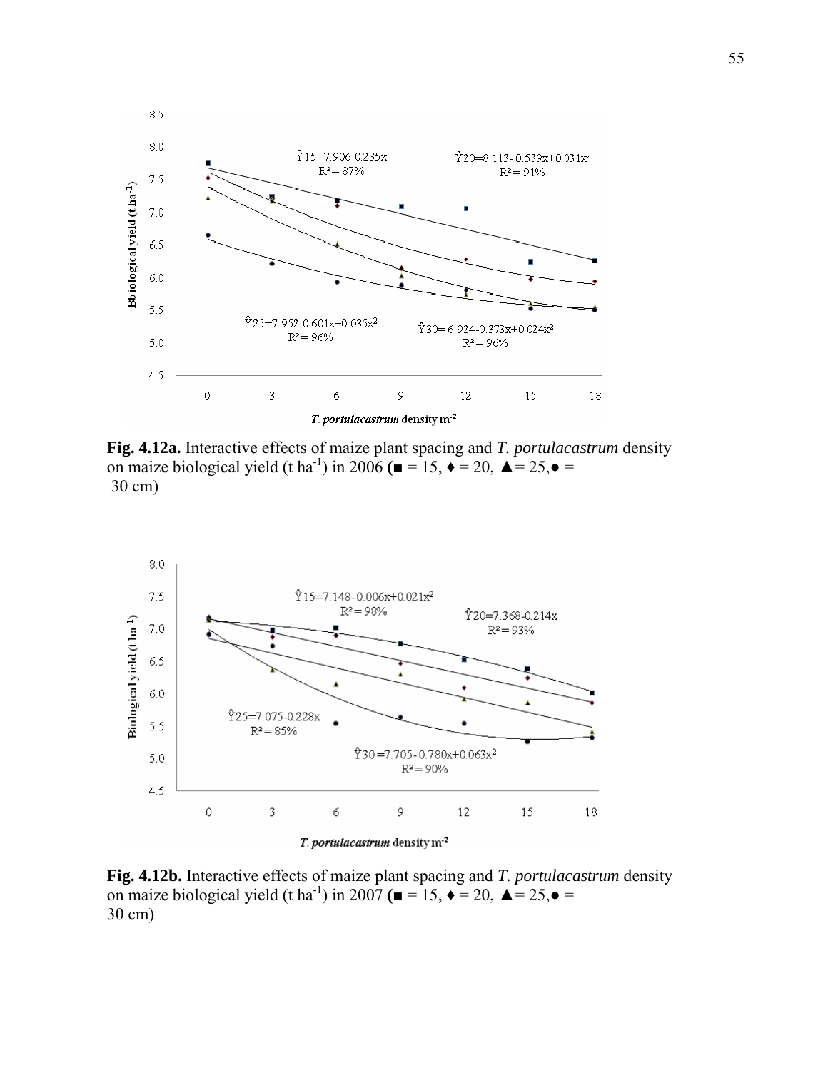**Fig. 4.12a.** Interactive effects of maize plant spacing and *T. portulacastrum* density on maize biological yield (t ha$^{-1}$) in 2006 (■ = 15, ♦ = 20, ▲= 25,● = 30 cm)

**Fig. 4.12b.** Interactive effects of maize plant spacing and *T. portulacastrum* density on maize biological yield (t ha$^{-1}$) in 2007 (■ = 15, ♦ = 20, ▲= 25,● = 30 cm)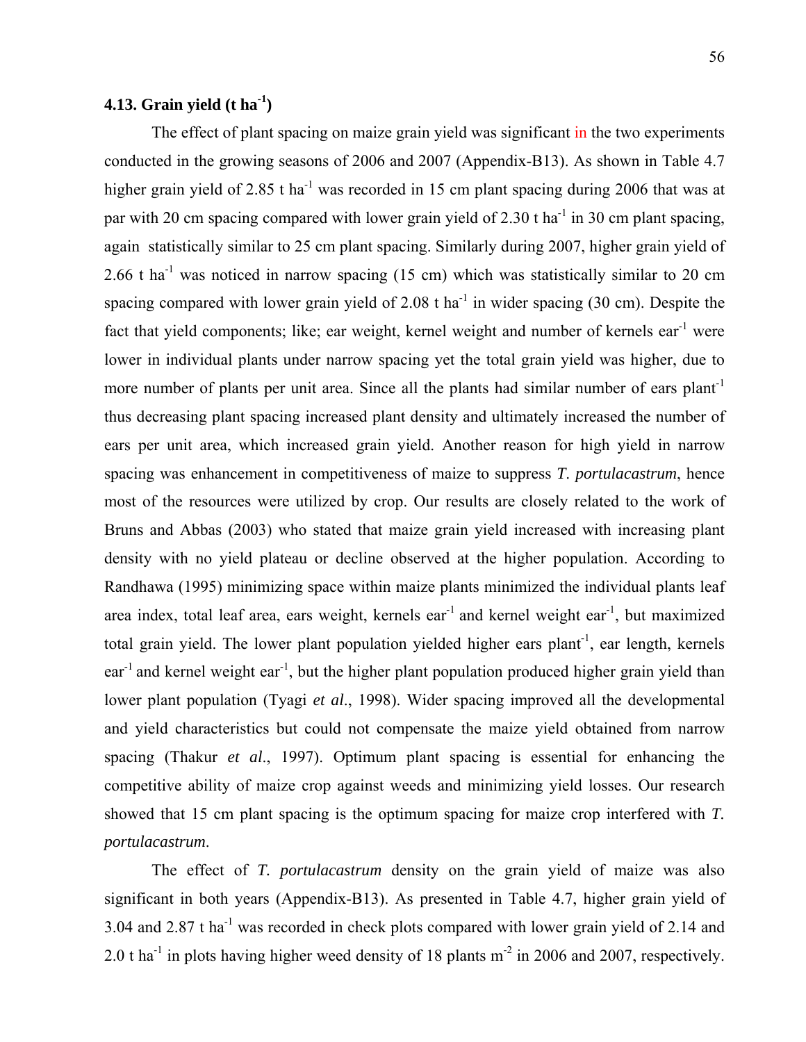### 4.13. Grain yield (t ha$^{-1}$)

The effect of plant spacing on maize grain yield was significant in the two experiments conducted in the growing seasons of 2006 and 2007 (Appendix-B13). As shown in Table 4.7 higher grain yield of 2.85 t ha$^{-1}$ was recorded in 15 cm plant spacing during 2006 that was at par with 20 cm spacing compared with lower grain yield of 2.30 t ha$^{-1}$ in 30 cm plant spacing, again statistically similar to 25 cm plant spacing. Similarly during 2007, higher grain yield of 2.66 t ha$^{-1}$ was noticed in narrow spacing (15 cm) which was statistically similar to 20 cm spacing compared with lower grain yield of 2.08 t ha$^{-1}$ in wider spacing (30 cm). Despite the fact that yield components; like; ear weight, kernel weight and number of kernels ear$^{-1}$ were lower in individual plants under narrow spacing yet the total grain yield was higher, due to more number of plants per unit area. Since all the plants had similar number of ears plant$^{-1}$ thus decreasing plant spacing increased plant density and ultimately increased the number of ears per unit area, which increased grain yield. Another reason for high yield in narrow spacing was enhancement in competitiveness of maize to suppress *T. portulacastrum*, hence most of the resources were utilized by crop. Our results are closely related to the work of Bruns and Abbas (2003) who stated that maize grain yield increased with increasing plant density with no yield plateau or decline observed at the higher population. According to Randhawa (1995) minimizing space within maize plants minimized the individual plants leaf area index, total leaf area, ears weight, kernels ear$^{-1}$ and kernel weight ear$^{-1}$, but maximized total grain yield. The lower plant population yielded higher ears plant$^{-1}$, ear length, kernels ear$^{-1}$ and kernel weight ear$^{-1}$, but the higher plant population produced higher grain yield than lower plant population (Tyagi *et al*., 1998). Wider spacing improved all the developmental and yield characteristics but could not compensate the maize yield obtained from narrow spacing (Thakur *et al*., 1997). Optimum plant spacing is essential for enhancing the competitive ability of maize crop against weeds and minimizing yield losses. Our research showed that 15 cm plant spacing is the optimum spacing for maize crop interfered with *T. portulacastrum*.

The effect of *T. portulacastrum* density on the grain yield of maize was also significant in both years (Appendix-B13). As presented in Table 4.7, higher grain yield of 3.04 and 2.87 t ha$^{-1}$ was recorded in check plots compared with lower grain yield of 2.14 and 2.0 t ha$^{-1}$ in plots having higher weed density of 18 plants m$^{-2}$ in 2006 and 2007, respectively.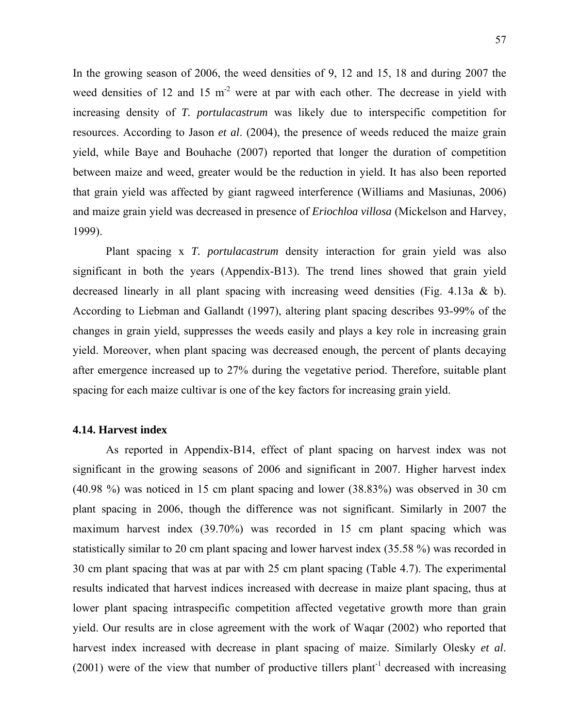In the growing season of 2006, the weed densities of 9, 12 and 15, 18 and during 2007 the weed densities of 12 and 15 m$^{-2}$ were at par with each other. The decrease in yield with increasing density of *T. portulacastrum* was likely due to interspecific competition for resources. According to Jason *et al*. (2004), the presence of weeds reduced the maize grain yield, while Baye and Bouhache (2007) reported that longer the duration of competition between maize and weed, greater would be the reduction in yield. It has also been reported that grain yield was affected by giant ragweed interference (Williams and Masiunas, 2006) and maize grain yield was decreased in presence of *Eriochloa villosa* (Mickelson and Harvey, 1999).

Plant spacing x *T. portulacastrum* density interaction for grain yield was also significant in both the years (Appendix-B13). The trend lines showed that grain yield decreased linearly in all plant spacing with increasing weed densities (Fig. 4.13a & b). According to Liebman and Gallandt (1997), altering plant spacing describes 93-99% of the changes in grain yield, suppresses the weeds easily and plays a key role in increasing grain yield. Moreover, when plant spacing was decreased enough, the percent of plants decaying after emergence increased up to 27% during the vegetative period. Therefore, suitable plant spacing for each maize cultivar is one of the key factors for increasing grain yield.

### 4.14. Harvest index

As reported in Appendix-B14, effect of plant spacing on harvest index was not significant in the growing seasons of 2006 and significant in 2007. Higher harvest index (40.98 %) was noticed in 15 cm plant spacing and lower (38.83%) was observed in 30 cm plant spacing in 2006, though the difference was not significant. Similarly in 2007 the maximum harvest index (39.70%) was recorded in 15 cm plant spacing which was statistically similar to 20 cm plant spacing and lower harvest index (35.58 %) was recorded in 30 cm plant spacing that was at par with 25 cm plant spacing (Table 4.7). The experimental results indicated that harvest indices increased with decrease in maize plant spacing, thus at lower plant spacing intraspecific competition affected vegetative growth more than grain yield. Our results are in close agreement with the work of Waqar (2002) who reported that harvest index increased with decrease in plant spacing of maize. Similarly Olesky *et al*. (2001) were of the view that number of productive tillers plant$^{-1}$ decreased with increasing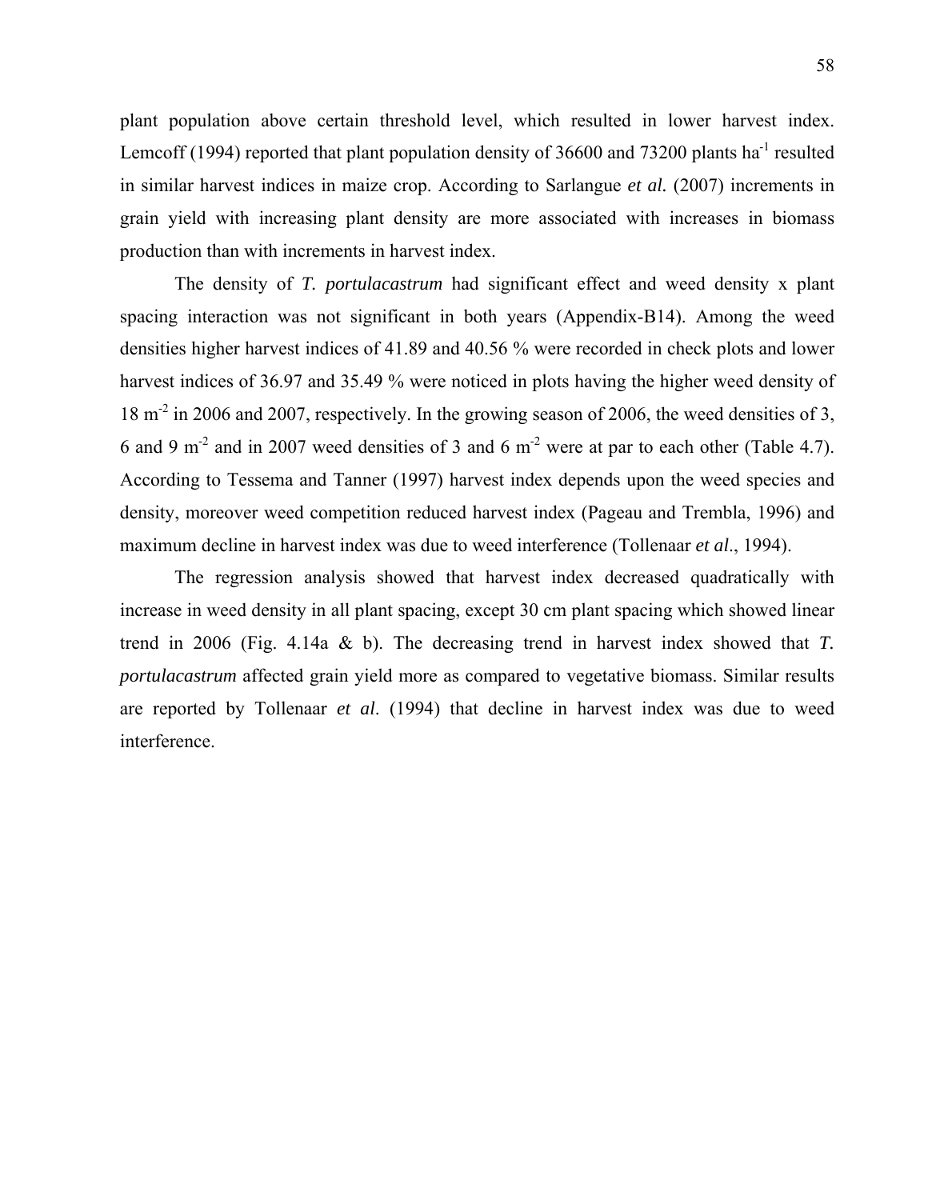plant population above certain threshold level, which resulted in lower harvest index. Lemcoff (1994) reported that plant population density of 36600 and 73200 plants ha$^{-1}$ resulted in similar harvest indices in maize crop. According to Sarlangue *et al.* (2007) increments in grain yield with increasing plant density are more associated with increases in biomass production than with increments in harvest index.

The density of *T. portulacastrum* had significant effect and weed density x plant spacing interaction was not significant in both years (Appendix-B14). Among the weed densities higher harvest indices of 41.89 and 40.56 % were recorded in check plots and lower harvest indices of 36.97 and 35.49 % were noticed in plots having the higher weed density of 18 m$^{-2}$ in 2006 and 2007, respectively. In the growing season of 2006, the weed densities of 3, 6 and 9 m$^{-2}$ and in 2007 weed densities of 3 and 6 m$^{-2}$ were at par to each other (Table 4.7). According to Tessema and Tanner (1997) harvest index depends upon the weed species and density, moreover weed competition reduced harvest index (Pageau and Trembla, 1996) and maximum decline in harvest index was due to weed interference (Tollenaar *et al*., 1994).

The regression analysis showed that harvest index decreased quadratically with increase in weed density in all plant spacing, except 30 cm plant spacing which showed linear trend in 2006 (Fig. 4.14a & b). The decreasing trend in harvest index showed that *T. portulacastrum* affected grain yield more as compared to vegetative biomass. Similar results are reported by Tollenaar *et al*. (1994) that decline in harvest index was due to weed interference.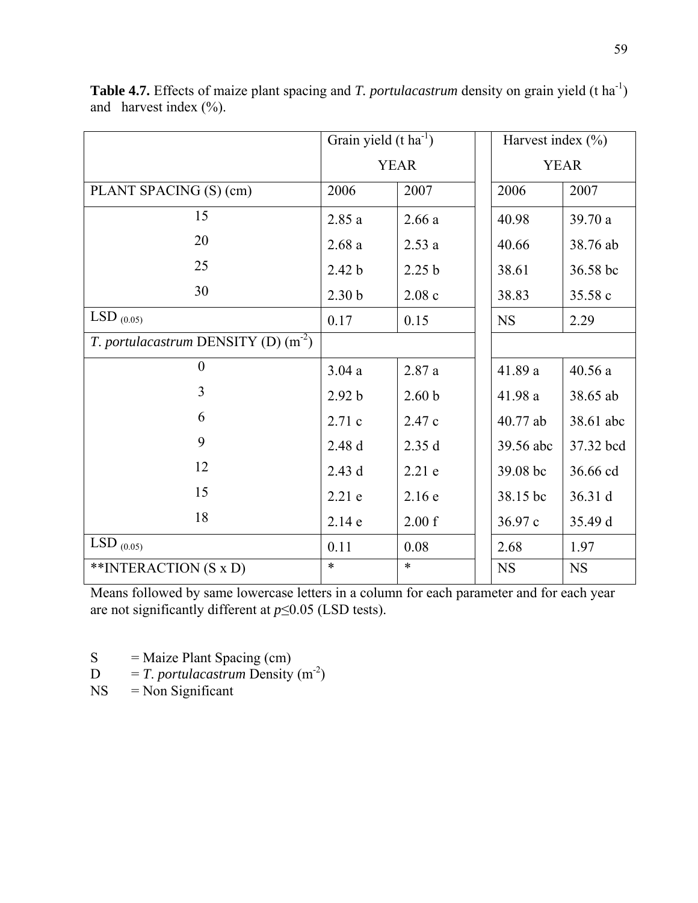**Table 4.7.** Effects of maize plant spacing and *T. portulacastrum* density on grain yield (t ha$^{-1}$) and harvest index (%).

| | Grain yield (t ha$^{-1}$) YEAR | | Harvest index (%) YEAR | |
|---|---|---|---|---|
| PLANT SPACING (S) (cm) | 2006 | 2007 | 2006 | 2007 |
| 15 | 2.85 a | 2.66 a | 40.98 | 39.70 a |
| 20 | 2.68 a | 2.53 a | 40.66 | 38.76 ab |
| 25 | 2.42 b | 2.25 b | 38.61 | 36.58 bc |
| 30 | 2.30 b | 2.08 c | 38.83 | 35.58 c |
| LSD $_{(0.05)}$ | 0.17 | 0.15 | NS | 2.29 |
| *T. portulacastrum* DENSITY (D) (m$^{-2}$) | | | | |
| 0 | 3.04 a | 2.87 a | 41.89 a | 40.56 a |
| 3 | 2.92 b | 2.60 b | 41.98 a | 38.65 ab |
| 6 | 2.71 c | 2.47 c | 40.77 ab | 38.61 abc |
| 9 | 2.48 d | 2.35 d | 39.56 abc | 37.32 bcd |
| 12 | 2.43 d | 2.21 e | 39.08 bc | 36.66 cd |
| 15 | 2.21 e | 2.16 e | 38.15 bc | 36.31 d |
| 18 | 2.14 e | 2.00 f | 36.97 c | 35.49 d |
| LSD $_{(0.05)}$ | 0.11 | 0.08 | 2.68 | 1.97 |
| **INTERACTION (S x D) | * | * | NS | NS |

Means followed by same lowercase letters in a column for each parameter and for each year are not significantly different at $p \leq 0.05$ (LSD tests).

S = Maize Plant Spacing (cm)
D = *T. portulacastrum* Density (m$^{-2}$)
NS = Non Significant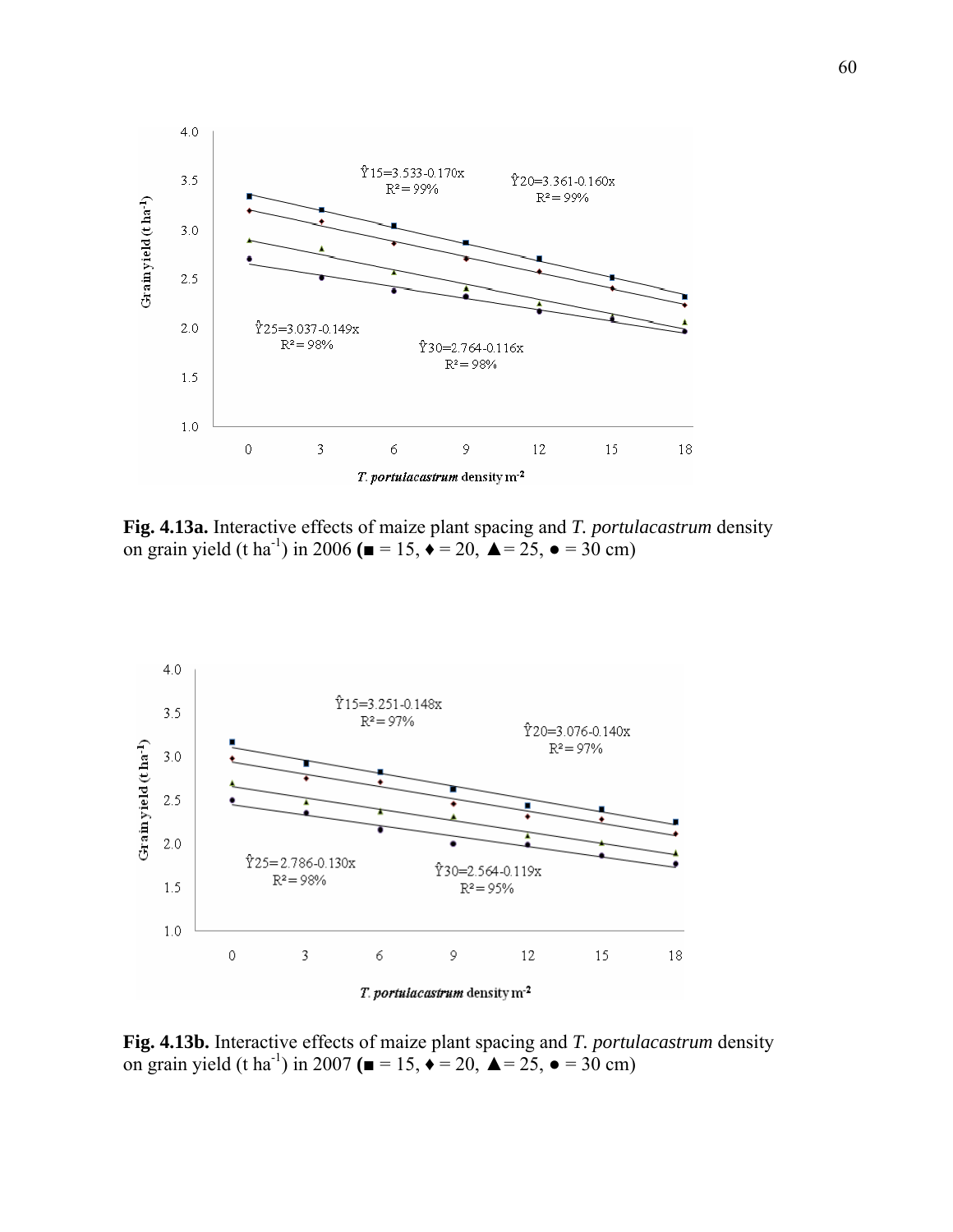**Fig. 4.13a.** Interactive effects of maize plant spacing and *T. portulacastrum* density on grain yield (t ha$^{-1}$) in 2006 (■ = 15, ♦ = 20, ▲= 25, ● = 30 cm)

**Fig. 4.13b.** Interactive effects of maize plant spacing and *T. portulacastrum* density on grain yield (t ha$^{-1}$) in 2007 (■ = 15, ♦ = 20, ▲= 25, ● = 30 cm)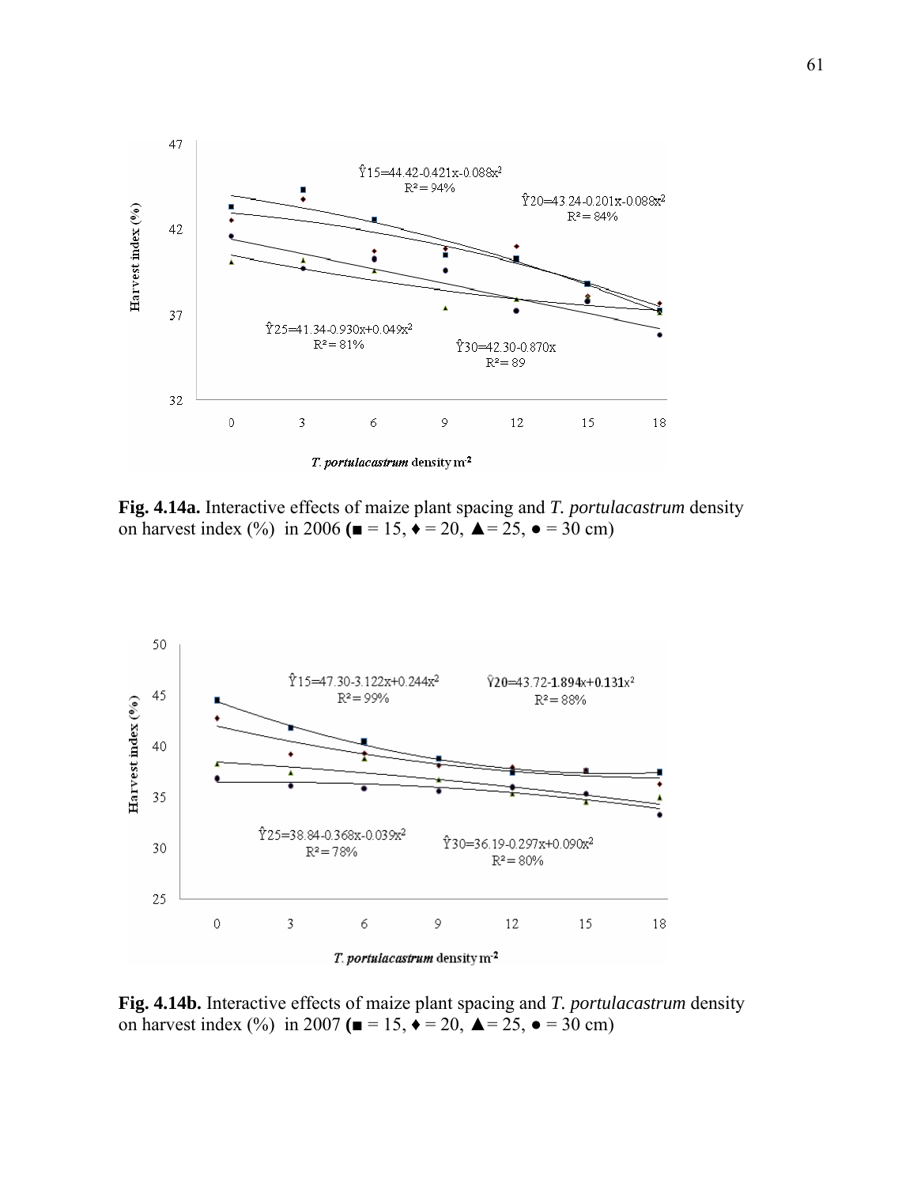**Fig. 4.14a.** Interactive effects of maize plant spacing and *T. portulacastrum* density on harvest index (%) in 2006 **(■** = 15, ♦ = 20, ▲= 25, ● = 30 cm)

**Fig. 4.14b.** Interactive effects of maize plant spacing and *T. portulacastrum* density on harvest index (%) in 2007 **(■** = 15, ♦ = 20, ▲= 25, ● = 30 cm)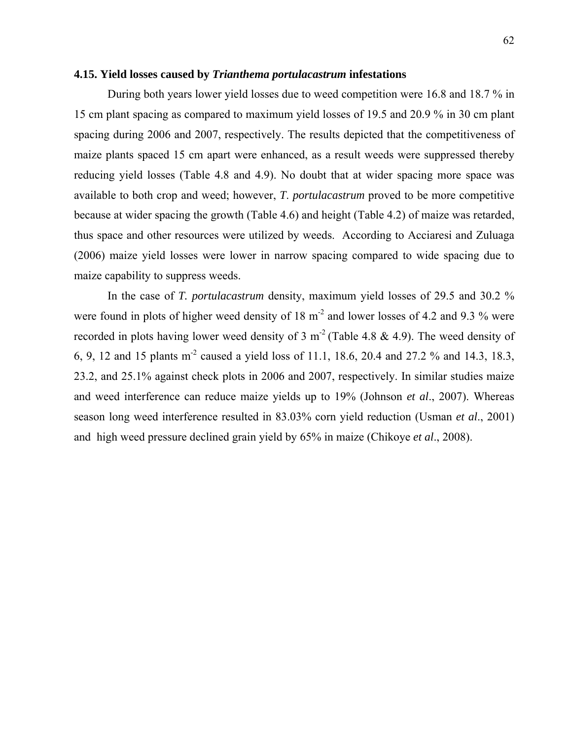### 4.15. Yield losses caused by *Trianthema portulacastrum* infestations

During both years lower yield losses due to weed competition were 16.8 and 18.7 % in 15 cm plant spacing as compared to maximum yield losses of 19.5 and 20.9 % in 30 cm plant spacing during 2006 and 2007, respectively. The results depicted that the competitiveness of maize plants spaced 15 cm apart were enhanced, as a result weeds were suppressed thereby reducing yield losses (Table 4.8 and 4.9). No doubt that at wider spacing more space was available to both crop and weed; however, *T. portulacastrum* proved to be more competitive because at wider spacing the growth (Table 4.6) and height (Table 4.2) of maize was retarded, thus space and other resources were utilized by weeds. According to Acciaresi and Zuluaga (2006) maize yield losses were lower in narrow spacing compared to wide spacing due to maize capability to suppress weeds.

In the case of *T. portulacastrum* density, maximum yield losses of 29.5 and 30.2 % were found in plots of higher weed density of 18 $m^{-2}$ and lower losses of 4.2 and 9.3 % were recorded in plots having lower weed density of 3 $m^{-2}$ (Table 4.8 & 4.9). The weed density of 6, 9, 12 and 15 plants $m^{-2}$ caused a yield loss of 11.1, 18.6, 20.4 and 27.2 % and 14.3, 18.3, 23.2, and 25.1% against check plots in 2006 and 2007, respectively. In similar studies maize and weed interference can reduce maize yields up to 19% (Johnson *et al*., 2007). Whereas season long weed interference resulted in 83.03% corn yield reduction (Usman *et al*., 2001) and high weed pressure declined grain yield by 65% in maize (Chikoye *et al*., 2008).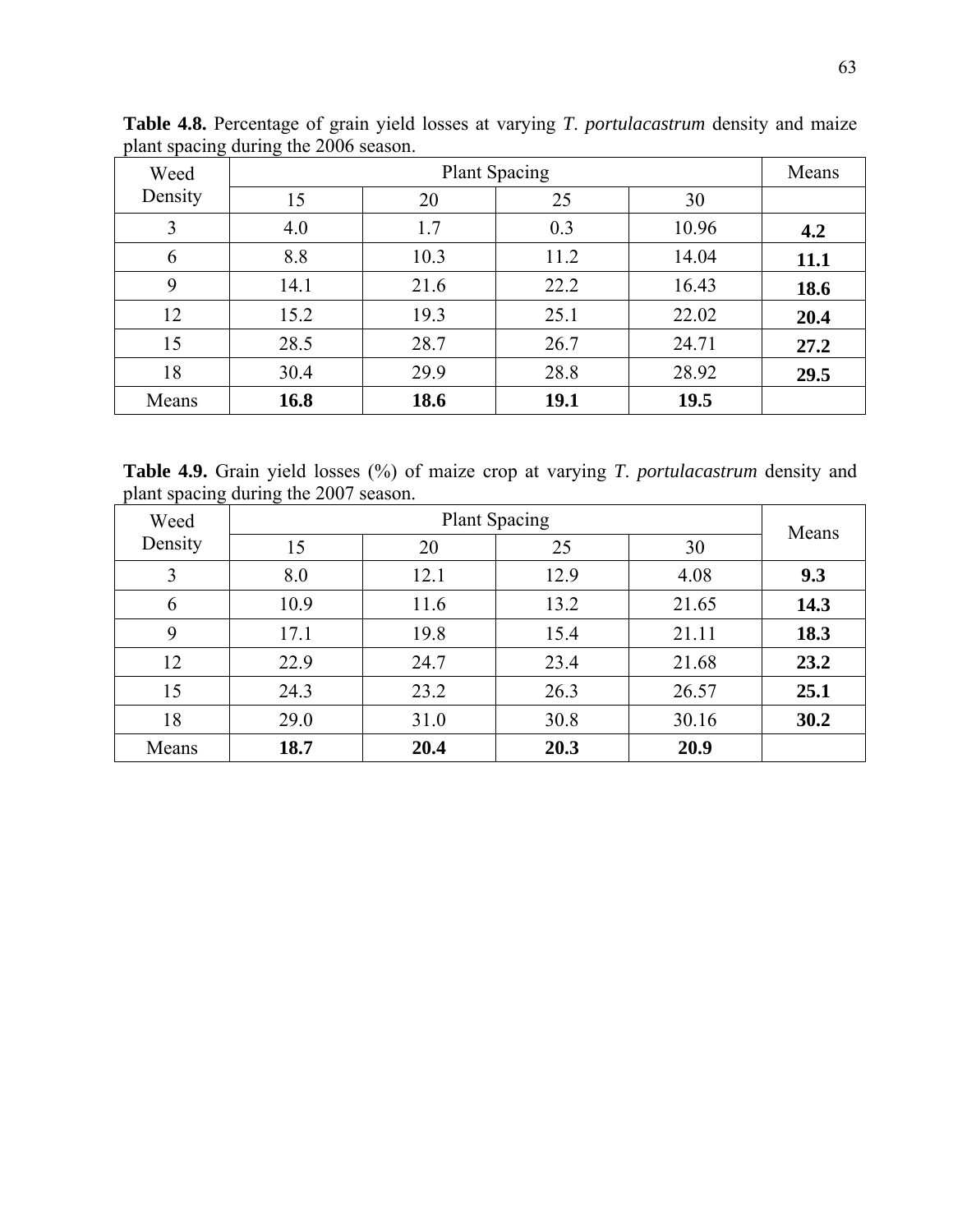**Table 4.8.** Percentage of grain yield losses at varying *T. portulacastrum* density and maize plant spacing during the 2006 season.

| Weed Density | Plant Spacing | | | | Means |
|---|---|---|---|---|---|
| | 15 | 20 | 25 | 30 | |
| 3 | 4.0 | 1.7 | 0.3 | 10.96 | **4.2** |
| 6 | 8.8 | 10.3 | 11.2 | 14.04 | **11.1** |
| 9 | 14.1 | 21.6 | 22.2 | 16.43 | **18.6** |
| 12 | 15.2 | 19.3 | 25.1 | 22.02 | **20.4** |
| 15 | 28.5 | 28.7 | 26.7 | 24.71 | **27.2** |
| 18 | 30.4 | 29.9 | 28.8 | 28.92 | **29.5** |
| Means | **16.8** | **18.6** | **19.1** | **19.5** | |

**Table 4.9.** Grain yield losses (%) of maize crop at varying *T. portulacastrum* density and plant spacing during the 2007 season.

| Weed Density | Plant Spacing | | | | Means |
|---|---|---|---|---|---|
| | 15 | 20 | 25 | 30 | |
| 3 | 8.0 | 12.1 | 12.9 | 4.08 | **9.3** |
| 6 | 10.9 | 11.6 | 13.2 | 21.65 | **14.3** |
| 9 | 17.1 | 19.8 | 15.4 | 21.11 | **18.3** |
| 12 | 22.9 | 24.7 | 23.4 | 21.68 | **23.2** |
| 15 | 24.3 | 23.2 | 26.3 | 26.57 | **25.1** |
| 18 | 29.0 | 31.0 | 30.8 | 30.16 | **30.2** |
| Means | **18.7** | **20.4** | **20.3** | **20.9** | |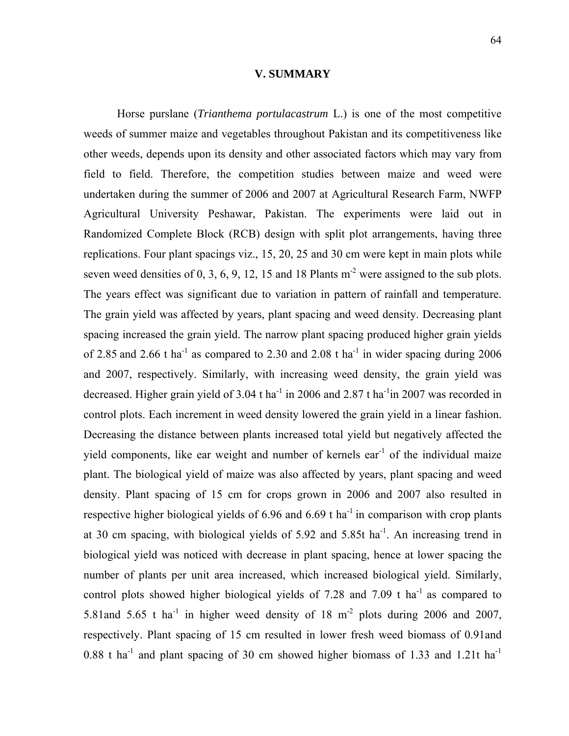# V. SUMMARY

Horse purslane (*Trianthema portulacastrum* L.) is one of the most competitive weeds of summer maize and vegetables throughout Pakistan and its competitiveness like other weeds, depends upon its density and other associated factors which may vary from field to field. Therefore, the competition studies between maize and weed were undertaken during the summer of 2006 and 2007 at Agricultural Research Farm, NWFP Agricultural University Peshawar, Pakistan. The experiments were laid out in Randomized Complete Block (RCB) design with split plot arrangements, having three replications. Four plant spacings viz., 15, 20, 25 and 30 cm were kept in main plots while seven weed densities of 0, 3, 6, 9, 12, 15 and 18 Plants $m^{-2}$ were assigned to the sub plots. The years effect was significant due to variation in pattern of rainfall and temperature. The grain yield was affected by years, plant spacing and weed density. Decreasing plant spacing increased the grain yield. The narrow plant spacing produced higher grain yields of 2.85 and 2.66 t $ha^{-1}$ as compared to 2.30 and 2.08 t $ha^{-1}$ in wider spacing during 2006 and 2007, respectively. Similarly, with increasing weed density, the grain yield was decreased. Higher grain yield of 3.04 t $ha^{-1}$ in 2006 and 2.87 t $ha^{-1}$in 2007 was recorded in control plots. Each increment in weed density lowered the grain yield in a linear fashion. Decreasing the distance between plants increased total yield but negatively affected the yield components, like ear weight and number of kernels $ear^{-1}$ of the individual maize plant. The biological yield of maize was also affected by years, plant spacing and weed density. Plant spacing of 15 cm for crops grown in 2006 and 2007 also resulted in respective higher biological yields of 6.96 and 6.69 t $ha^{-1}$ in comparison with crop plants at 30 cm spacing, with biological yields of 5.92 and 5.85t $ha^{-1}$. An increasing trend in biological yield was noticed with decrease in plant spacing, hence at lower spacing the number of plants per unit area increased, which increased biological yield. Similarly, control plots showed higher biological yields of 7.28 and 7.09 t $ha^{-1}$ as compared to 5.81and 5.65 t $ha^{-1}$ in higher weed density of 18 $m^{-2}$ plots during 2006 and 2007, respectively. Plant spacing of 15 cm resulted in lower fresh weed biomass of 0.91and 0.88 t $ha^{-1}$ and plant spacing of 30 cm showed higher biomass of 1.33 and 1.21t $ha^{-1}$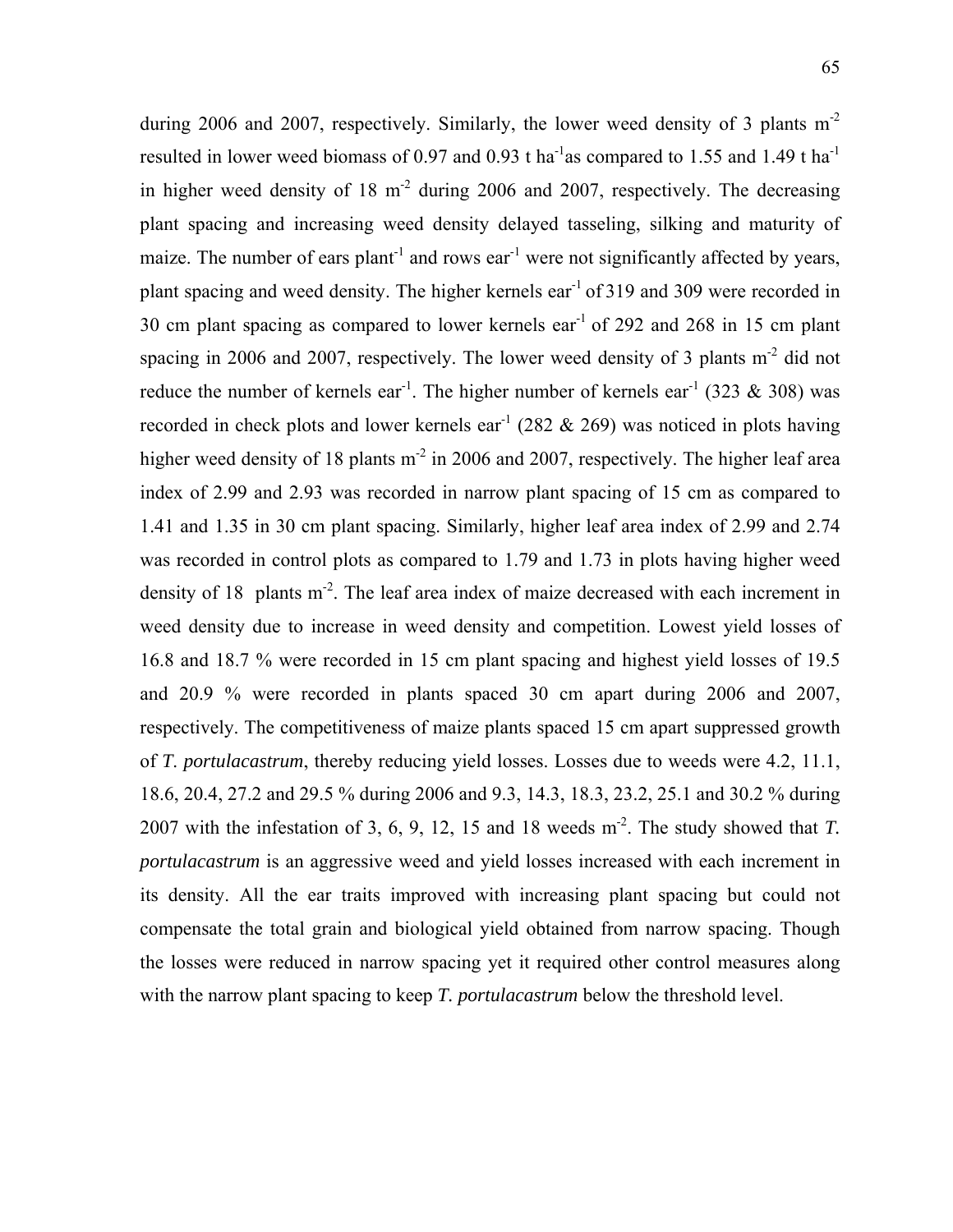during 2006 and 2007, respectively. Similarly, the lower weed density of 3 plants $m^{-2}$ resulted in lower weed biomass of 0.97 and 0.93 t $ha^{-1}$as compared to 1.55 and 1.49 t $ha^{-1}$ in higher weed density of 18 $m^{-2}$ during 2006 and 2007, respectively. The decreasing plant spacing and increasing weed density delayed tasseling, silking and maturity of maize. The number of ears $plant^{-1}$ and rows $ear^{-1}$ were not significantly affected by years, plant spacing and weed density. The higher kernels $ear^{-1}$ of 319 and 309 were recorded in 30 cm plant spacing as compared to lower kernels $ear^{-1}$ of 292 and 268 in 15 cm plant spacing in 2006 and 2007, respectively. The lower weed density of 3 plants $m^{-2}$ did not reduce the number of kernels $ear^{-1}$. The higher number of kernels $ear^{-1}$ (323 & 308) was recorded in check plots and lower kernels $ear^{-1}$ (282 & 269) was noticed in plots having higher weed density of 18 plants $m^{-2}$ in 2006 and 2007, respectively. The higher leaf area index of 2.99 and 2.93 was recorded in narrow plant spacing of 15 cm as compared to 1.41 and 1.35 in 30 cm plant spacing. Similarly, higher leaf area index of 2.99 and 2.74 was recorded in control plots as compared to 1.79 and 1.73 in plots having higher weed density of 18 plants $m^{-2}$. The leaf area index of maize decreased with each increment in weed density due to increase in weed density and competition. Lowest yield losses of 16.8 and 18.7 % were recorded in 15 cm plant spacing and highest yield losses of 19.5 and 20.9 % were recorded in plants spaced 30 cm apart during 2006 and 2007, respectively. The competitiveness of maize plants spaced 15 cm apart suppressed growth of *T. portulacastrum*, thereby reducing yield losses. Losses due to weeds were 4.2, 11.1, 18.6, 20.4, 27.2 and 29.5 % during 2006 and 9.3, 14.3, 18.3, 23.2, 25.1 and 30.2 % during 2007 with the infestation of 3, 6, 9, 12, 15 and 18 weeds $m^{-2}$. The study showed that *T. portulacastrum* is an aggressive weed and yield losses increased with each increment in its density. All the ear traits improved with increasing plant spacing but could not compensate the total grain and biological yield obtained from narrow spacing. Though the losses were reduced in narrow spacing yet it required other control measures along with the narrow plant spacing to keep *T. portulacastrum* below the threshold level.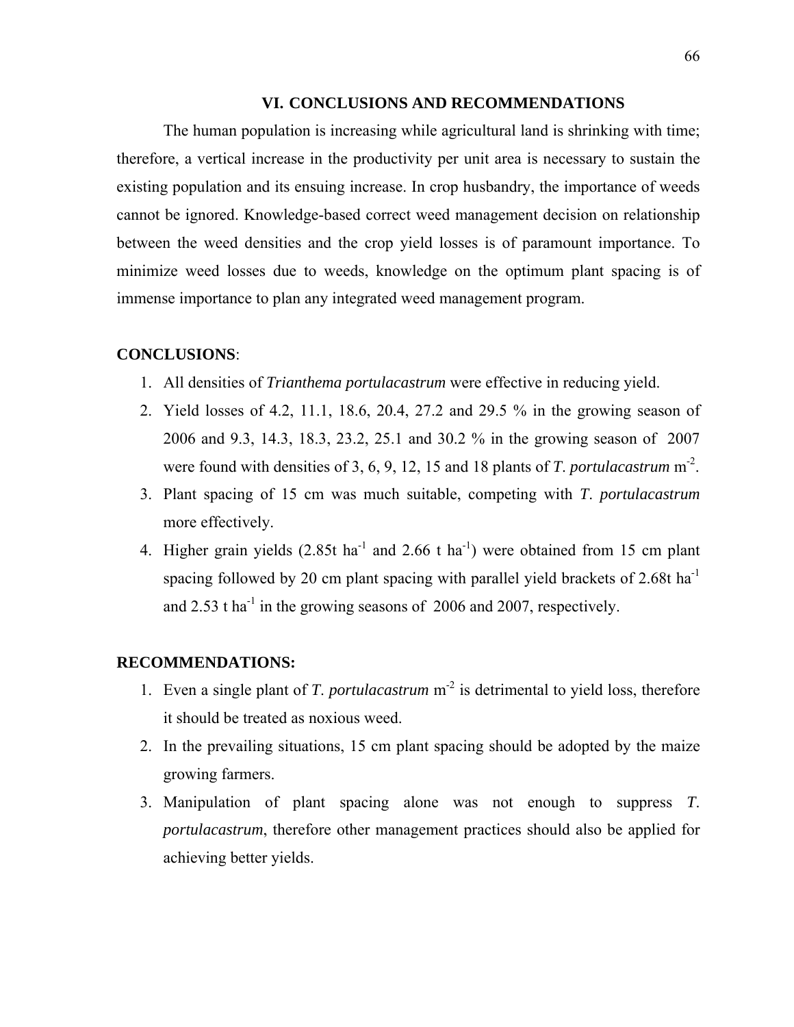# VI. CONCLUSIONS AND RECOMMENDATIONS

The human population is increasing while agricultural land is shrinking with time; therefore, a vertical increase in the productivity per unit area is necessary to sustain the existing population and its ensuing increase. In crop husbandry, the importance of weeds cannot be ignored. Knowledge-based correct weed management decision on relationship between the weed densities and the crop yield losses is of paramount importance. To minimize weed losses due to weeds, knowledge on the optimum plant spacing is of immense importance to plan any integrated weed management program.

**CONCLUSIONS**:

1. All densities of *Trianthema portulacastrum* were effective in reducing yield.
2. Yield losses of 4.2, 11.1, 18.6, 20.4, 27.2 and 29.5 % in the growing season of 2006 and 9.3, 14.3, 18.3, 23.2, 25.1 and 30.2 % in the growing season of 2007 were found with densities of 3, 6, 9, 12, 15 and 18 plants of *T. portulacastrum* $m^{-2}$.
3. Plant spacing of 15 cm was much suitable, competing with *T. portulacastrum* more effectively.
4. Higher grain yields (2.85t $ha^{-1}$ and 2.66 t $ha^{-1}$) were obtained from 15 cm plant spacing followed by 20 cm plant spacing with parallel yield brackets of 2.68t $ha^{-1}$ and 2.53 t $ha^{-1}$ in the growing seasons of 2006 and 2007, respectively.

**RECOMMENDATIONS:**

1. Even a single plant of *T. portulacastrum* $m^{-2}$ is detrimental to yield loss, therefore it should be treated as noxious weed.
2. In the prevailing situations, 15 cm plant spacing should be adopted by the maize growing farmers.
3. Manipulation of plant spacing alone was not enough to suppress *T. portulacastrum*, therefore other management practices should also be applied for achieving better yields.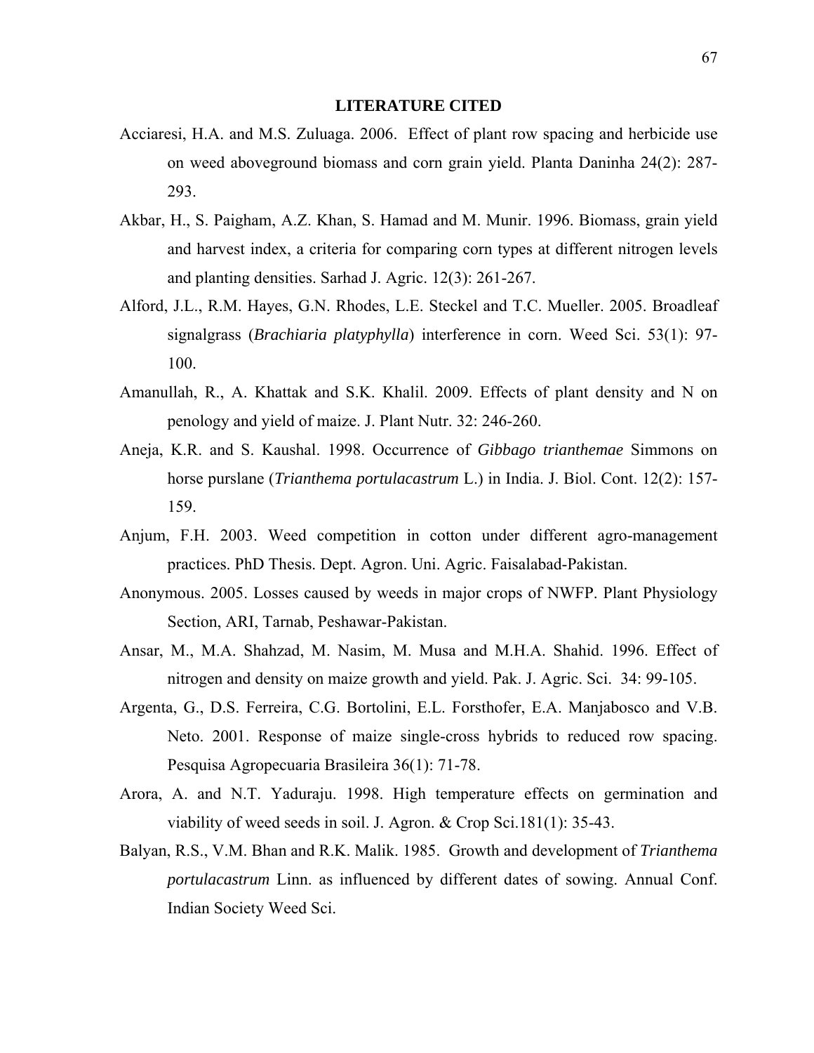# LITERATURE CITED

Acciaresi, H.A. and M.S. Zuluaga. 2006. Effect of plant row spacing and herbicide use on weed aboveground biomass and corn grain yield. Planta Daninha 24(2): 287-293.

Akbar, H., S. Paigham, A.Z. Khan, S. Hamad and M. Munir. 1996. Biomass, grain yield and harvest index, a criteria for comparing corn types at different nitrogen levels and planting densities. Sarhad J. Agric. 12(3): 261-267.

Alford, J.L., R.M. Hayes, G.N. Rhodes, L.E. Steckel and T.C. Mueller. 2005. Broadleaf signalgrass (*Brachiaria platyphylla*) interference in corn. Weed Sci. 53(1): 97-100.

Amanullah, R., A. Khattak and S.K. Khalil. 2009. Effects of plant density and N on penology and yield of maize. J. Plant Nutr. 32: 246-260.

Aneja, K.R. and S. Kaushal. 1998. Occurrence of *Gibbago trianthemae* Simmons on horse purslane (*Trianthema portulacastrum* L.) in India. J. Biol. Cont. 12(2): 157-159.

Anjum, F.H. 2003. Weed competition in cotton under different agro-management practices. PhD Thesis. Dept. Agron. Uni. Agric. Faisalabad-Pakistan.

Anonymous. 2005. Losses caused by weeds in major crops of NWFP. Plant Physiology Section, ARI, Tarnab, Peshawar-Pakistan.

Ansar, M., M.A. Shahzad, M. Nasim, M. Musa and M.H.A. Shahid. 1996. Effect of nitrogen and density on maize growth and yield. Pak. J. Agric. Sci. 34: 99-105.

Argenta, G., D.S. Ferreira, C.G. Bortolini, E.L. Forsthofer, E.A. Manjabosco and V.B. Neto. 2001. Response of maize single-cross hybrids to reduced row spacing. Pesquisa Agropecuaria Brasileira 36(1): 71-78.

Arora, A. and N.T. Yaduraju. 1998. High temperature effects on germination and viability of weed seeds in soil. J. Agron. & Crop Sci.181(1): 35-43.

Balyan, R.S., V.M. Bhan and R.K. Malik. 1985. Growth and development of *Trianthema portulacastrum* Linn. as influenced by different dates of sowing. Annual Conf. Indian Society Weed Sci.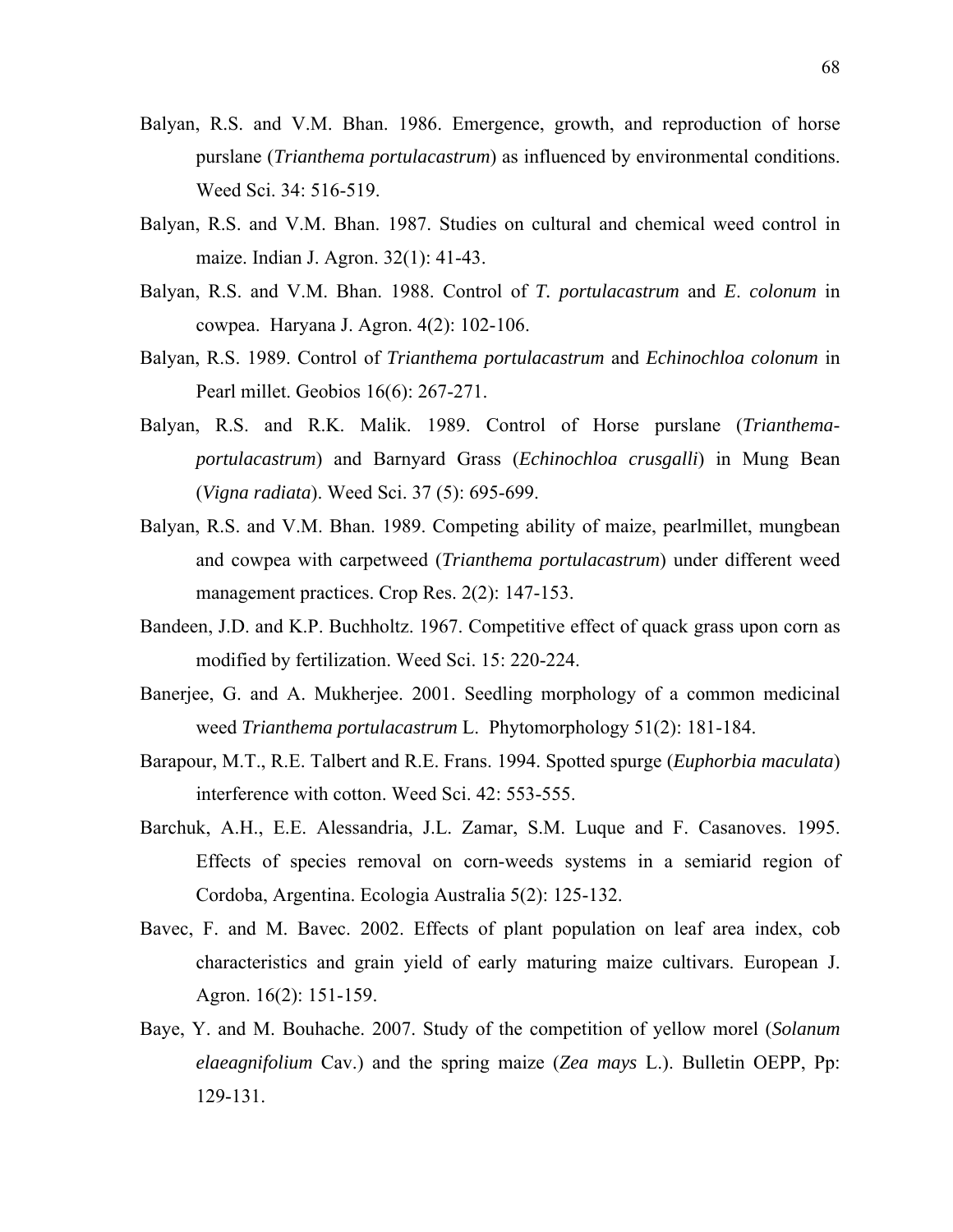Balyan, R.S. and V.M. Bhan. 1986. Emergence, growth, and reproduction of horse purslane (*Trianthema portulacastrum*) as influenced by environmental conditions. Weed Sci. 34: 516-519.

Balyan, R.S. and V.M. Bhan. 1987. Studies on cultural and chemical weed control in maize. Indian J. Agron. 32(1): 41-43.

Balyan, R.S. and V.M. Bhan. 1988. Control of *T. portulacastrum* and *E. colonum* in cowpea. Haryana J. Agron. 4(2): 102-106.

Balyan, R.S. 1989. Control of *Trianthema portulacastrum* and *Echinochloa colonum* in Pearl millet. Geobios 16(6): 267-271.

Balyan, R.S. and R.K. Malik. 1989. Control of Horse purslane (*Trianthema-portulacastrum*) and Barnyard Grass (*Echinochloa crusgalli*) in Mung Bean (*Vigna radiata*). Weed Sci. 37 (5): 695-699.

Balyan, R.S. and V.M. Bhan. 1989. Competing ability of maize, pearlmillet, mungbean and cowpea with carpetweed (*Trianthema portulacastrum*) under different weed management practices. Crop Res. 2(2): 147-153.

Bandeen, J.D. and K.P. Buchholtz. 1967. Competitive effect of quack grass upon corn as modified by fertilization. Weed Sci. 15: 220-224.

Banerjee, G. and A. Mukherjee. 2001. Seedling morphology of a common medicinal weed *Trianthema portulacastrum* L. Phytomorphology 51(2): 181-184.

Barapour, M.T., R.E. Talbert and R.E. Frans. 1994. Spotted spurge (*Euphorbia maculata*) interference with cotton. Weed Sci. 42: 553-555.

Barchuk, A.H., E.E. Alessandria, J.L. Zamar, S.M. Luque and F. Casanoves. 1995. Effects of species removal on corn-weeds systems in a semiarid region of Cordoba, Argentina. Ecologia Australia 5(2): 125-132.

Bavec, F. and M. Bavec. 2002. Effects of plant population on leaf area index, cob characteristics and grain yield of early maturing maize cultivars. European J. Agron. 16(2): 151-159.

Baye, Y. and M. Bouhache. 2007. Study of the competition of yellow morel (*Solanum elaeagnifolium* Cav.) and the spring maize (*Zea mays* L.). Bulletin OEPP, Pp: 129-131.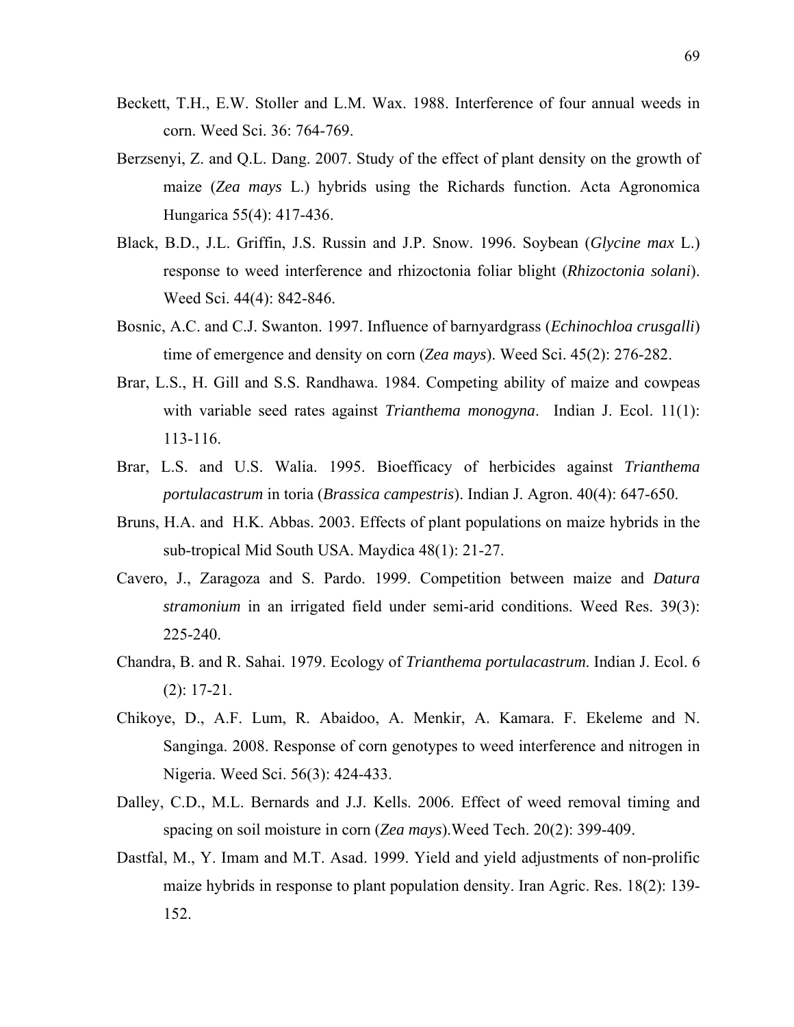Beckett, T.H., E.W. Stoller and L.M. Wax. 1988. Interference of four annual weeds in corn. Weed Sci. 36: 764-769.

Berzsenyi, Z. and Q.L. Dang. 2007. Study of the effect of plant density on the growth of maize (*Zea mays* L.) hybrids using the Richards function. Acta Agronomica Hungarica 55(4): 417-436.

Black, B.D., J.L. Griffin, J.S. Russin and J.P. Snow. 1996. Soybean (*Glycine max* L.) response to weed interference and rhizoctonia foliar blight (*Rhizoctonia solani*). Weed Sci. 44(4): 842-846.

Bosnic, A.C. and C.J. Swanton. 1997. Influence of barnyardgrass (*Echinochloa crusgalli*) time of emergence and density on corn (*Zea mays*). Weed Sci. 45(2): 276-282.

Brar, L.S., H. Gill and S.S. Randhawa. 1984. Competing ability of maize and cowpeas with variable seed rates against *Trianthema monogyna*. Indian J. Ecol. 11(1): 113-116.

Brar, L.S. and U.S. Walia. 1995. Bioefficacy of herbicides against *Trianthema portulacastrum* in toria (*Brassica campestris*). Indian J. Agron. 40(4): 647-650.

Bruns, H.A. and H.K. Abbas. 2003. Effects of plant populations on maize hybrids in the sub-tropical Mid South USA. Maydica 48(1): 21-27.

Cavero, J., Zaragoza and S. Pardo. 1999. Competition between maize and *Datura stramonium* in an irrigated field under semi-arid conditions. Weed Res. 39(3): 225-240.

Chandra, B. and R. Sahai. 1979. Ecology of *Trianthema portulacastrum*. Indian J. Ecol. 6 (2): 17-21.

Chikoye, D., A.F. Lum, R. Abaidoo, A. Menkir, A. Kamara. F. Ekeleme and N. Sanginga. 2008. Response of corn genotypes to weed interference and nitrogen in Nigeria. Weed Sci. 56(3): 424-433.

Dalley, C.D., M.L. Bernards and J.J. Kells. 2006. Effect of weed removal timing and spacing on soil moisture in corn (*Zea mays*).Weed Tech. 20(2): 399-409.

Dastfal, M., Y. Imam and M.T. Asad. 1999. Yield and yield adjustments of non-prolific maize hybrids in response to plant population density. Iran Agric. Res. 18(2): 139-152.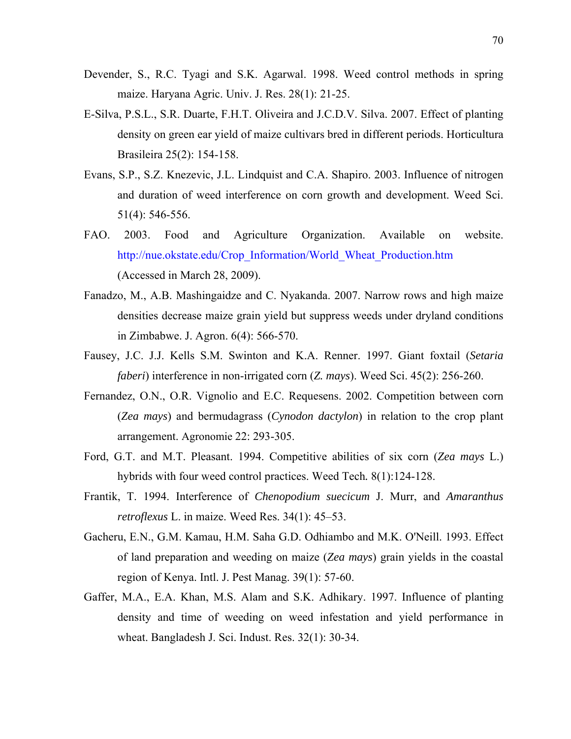Devender, S., R.C. Tyagi and S.K. Agarwal. 1998. Weed control methods in spring maize. Haryana Agric. Univ. J. Res. 28(1): 21-25.

E-Silva, P.S.L., S.R. Duarte, F.H.T. Oliveira and J.C.D.V. Silva. 2007. Effect of planting density on green ear yield of maize cultivars bred in different periods. Horticultura Brasileira 25(2): 154-158.

Evans, S.P., S.Z. Knezevic, J.L. Lindquist and C.A. Shapiro. 2003. Influence of nitrogen and duration of weed interference on corn growth and development. Weed Sci. 51(4): 546-556.

FAO. 2003. Food and Agriculture Organization. Available on website. http://nue.okstate.edu/Crop_Information/World_Wheat_Production.htm (Accessed in March 28, 2009).

Fanadzo, M., A.B. Mashingaidze and C. Nyakanda. 2007. Narrow rows and high maize densities decrease maize grain yield but suppress weeds under dryland conditions in Zimbabwe. J. Agron. 6(4): 566-570.

Fausey, J.C. J.J. Kells S.M. Swinton and K.A. Renner. 1997. Giant foxtail (*Setaria faberi*) interference in non-irrigated corn (*Z. mays*). Weed Sci. 45(2): 256-260.

Fernandez, O.N., O.R. Vignolio and E.C. Requesens. 2002. Competition between corn (*Zea mays*) and bermudagrass (*Cynodon dactylon*) in relation to the crop plant arrangement. Agronomie 22: 293-305.

Ford, G.T. and M.T. Pleasant. 1994. Competitive abilities of six corn (*Zea mays* L.) hybrids with four weed control practices. Weed Tech. 8(1):124-128.

Frantik, T. 1994. Interference of *Chenopodium suecicum* J. Murr, and *Amaranthus retroflexus* L. in maize. Weed Res. 34(1): 45–53.

Gacheru, E.N., G.M. Kamau, H.M. Saha G.D. Odhiambo and M.K. O'Neill. 1993. Effect of land preparation and weeding on maize (*Zea mays*) grain yields in the coastal region of Kenya. Intl. J. Pest Manag. 39(1): 57-60.

Gaffer, M.A., E.A. Khan, M.S. Alam and S.K. Adhikary. 1997. Influence of planting density and time of weeding on weed infestation and yield performance in wheat. Bangladesh J. Sci. Indust. Res. 32(1): 30-34.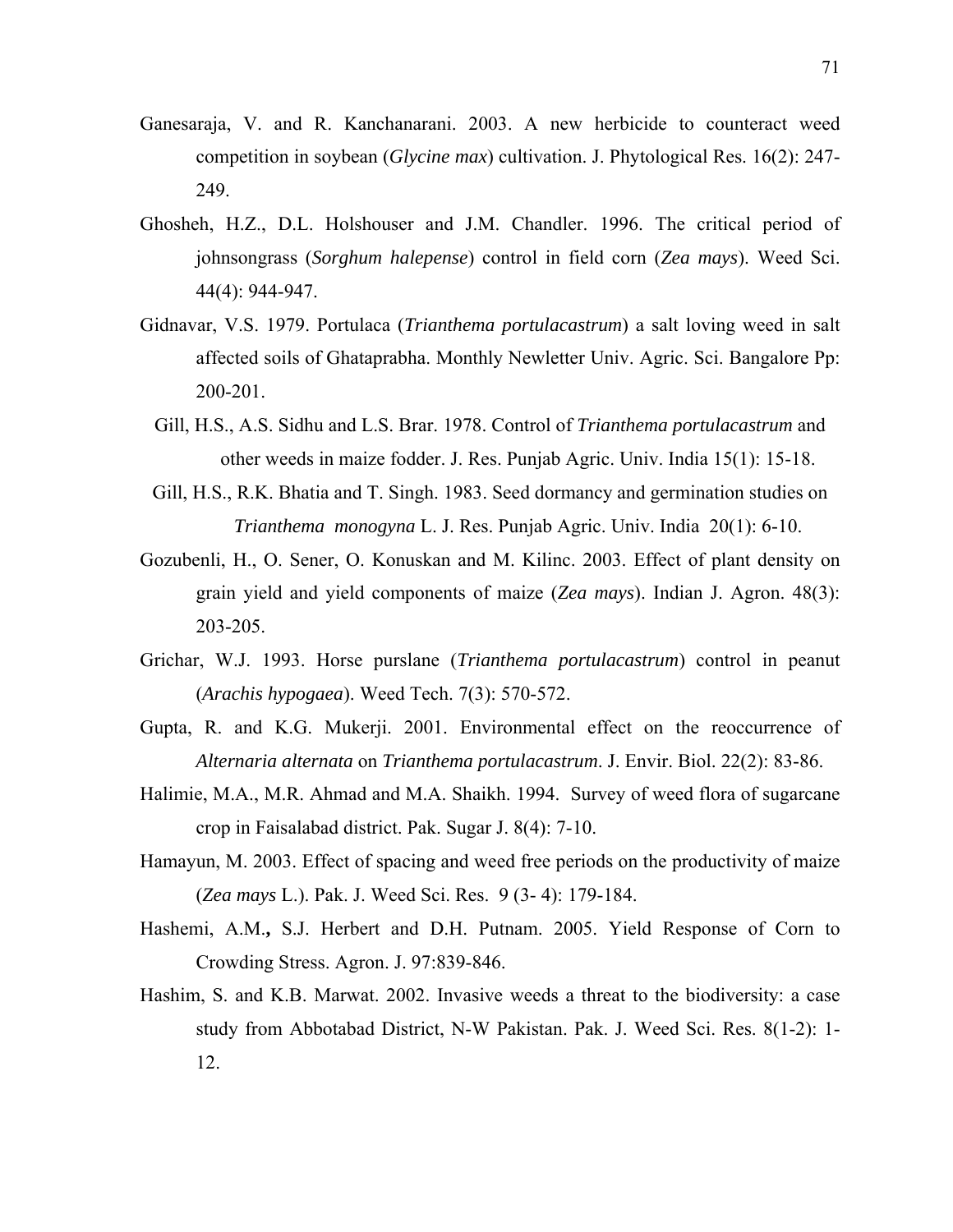Ganesaraja, V. and R. Kanchanarani. 2003. A new herbicide to counteract weed competition in soybean (*Glycine max*) cultivation. J. Phytological Res. 16(2): 247-249.

Ghosheh, H.Z., D.L. Holshouser and J.M. Chandler. 1996. The critical period of johnsongrass (*Sorghum halepense*) control in field corn (*Zea mays*). Weed Sci. 44(4): 944-947.

Gidnavar, V.S. 1979. Portulaca (*Trianthema portulacastrum*) a salt loving weed in salt affected soils of Ghataprabha. Monthly Newletter Univ. Agric. Sci. Bangalore Pp: 200-201.

Gill, H.S., A.S. Sidhu and L.S. Brar. 1978. Control of *Trianthema portulacastrum* and other weeds in maize fodder. J. Res. Punjab Agric. Univ. India 15(1): 15-18.

Gill, H.S., R.K. Bhatia and T. Singh. 1983. Seed dormancy and germination studies on *Trianthema monogyna* L. J. Res. Punjab Agric. Univ. India 20(1): 6-10.

Gozubenli, H., O. Sener, O. Konuskan and M. Kilinc. 2003. Effect of plant density on grain yield and yield components of maize (*Zea mays*). Indian J. Agron. 48(3): 203-205.

Grichar, W.J. 1993. Horse purslane (*Trianthema portulacastrum*) control in peanut (*Arachis hypogaea*). Weed Tech. 7(3): 570-572.

Gupta, R. and K.G. Mukerji. 2001. Environmental effect on the reoccurrence of *Alternaria alternata* on *Trianthema portulacastrum*. J. Envir. Biol. 22(2): 83-86.

Halimie, M.A., M.R. Ahmad and M.A. Shaikh. 1994. Survey of weed flora of sugarcane crop in Faisalabad district. Pak. Sugar J. 8(4): 7-10.

Hamayun, M. 2003. Effect of spacing and weed free periods on the productivity of maize (*Zea mays* L.). Pak. J. Weed Sci. Res. 9 (3- 4): 179-184.

Hashemi, A.M**.,** S.J. Herbert and D.H. Putnam. 2005. Yield Response of Corn to Crowding Stress. Agron. J. 97:839-846.

Hashim, S. and K.B. Marwat. 2002. Invasive weeds a threat to the biodiversity: a case study from Abbotabad District, N-W Pakistan. Pak. J. Weed Sci. Res. 8(1-2): 1-12.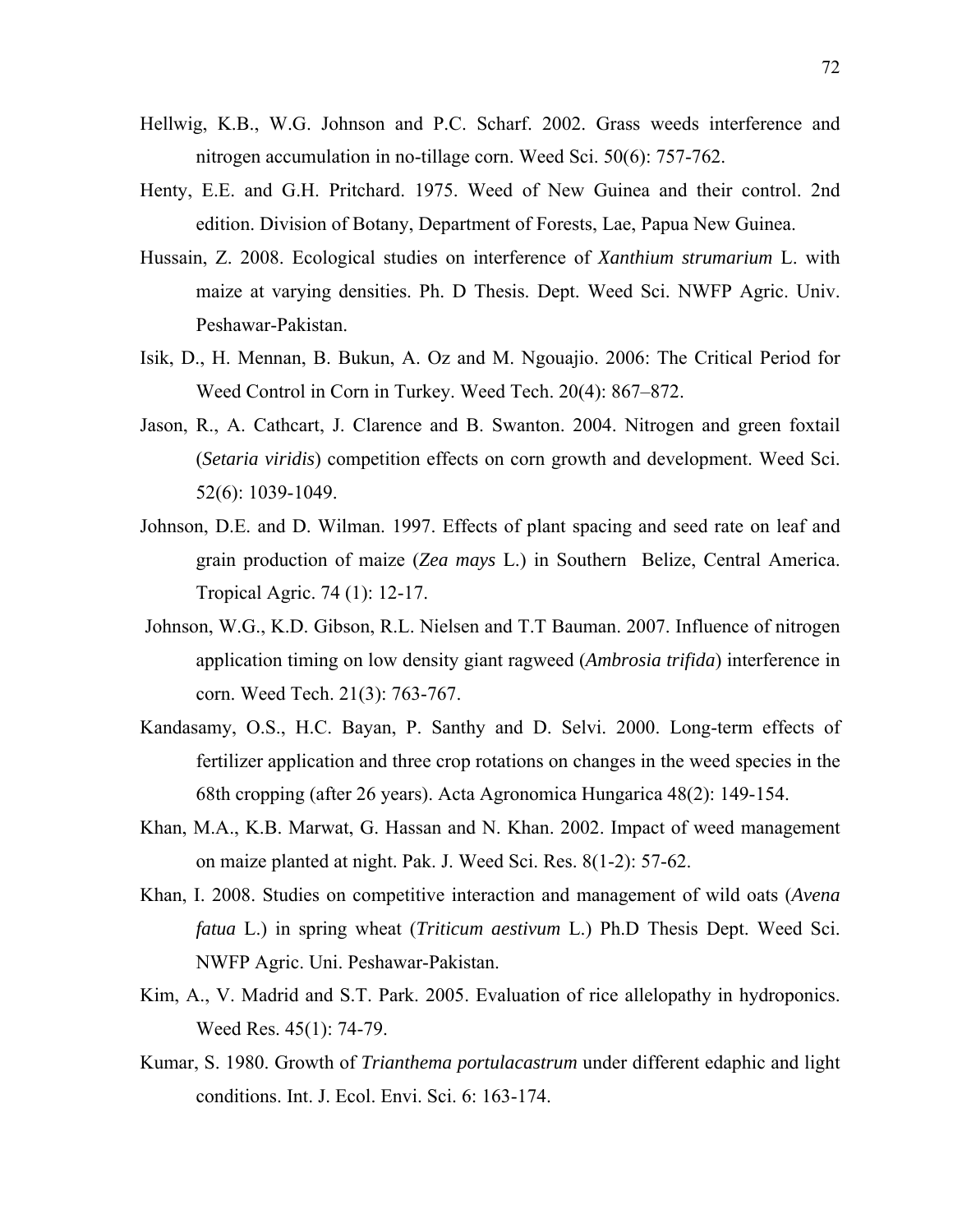Hellwig, K.B., W.G. Johnson and P.C. Scharf. 2002. Grass weeds interference and nitrogen accumulation in no-tillage corn. Weed Sci. 50(6): 757-762.

Henty, E.E. and G.H. Pritchard. 1975. Weed of New Guinea and their control. 2nd edition. Division of Botany, Department of Forests, Lae, Papua New Guinea.

Hussain, Z. 2008. Ecological studies on interference of *Xanthium strumarium* L. with maize at varying densities. Ph. D Thesis. Dept. Weed Sci. NWFP Agric. Univ. Peshawar-Pakistan.

Isik, D., H. Mennan, B. Bukun, A. Oz and M. Ngouajio. 2006: The Critical Period for Weed Control in Corn in Turkey. Weed Tech. 20(4): 867–872.

Jason, R., A. Cathcart, J. Clarence and B. Swanton. 2004. Nitrogen and green foxtail (*Setaria viridis*) competition effects on corn growth and development. Weed Sci. 52(6): 1039-1049.

Johnson, D.E. and D. Wilman. 1997. Effects of plant spacing and seed rate on leaf and grain production of maize (*Zea mays* L.) in Southern Belize, Central America. Tropical Agric. 74 (1): 12-17.

Johnson, W.G., K.D. Gibson, R.L. Nielsen and T.T Bauman. 2007. Influence of nitrogen application timing on low density giant ragweed (*Ambrosia trifida*) interference in corn. Weed Tech. 21(3): 763-767.

Kandasamy, O.S., H.C. Bayan, P. Santhy and D. Selvi. 2000. Long-term effects of fertilizer application and three crop rotations on changes in the weed species in the 68th cropping (after 26 years). Acta Agronomica Hungarica 48(2): 149-154.

Khan, M.A., K.B. Marwat, G. Hassan and N. Khan. 2002. Impact of weed management on maize planted at night. Pak. J. Weed Sci. Res. 8(1-2): 57-62.

Khan, I. 2008. Studies on competitive interaction and management of wild oats (*Avena fatua* L.) in spring wheat (*Triticum aestivum* L.) Ph.D Thesis Dept. Weed Sci. NWFP Agric. Uni. Peshawar-Pakistan.

Kim, A., V. Madrid and S.T. Park. 2005. Evaluation of rice allelopathy in hydroponics. Weed Res. 45(1): 74-79.

Kumar, S. 1980. Growth of *Trianthema portulacastrum* under different edaphic and light conditions. Int. J. Ecol. Envi. Sci. 6: 163-174.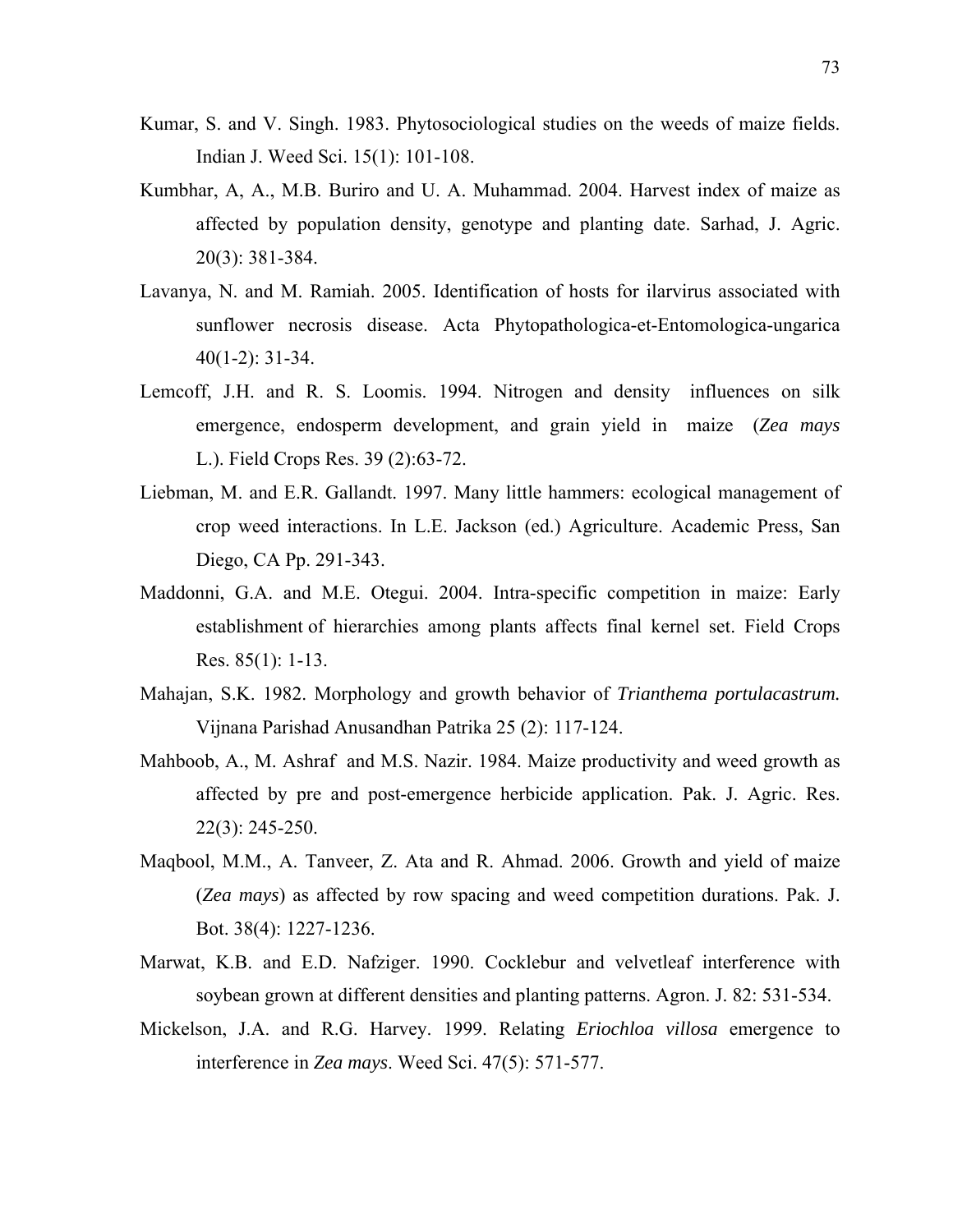Kumar, S. and V. Singh. 1983. Phytosociological studies on the weeds of maize fields. Indian J. Weed Sci. 15(1): 101-108.

Kumbhar, A, A., M.B. Buriro and U. A. Muhammad. 2004. Harvest index of maize as affected by population density, genotype and planting date. Sarhad, J. Agric. 20(3): 381-384.

Lavanya, N. and M. Ramiah. 2005. Identification of hosts for ilarvirus associated with sunflower necrosis disease. Acta Phytopathologica-et-Entomologica-ungarica 40(1-2): 31-34.

Lemcoff, J.H. and R. S. Loomis. 1994. Nitrogen and density influences on silk emergence, endosperm development, and grain yield in maize (*Zea mays* L.). Field Crops Res. 39 (2):63-72.

Liebman, M. and E.R. Gallandt. 1997. Many little hammers: ecological management of crop weed interactions. In L.E. Jackson (ed.) Agriculture. Academic Press, San Diego, CA Pp. 291-343.

Maddonni, G.A. and M.E. Otegui. 2004. Intra-specific competition in maize: Early establishment of hierarchies among plants affects final kernel set. Field Crops Res. 85(1): 1-13.

Mahajan, S.K. 1982. Morphology and growth behavior of *Trianthema portulacastrum.* Vijnana Parishad Anusandhan Patrika 25 (2): 117-124.

Mahboob, A., M. Ashraf and M.S. Nazir. 1984. Maize productivity and weed growth as affected by pre and post-emergence herbicide application. Pak. J. Agric. Res. 22(3): 245-250.

Maqbool, M.M., A. Tanveer, Z. Ata and R. Ahmad. 2006. Growth and yield of maize (*Zea mays*) as affected by row spacing and weed competition durations. Pak. J. Bot. 38(4): 1227-1236.

Marwat, K.B. and E.D. Nafziger. 1990. Cocklebur and velvetleaf interference with soybean grown at different densities and planting patterns. Agron. J. 82: 531-534.

Mickelson, J.A. and R.G. Harvey. 1999. Relating *Eriochloa villosa* emergence to interference in *Zea mays*. Weed Sci. 47(5): 571-577.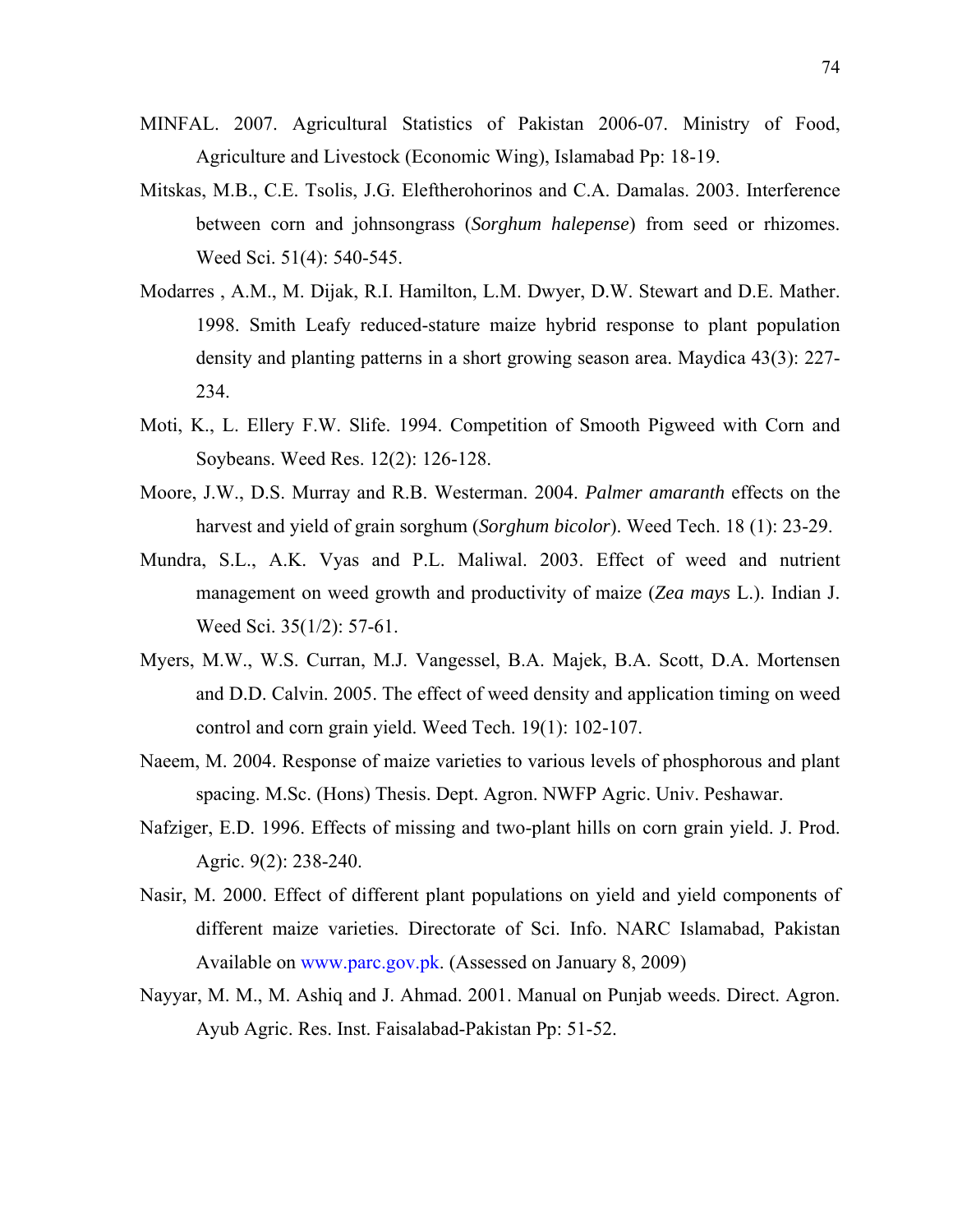MINFAL. 2007. Agricultural Statistics of Pakistan 2006-07. Ministry of Food, Agriculture and Livestock (Economic Wing), Islamabad Pp: 18-19.

Mitskas, M.B., C.E. Tsolis, J.G. Eleftherohorinos and C.A. Damalas. 2003. Interference between corn and johnsongrass (*Sorghum halepense*) from seed or rhizomes. Weed Sci. 51(4): 540-545.

Modarres , A.M., M. Dijak, R.I. Hamilton, L.M. Dwyer, D.W. Stewart and D.E. Mather. 1998. Smith Leafy reduced-stature maize hybrid response to plant population density and planting patterns in a short growing season area. Maydica 43(3): 227-234.

Moti, K., L. Ellery F.W. Slife. 1994. Competition of Smooth Pigweed with Corn and Soybeans. Weed Res. 12(2): 126-128.

Moore, J.W., D.S. Murray and R.B. Westerman. 2004. *Palmer amaranth* effects on the harvest and yield of grain sorghum (*Sorghum bicolor*). Weed Tech. 18 (1): 23-29.

Mundra, S.L., A.K. Vyas and P.L. Maliwal. 2003. Effect of weed and nutrient management on weed growth and productivity of maize (*Zea mays* L.). Indian J. Weed Sci. 35(1/2): 57-61.

Myers, M.W., W.S. Curran, M.J. Vangessel, B.A. Majek, B.A. Scott, D.A. Mortensen and D.D. Calvin. 2005. The effect of weed density and application timing on weed control and corn grain yield. Weed Tech. 19(1): 102-107.

Naeem, M. 2004. Response of maize varieties to various levels of phosphorous and plant spacing. M.Sc. (Hons) Thesis. Dept. Agron. NWFP Agric. Univ. Peshawar.

Nafziger, E.D. 1996. Effects of missing and two-plant hills on corn grain yield. J. Prod. Agric. 9(2): 238-240.

Nasir, M. 2000. Effect of different plant populations on yield and yield components of different maize varieties. Directorate of Sci. Info. NARC Islamabad, Pakistan Available on www.parc.gov.pk. (Assessed on January 8, 2009)

Nayyar, M. M., M. Ashiq and J. Ahmad. 2001. Manual on Punjab weeds. Direct. Agron. Ayub Agric. Res. Inst. Faisalabad-Pakistan Pp: 51-52.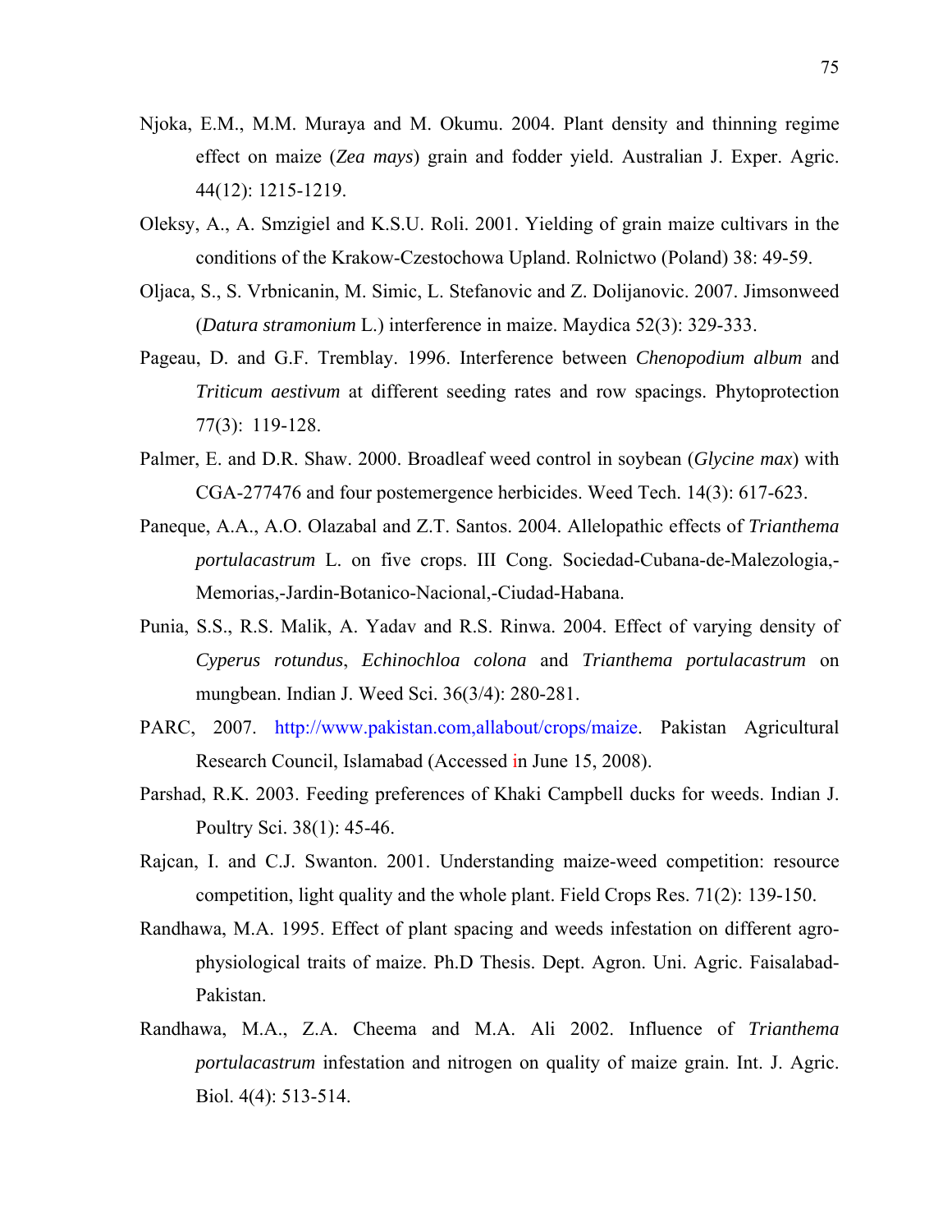Njoka, E.M., M.M. Muraya and M. Okumu. 2004. Plant density and thinning regime effect on maize (*Zea mays*) grain and fodder yield. Australian J. Exper. Agric. 44(12): 1215-1219.

Oleksy, A., A. Smzigiel and K.S.U. Roli. 2001. Yielding of grain maize cultivars in the conditions of the Krakow-Czestochowa Upland. Rolnictwo (Poland) 38: 49-59.

Oljaca, S., S. Vrbnicanin, M. Simic, L. Stefanovic and Z. Dolijanovic. 2007. Jimsonweed (*Datura stramonium* L.) interference in maize. Maydica 52(3): 329-333.

Pageau, D. and G.F. Tremblay. 1996. Interference between *Chenopodium album* and *Triticum aestivum* at different seeding rates and row spacings. Phytoprotection 77(3): 119-128.

Palmer, E. and D.R. Shaw. 2000. Broadleaf weed control in soybean (*Glycine max*) with CGA-277476 and four postemergence herbicides. Weed Tech. 14(3): 617-623.

Paneque, A.A., A.O. Olazabal and Z.T. Santos. 2004. Allelopathic effects of *Trianthema portulacastrum* L. on five crops. III Cong. Sociedad-Cubana-de-Malezologia,-Memorias,-Jardin-Botanico-Nacional,-Ciudad-Habana.

Punia, S.S., R.S. Malik, A. Yadav and R.S. Rinwa. 2004. Effect of varying density of *Cyperus rotundus*, *Echinochloa colona* and *Trianthema portulacastrum* on mungbean. Indian J. Weed Sci. 36(3/4): 280-281.

PARC, 2007. http://www.pakistan.com,allabout/crops/maize. Pakistan Agricultural Research Council, Islamabad (Accessed in June 15, 2008).

Parshad, R.K. 2003. Feeding preferences of Khaki Campbell ducks for weeds. Indian J. Poultry Sci. 38(1): 45-46.

Rajcan, I. and C.J. Swanton. 2001. Understanding maize-weed competition: resource competition, light quality and the whole plant. Field Crops Res. 71(2): 139-150.

Randhawa, M.A. 1995. Effect of plant spacing and weeds infestation on different agro-physiological traits of maize. Ph.D Thesis. Dept. Agron. Uni. Agric. Faisalabad-Pakistan.

Randhawa, M.A., Z.A. Cheema and M.A. Ali 2002. Influence of *Trianthema portulacastrum* infestation and nitrogen on quality of maize grain. Int. J. Agric. Biol. 4(4): 513-514.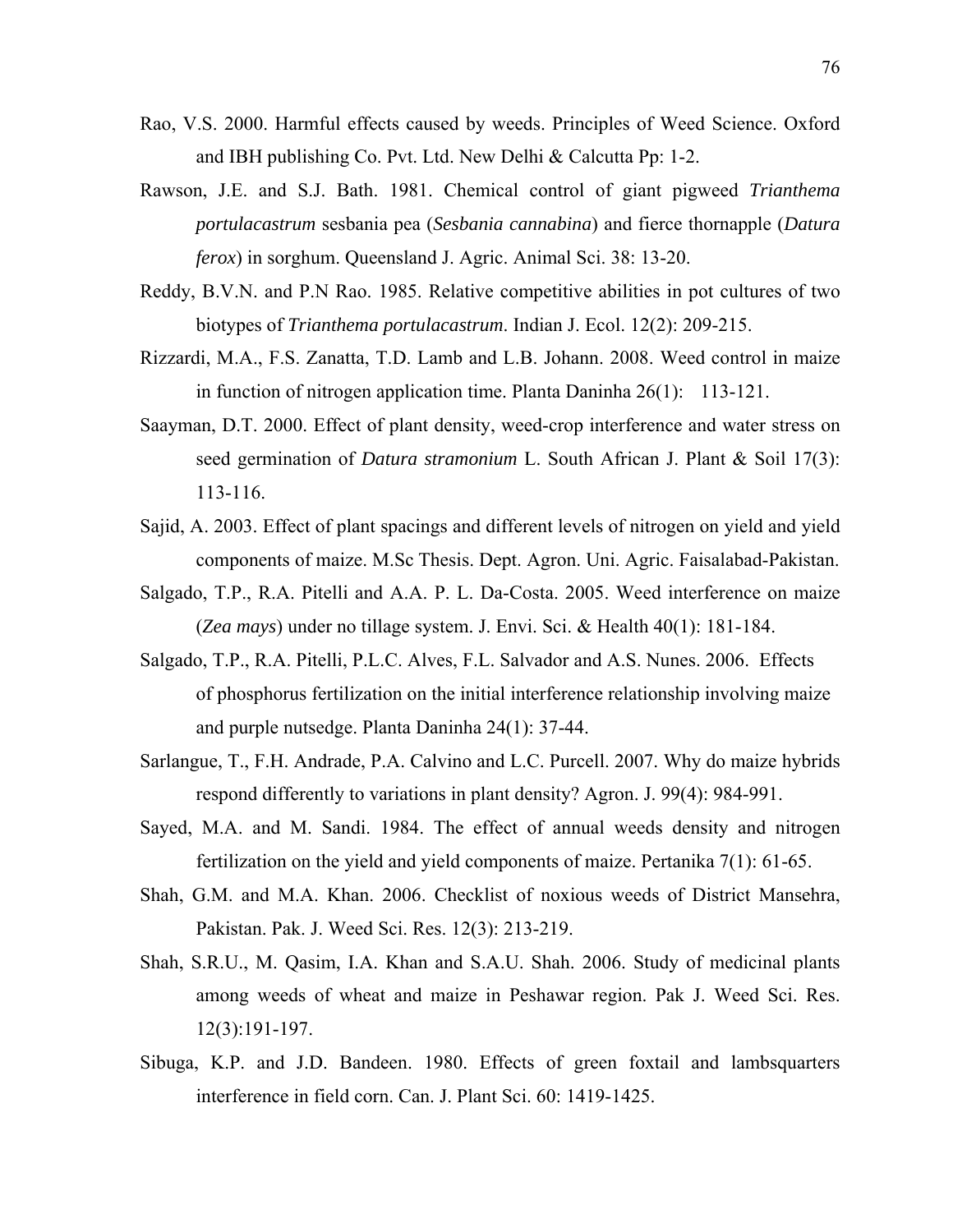Rao, V.S. 2000. Harmful effects caused by weeds. Principles of Weed Science. Oxford and IBH publishing Co. Pvt. Ltd. New Delhi & Calcutta Pp: 1-2.

Rawson, J.E. and S.J. Bath. 1981. Chemical control of giant pigweed *Trianthema portulacastrum* sesbania pea (*Sesbania cannabina*) and fierce thornapple (*Datura ferox*) in sorghum. Queensland J. Agric. Animal Sci. 38: 13-20.

Reddy, B.V.N. and P.N Rao. 1985. Relative competitive abilities in pot cultures of two biotypes of *Trianthema portulacastrum*. Indian J. Ecol. 12(2): 209-215.

Rizzardi, M.A., F.S. Zanatta, T.D. Lamb and L.B. Johann. 2008. Weed control in maize in function of nitrogen application time. Planta Daninha 26(1): 113-121.

Saayman, D.T. 2000. Effect of plant density, weed-crop interference and water stress on seed germination of *Datura stramonium* L. South African J. Plant & Soil 17(3): 113-116.

Sajid, A. 2003. Effect of plant spacings and different levels of nitrogen on yield and yield components of maize. M.Sc Thesis. Dept. Agron. Uni. Agric. Faisalabad-Pakistan.

Salgado, T.P., R.A. Pitelli and A.A. P. L. Da-Costa. 2005. Weed interference on maize (*Zea mays*) under no tillage system. J. Envi. Sci. & Health 40(1): 181-184.

Salgado, T.P., R.A. Pitelli, P.L.C. Alves, F.L. Salvador and A.S. Nunes. 2006. Effects of phosphorus fertilization on the initial interference relationship involving maize and purple nutsedge. Planta Daninha 24(1): 37-44.

Sarlangue, T., F.H. Andrade, P.A. Calvino and L.C. Purcell. 2007. Why do maize hybrids respond differently to variations in plant density? Agron. J. 99(4): 984-991.

Sayed, M.A. and M. Sandi. 1984. The effect of annual weeds density and nitrogen fertilization on the yield and yield components of maize. Pertanika 7(1): 61-65.

Shah, G.M. and M.A. Khan. 2006. Checklist of noxious weeds of District Mansehra, Pakistan. Pak. J. Weed Sci. Res. 12(3): 213-219.

Shah, S.R.U., M. Qasim, I.A. Khan and S.A.U. Shah. 2006. Study of medicinal plants among weeds of wheat and maize in Peshawar region. Pak J. Weed Sci. Res. 12(3):191-197.

Sibuga, K.P. and J.D. Bandeen. 1980. Effects of green foxtail and lambsquarters interference in field corn. Can. J. Plant Sci. 60: 1419-1425.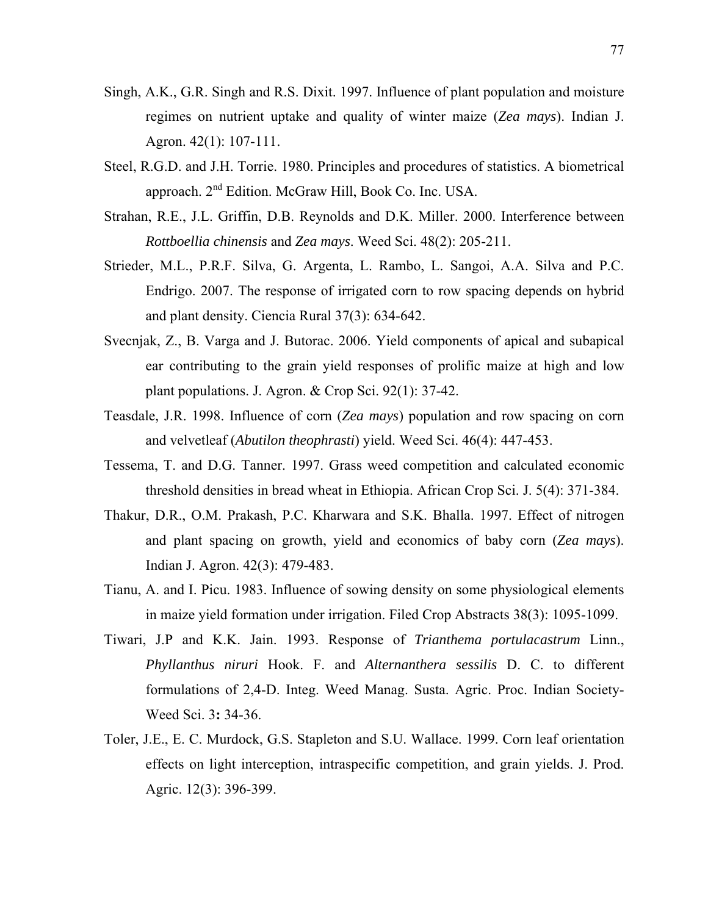Singh, A.K., G.R. Singh and R.S. Dixit. 1997. Influence of plant population and moisture regimes on nutrient uptake and quality of winter maize (*Zea mays*). Indian J. Agron. 42(1): 107-111.

Steel, R.G.D. and J.H. Torrie. 1980. Principles and procedures of statistics. A biometrical approach. 2nd Edition. McGraw Hill, Book Co. Inc. USA.

Strahan, R.E., J.L. Griffin, D.B. Reynolds and D.K. Miller. 2000. Interference between *Rottboellia chinensis* and *Zea mays*. Weed Sci. 48(2): 205-211.

Strieder, M.L., P.R.F. Silva, G. Argenta, L. Rambo, L. Sangoi, A.A. Silva and P.C. Endrigo. 2007. The response of irrigated corn to row spacing depends on hybrid and plant density. Ciencia Rural 37(3): 634-642.

Svecnjak, Z., B. Varga and J. Butorac. 2006. Yield components of apical and subapical ear contributing to the grain yield responses of prolific maize at high and low plant populations. J. Agron. & Crop Sci. 92(1): 37-42.

Teasdale, J.R. 1998. Influence of corn (*Zea mays*) population and row spacing on corn and velvetleaf (*Abutilon theophrasti*) yield. Weed Sci. 46(4): 447-453.

Tessema, T. and D.G. Tanner. 1997. Grass weed competition and calculated economic threshold densities in bread wheat in Ethiopia. African Crop Sci. J. 5(4): 371-384.

Thakur, D.R., O.M. Prakash, P.C. Kharwara and S.K. Bhalla. 1997. Effect of nitrogen and plant spacing on growth, yield and economics of baby corn (*Zea mays*). Indian J. Agron. 42(3): 479-483.

Tianu, A. and I. Picu. 1983. Influence of sowing density on some physiological elements in maize yield formation under irrigation. Filed Crop Abstracts 38(3): 1095-1099.

Tiwari, J.P and K.K. Jain. 1993. Response of *Trianthema portulacastrum* Linn., *Phyllanthus niruri* Hook. F. and *Alternanthera sessilis* D. C. to different formulations of 2,4-D. Integ. Weed Manag. Susta. Agric. Proc. Indian Society-Weed Sci. 3**:** 34-36.

Toler, J.E., E. C. Murdock, G.S. Stapleton and S.U. Wallace. 1999. Corn leaf orientation effects on light interception, intraspecific competition, and grain yields. J. Prod. Agric. 12(3): 396-399.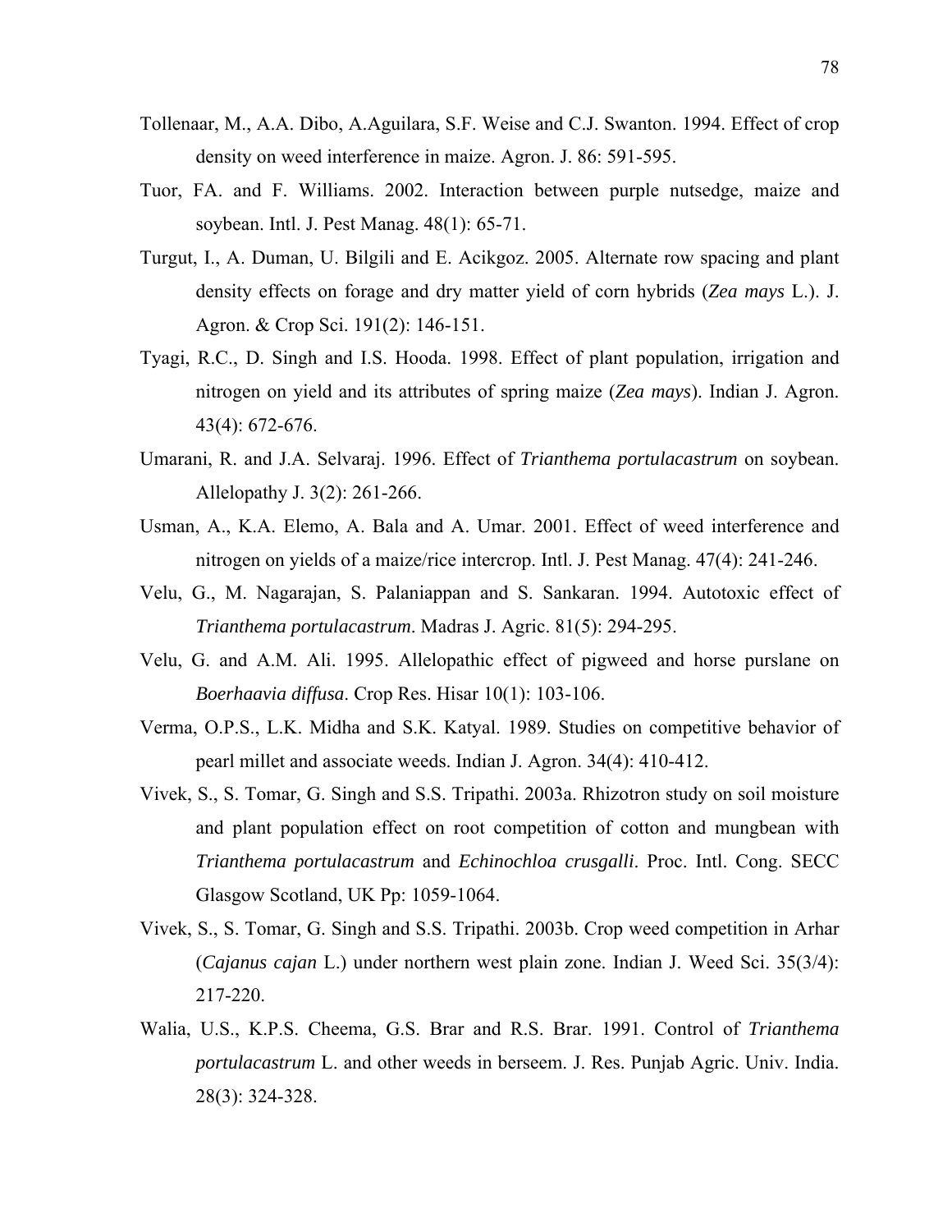Tollenaar, M., A.A. Dibo, A.Aguilara, S.F. Weise and C.J. Swanton. 1994. Effect of crop density on weed interference in maize. Agron. J. 86: 591-595.

Tuor, FA. and F. Williams. 2002. Interaction between purple nutsedge, maize and soybean. Intl. J. Pest Manag. 48(1): 65-71.

Turgut, I., A. Duman, U. Bilgili and E. Acikgoz. 2005. Alternate row spacing and plant density effects on forage and dry matter yield of corn hybrids (*Zea mays* L.). J. Agron. & Crop Sci. 191(2): 146-151.

Tyagi, R.C., D. Singh and I.S. Hooda. 1998. Effect of plant population, irrigation and nitrogen on yield and its attributes of spring maize (*Zea mays*). Indian J. Agron. 43(4): 672-676.

Umarani, R. and J.A. Selvaraj. 1996. Effect of *Trianthema portulacastrum* on soybean. Allelopathy J. 3(2): 261-266.

Usman, A., K.A. Elemo, A. Bala and A. Umar. 2001. Effect of weed interference and nitrogen on yields of a maize/rice intercrop. Intl. J. Pest Manag. 47(4): 241-246.

Velu, G., M. Nagarajan, S. Palaniappan and S. Sankaran. 1994. Autotoxic effect of *Trianthema portulacastrum*. Madras J. Agric. 81(5): 294-295.

Velu, G. and A.M. Ali. 1995. Allelopathic effect of pigweed and horse purslane on *Boerhaavia diffusa*. Crop Res. Hisar 10(1): 103-106.

Verma, O.P.S., L.K. Midha and S.K. Katyal. 1989. Studies on competitive behavior of pearl millet and associate weeds. Indian J. Agron. 34(4): 410-412.

Vivek, S., S. Tomar, G. Singh and S.S. Tripathi. 2003a. Rhizotron study on soil moisture and plant population effect on root competition of cotton and mungbean with *Trianthema portulacastrum* and *Echinochloa crusgalli*. Proc. Intl. Cong. SECC Glasgow Scotland, UK Pp: 1059-1064.

Vivek, S., S. Tomar, G. Singh and S.S. Tripathi. 2003b. Crop weed competition in Arhar (*Cajanus cajan* L.) under northern west plain zone. Indian J. Weed Sci. 35(3/4): 217-220.

Walia, U.S., K.P.S. Cheema, G.S. Brar and R.S. Brar. 1991. Control of *Trianthema portulacastrum* L. and other weeds in berseem. J. Res. Punjab Agric. Univ. India. 28(3): 324-328.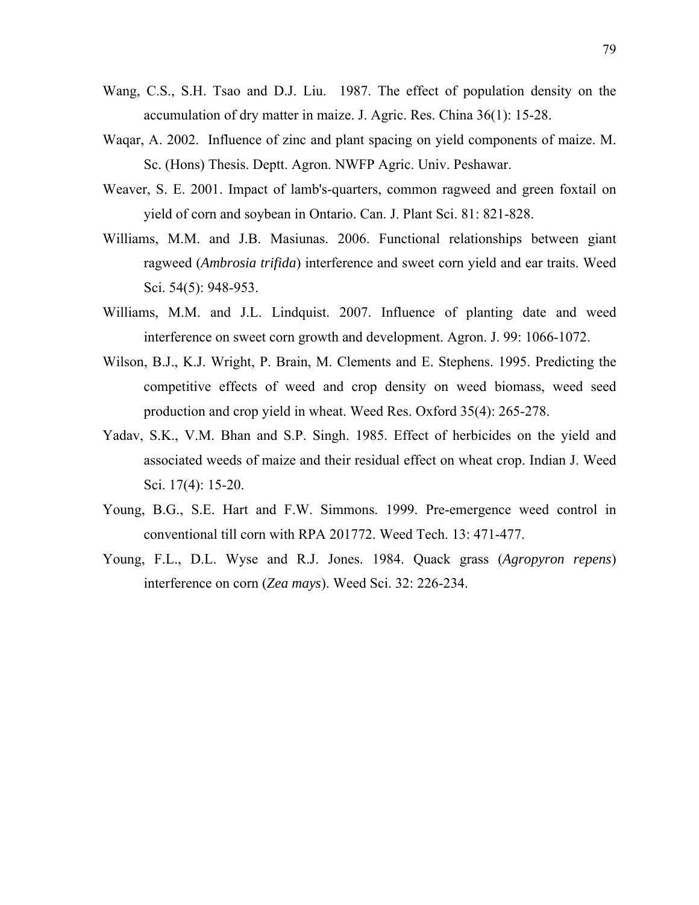Wang, C.S., S.H. Tsao and D.J. Liu. 1987. The effect of population density on the accumulation of dry matter in maize. J. Agric. Res. China 36(1): 15-28.

Waqar, A. 2002. Influence of zinc and plant spacing on yield components of maize. M. Sc. (Hons) Thesis. Deptt. Agron. NWFP Agric. Univ. Peshawar.

Weaver, S. E. 2001. Impact of lamb's-quarters, common ragweed and green foxtail on yield of corn and soybean in Ontario. Can. J. Plant Sci. 81: 821-828.

Williams, M.M. and J.B. Masiunas. 2006. Functional relationships between giant ragweed (*Ambrosia trifida*) interference and sweet corn yield and ear traits. Weed Sci. 54(5): 948-953.

Williams, M.M. and J.L. Lindquist. 2007. Influence of planting date and weed interference on sweet corn growth and development. Agron. J. 99: 1066-1072.

Wilson, B.J., K.J. Wright, P. Brain, M. Clements and E. Stephens. 1995. Predicting the competitive effects of weed and crop density on weed biomass, weed seed production and crop yield in wheat. Weed Res. Oxford 35(4): 265-278.

Yadav, S.K., V.M. Bhan and S.P. Singh. 1985. Effect of herbicides on the yield and associated weeds of maize and their residual effect on wheat crop. Indian J. Weed Sci. 17(4): 15-20.

Young, B.G., S.E. Hart and F.W. Simmons. 1999. Pre-emergence weed control in conventional till corn with RPA 201772. Weed Tech. 13: 471-477.

Young, F.L., D.L. Wyse and R.J. Jones. 1984. Quack grass (*Agropyron repens*) interference on corn (*Zea mays*). Weed Sci. 32: 226-234.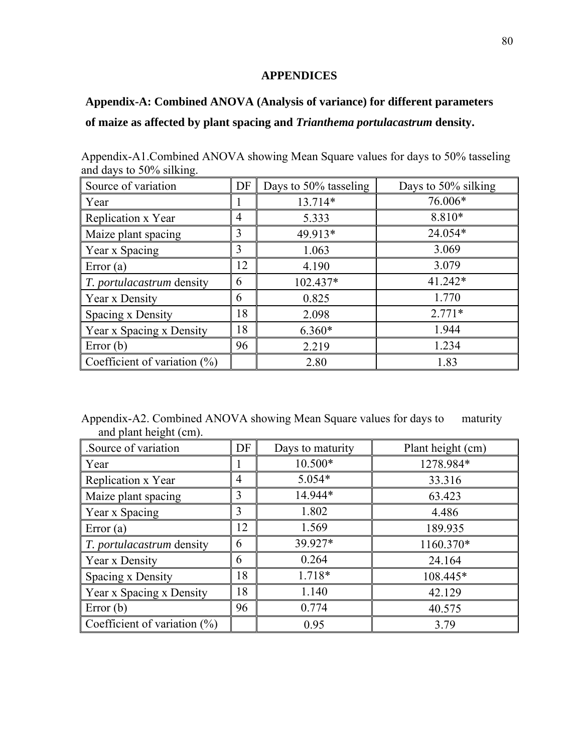# APPENDICES

## Appendix-A: Combined ANOVA (Analysis of variance) for different parameters of maize as affected by plant spacing and *Trianthema portulacastrum* density.

Appendix-A1.Combined ANOVA showing Mean Square values for days to 50% tasseling and days to 50% silking.

| Source of variation | DF | Days to 50% tasseling | Days to 50% silking |
|---|---|---|---|
| Year | 1 | 13.714* | 76.006* |
| Replication x Year | 4 | 5.333 | 8.810* |
| Maize plant spacing | 3 | 49.913* | 24.054* |
| Year x Spacing | 3 | 1.063 | 3.069 |
| Error (a) | 12 | 4.190 | 3.079 |
| *T. portulacastrum* density | 6 | 102.437* | 41.242* |
| Year x Density | 6 | 0.825 | 1.770 |
| Spacing x Density | 18 | 2.098 | 2.771* |
| Year x Spacing x Density | 18 | 6.360* | 1.944 |
| Error (b) | 96 | 2.219 | 1.234 |
| Coefficient of variation (%) | | 2.80 | 1.83 |

Appendix-A2. Combined ANOVA showing Mean Square values for days to maturity and plant height (cm).

| .Source of variation | DF | Days to maturity | Plant height (cm) |
|---|---|---|---|
| Year | 1 | 10.500* | 1278.984* |
| Replication x Year | 4 | 5.054* | 33.316 |
| Maize plant spacing | 3 | 14.944* | 63.423 |
| Year x Spacing | 3 | 1.802 | 4.486 |
| Error (a) | 12 | 1.569 | 189.935 |
| *T. portulacastrum* density | 6 | 39.927* | 1160.370* |
| Year x Density | 6 | 0.264 | 24.164 |
| Spacing x Density | 18 | 1.718* | 108.445* |
| Year x Spacing x Density | 18 | 1.140 | 42.129 |
| Error (b) | 96 | 0.774 | 40.575 |
| Coefficient of variation (%) | | 0.95 | 3.79 |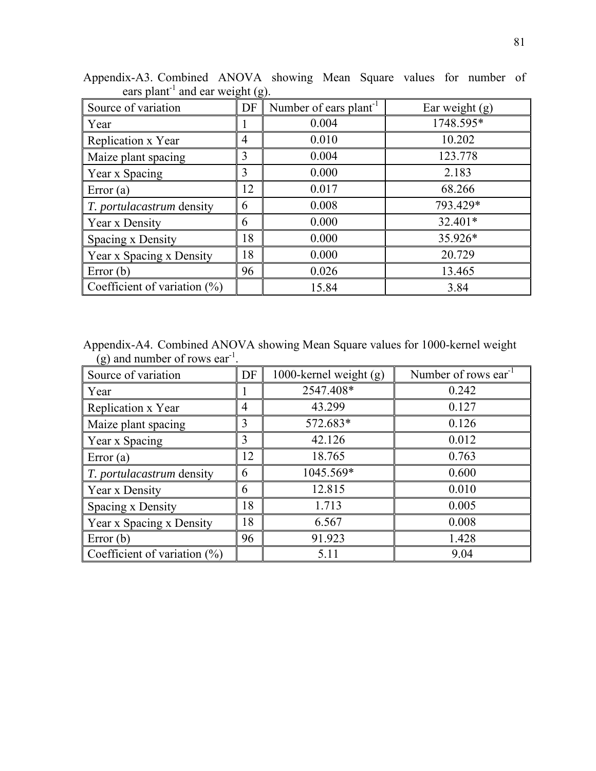Appendix-A3. Combined ANOVA showing Mean Square values for number of ears plant$^{-1}$ and ear weight (g).

| Source of variation | DF | Number of ears plant$^{-1}$ | Ear weight (g) |
|---|---|---|---|
| Year | 1 | 0.004 | 1748.595* |
| Replication x Year | 4 | 0.010 | 10.202 |
| Maize plant spacing | 3 | 0.004 | 123.778 |
| Year x Spacing | 3 | 0.000 | 2.183 |
| Error (a) | 12 | 0.017 | 68.266 |
| *T. portulacastrum* density | 6 | 0.008 | 793.429* |
| Year x Density | 6 | 0.000 | 32.401* |
| Spacing x Density | 18 | 0.000 | 35.926* |
| Year x Spacing x Density | 18 | 0.000 | 20.729 |
| Error (b) | 96 | 0.026 | 13.465 |
| Coefficient of variation (%) | | 15.84 | 3.84 |

Appendix-A4. Combined ANOVA showing Mean Square values for 1000-kernel weight (g) and number of rows ear$^{-1}$.

| Source of variation | DF | 1000-kernel weight (g) | Number of rows ear$^{-1}$ |
|---|---|---|---|
| Year | 1 | 2547.408* | 0.242 |
| Replication x Year | 4 | 43.299 | 0.127 |
| Maize plant spacing | 3 | 572.683* | 0.126 |
| Year x Spacing | 3 | 42.126 | 0.012 |
| Error (a) | 12 | 18.765 | 0.763 |
| *T. portulacastrum* density | 6 | 1045.569* | 0.600 |
| Year x Density | 6 | 12.815 | 0.010 |
| Spacing x Density | 18 | 1.713 | 0.005 |
| Year x Spacing x Density | 18 | 6.567 | 0.008 |
| Error (b) | 96 | 91.923 | 1.428 |
| Coefficient of variation (%) | | 5.11 | 9.04 |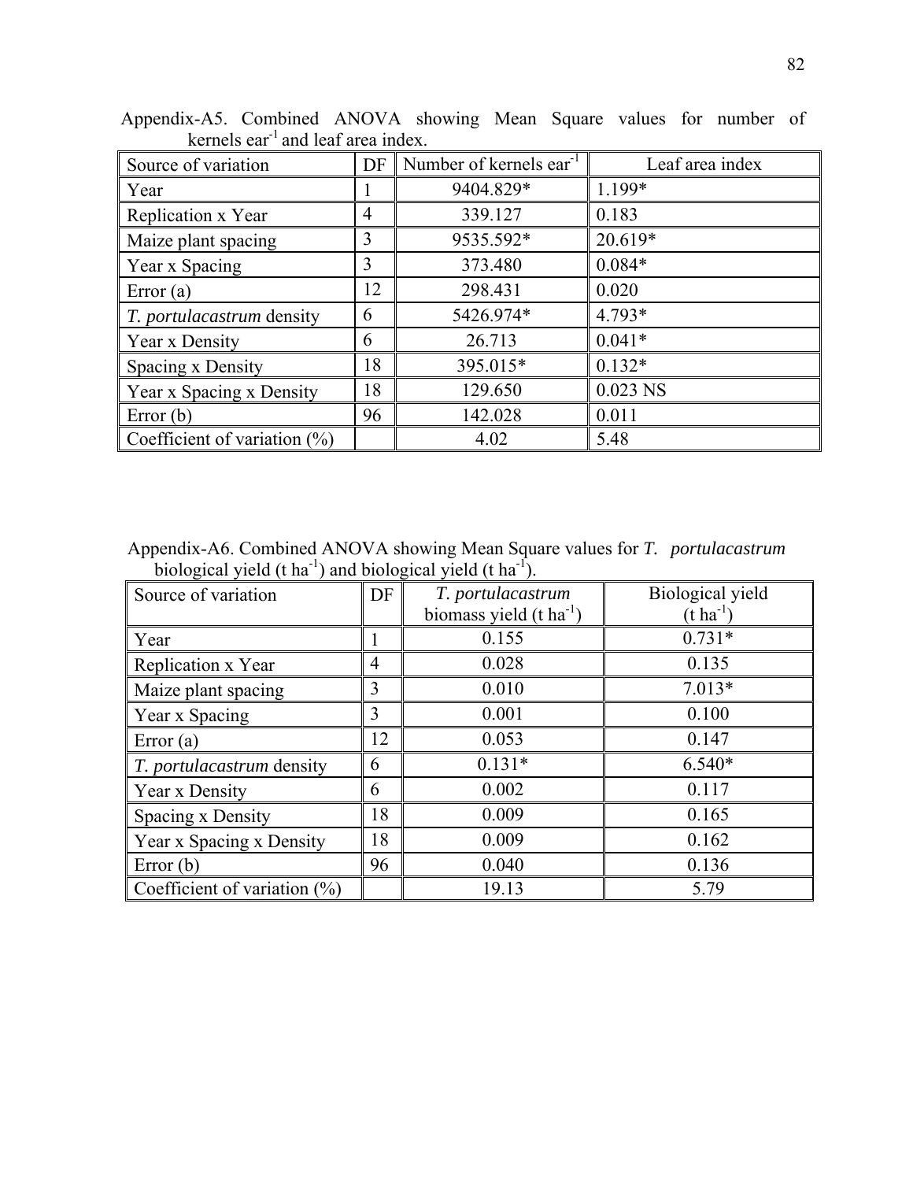Appendix-A5. Combined ANOVA showing Mean Square values for number of kernels ear$^{-1}$ and leaf area index.

| Source of variation | DF | Number of kernels ear$^{-1}$ | Leaf area index |
|---|---|---|---|
| Year | 1 | 9404.829* | 1.199* |
| Replication x Year | 4 | 339.127 | 0.183 |
| Maize plant spacing | 3 | 9535.592* | 20.619* |
| Year x Spacing | 3 | 373.480 | 0.084* |
| Error (a) | 12 | 298.431 | 0.020 |
| *T. portulacastrum* density | 6 | 5426.974* | 4.793* |
| Year x Density | 6 | 26.713 | 0.041* |
| Spacing x Density | 18 | 395.015* | 0.132* |
| Year x Spacing x Density | 18 | 129.650 | 0.023 NS |
| Error (b) | 96 | 142.028 | 0.011 |
| Coefficient of variation (%) | | 4.02 | 5.48 |

Appendix-A6. Combined ANOVA showing Mean Square values for *T. portulacastrum* biological yield (t ha$^{-1}$) and biological yield (t ha$^{-1}$).

| Source of variation | DF | *T. portulacastrum* biomass yield (t ha$^{-1}$) | Biological yield (t ha$^{-1}$) |
|---|---|---|---|
| Year | 1 | 0.155 | 0.731* |
| Replication x Year | 4 | 0.028 | 0.135 |
| Maize plant spacing | 3 | 0.010 | 7.013* |
| Year x Spacing | 3 | 0.001 | 0.100 |
| Error (a) | 12 | 0.053 | 0.147 |
| *T. portulacastrum* density | 6 | 0.131* | 6.540* |
| Year x Density | 6 | 0.002 | 0.117 |
| Spacing x Density | 18 | 0.009 | 0.165 |
| Year x Spacing x Density | 18 | 0.009 | 0.162 |
| Error (b) | 96 | 0.040 | 0.136 |
| Coefficient of variation (%) | | 19.13 | 5.79 |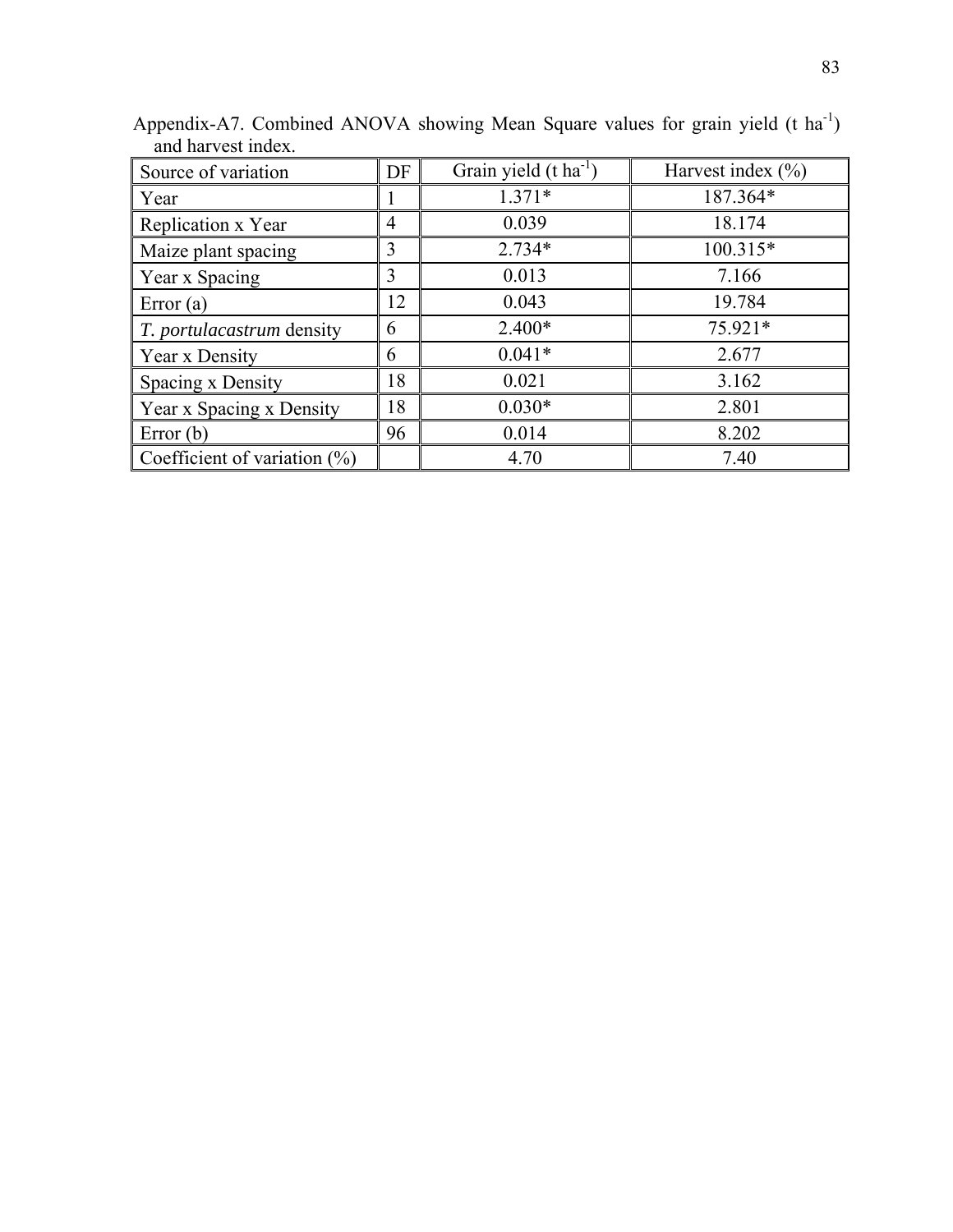Appendix-A7. Combined ANOVA showing Mean Square values for grain yield (t ha$^{-1}$) and harvest index.

| Source of variation | DF | Grain yield (t ha$^{-1}$) | Harvest index (%) |
|---|---|---|---|
| Year | 1 | 1.371* | 187.364* |
| Replication x Year | 4 | 0.039 | 18.174 |
| Maize plant spacing | 3 | 2.734* | 100.315* |
| Year x Spacing | 3 | 0.013 | 7.166 |
| Error (a) | 12 | 0.043 | 19.784 |
| *T. portulacastrum* density | 6 | 2.400* | 75.921* |
| Year x Density | 6 | 0.041* | 2.677 |
| Spacing x Density | 18 | 0.021 | 3.162 |
| Year x Spacing x Density | 18 | 0.030* | 2.801 |
| Error (b) | 96 | 0.014 | 8.202 |
| Coefficient of variation (%) | | 4.70 | 7.40 |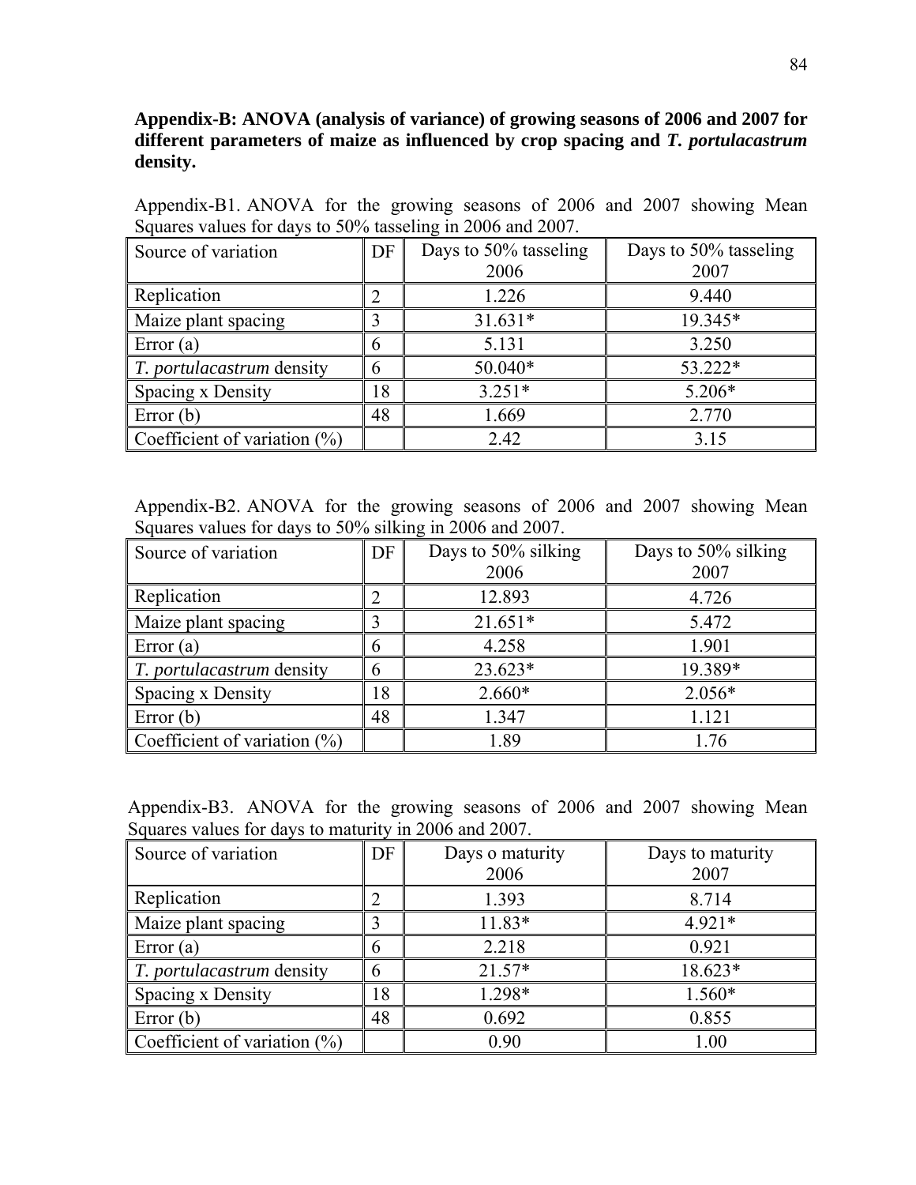**Appendix-B: ANOVA (analysis of variance) of growing seasons of 2006 and 2007 for different parameters of maize as influenced by crop spacing and *T. portulacastrum* density.**

Appendix-B1. ANOVA for the growing seasons of 2006 and 2007 showing Mean Squares values for days to 50% tasseling in 2006 and 2007.

| Source of variation | DF | Days to 50% tasseling 2006 | Days to 50% tasseling 2007 |
|---|---|---|---|
| Replication | 2 | 1.226 | 9.440 |
| Maize plant spacing | 3 | 31.631* | 19.345* |
| Error (a) | 6 | 5.131 | 3.250 |
| *T. portulacastrum* density | 6 | 50.040* | 53.222* |
| Spacing x Density | 18 | 3.251* | 5.206* |
| Error (b) | 48 | 1.669 | 2.770 |
| Coefficient of variation (%) | | 2.42 | 3.15 |

Appendix-B2. ANOVA for the growing seasons of 2006 and 2007 showing Mean Squares values for days to 50% silking in 2006 and 2007.

| Source of variation | DF | Days to 50% silking 2006 | Days to 50% silking 2007 |
|---|---|---|---|
| Replication | 2 | 12.893 | 4.726 |
| Maize plant spacing | 3 | 21.651* | 5.472 |
| Error (a) | 6 | 4.258 | 1.901 |
| *T. portulacastrum* density | 6 | 23.623* | 19.389* |
| Spacing x Density | 18 | 2.660* | 2.056* |
| Error (b) | 48 | 1.347 | 1.121 |
| Coefficient of variation (%) | | 1.89 | 1.76 |

Appendix-B3. ANOVA for the growing seasons of 2006 and 2007 showing Mean Squares values for days to maturity in 2006 and 2007.

| Source of variation | DF | Days o maturity 2006 | Days to maturity 2007 |
|---|---|---|---|
| Replication | 2 | 1.393 | 8.714 |
| Maize plant spacing | 3 | 11.83* | 4.921* |
| Error (a) | 6 | 2.218 | 0.921 |
| *T. portulacastrum* density | 6 | 21.57* | 18.623* |
| Spacing x Density | 18 | 1.298* | 1.560* |
| Error (b) | 48 | 0.692 | 0.855 |
| Coefficient of variation (%) | | 0.90 | 1.00 |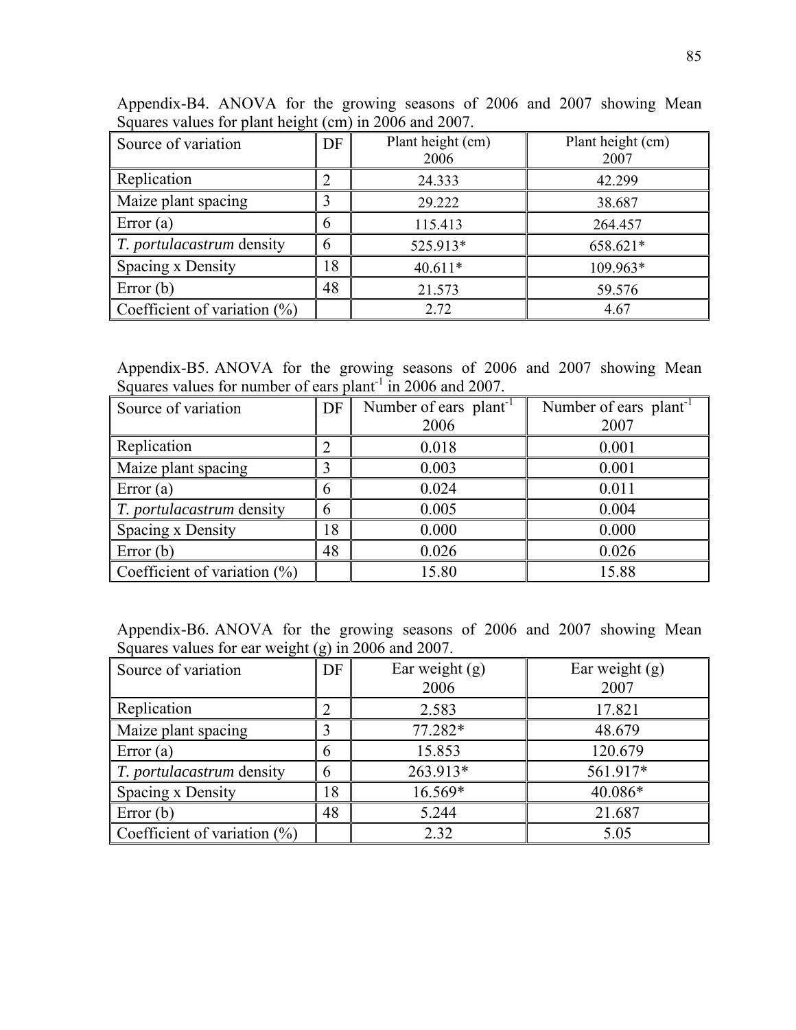Appendix-B4. ANOVA for the growing seasons of 2006 and 2007 showing Mean Squares values for plant height (cm) in 2006 and 2007.

| Source of variation | DF | Plant height (cm) 2006 | Plant height (cm) 2007 |
|---|---|---|---|
| Replication | 2 | 24.333 | 42.299 |
| Maize plant spacing | 3 | 29.222 | 38.687 |
| Error (a) | 6 | 115.413 | 264.457 |
| *T. portulacastrum* density | 6 | 525.913* | 658.621* |
| Spacing x Density | 18 | 40.611* | 109.963* |
| Error (b) | 48 | 21.573 | 59.576 |
| Coefficient of variation (%) | | 2.72 | 4.67 |

Appendix-B5. ANOVA for the growing seasons of 2006 and 2007 showing Mean Squares values for number of ears plant$^{-1}$ in 2006 and 2007.

| Source of variation | DF | Number of ears plant$^{-1}$ 2006 | Number of ears plant$^{-1}$ 2007 |
|---|---|---|---|
| Replication | 2 | 0.018 | 0.001 |
| Maize plant spacing | 3 | 0.003 | 0.001 |
| Error (a) | 6 | 0.024 | 0.011 |
| *T. portulacastrum* density | 6 | 0.005 | 0.004 |
| Spacing x Density | 18 | 0.000 | 0.000 |
| Error (b) | 48 | 0.026 | 0.026 |
| Coefficient of variation (%) | | 15.80 | 15.88 |

Appendix-B6. ANOVA for the growing seasons of 2006 and 2007 showing Mean Squares values for ear weight (g) in 2006 and 2007.

| Source of variation | DF | Ear weight (g) 2006 | Ear weight (g) 2007 |
|---|---|---|---|
| Replication | 2 | 2.583 | 17.821 |
| Maize plant spacing | 3 | 77.282* | 48.679 |
| Error (a) | 6 | 15.853 | 120.679 |
| *T. portulacastrum* density | 6 | 263.913* | 561.917* |
| Spacing x Density | 18 | 16.569* | 40.086* |
| Error (b) | 48 | 5.244 | 21.687 |
| Coefficient of variation (%) | | 2.32 | 5.05 |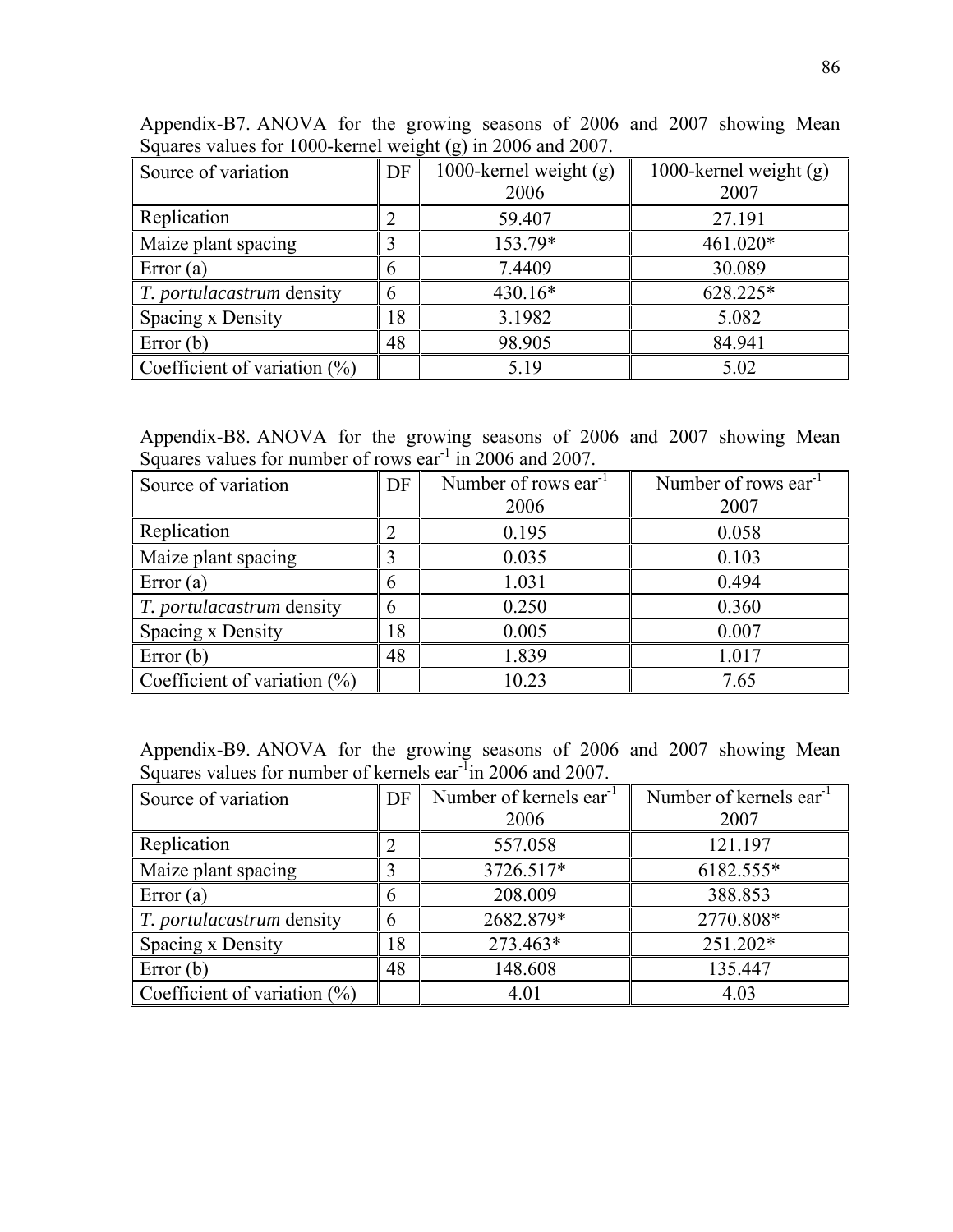Appendix-B7. ANOVA for the growing seasons of 2006 and 2007 showing Mean Squares values for 1000-kernel weight (g) in 2006 and 2007.

| Source of variation | DF | 1000-kernel weight (g) 2006 | 1000-kernel weight (g) 2007 |
|---|---|---|---|
| Replication | 2 | 59.407 | 27.191 |
| Maize plant spacing | 3 | 153.79* | 461.020* |
| Error (a) | 6 | 7.4409 | 30.089 |
| *T. portulacastrum* density | 6 | 430.16* | 628.225* |
| Spacing x Density | 18 | 3.1982 | 5.082 |
| Error (b) | 48 | 98.905 | 84.941 |
| Coefficient of variation (%) | | 5.19 | 5.02 |

Appendix-B8. ANOVA for the growing seasons of 2006 and 2007 showing Mean Squares values for number of rows ear$^{-1}$ in 2006 and 2007.

| Source of variation | DF | Number of rows ear$^{-1}$ 2006 | Number of rows ear$^{-1}$ 2007 |
|---|---|---|---|
| Replication | 2 | 0.195 | 0.058 |
| Maize plant spacing | 3 | 0.035 | 0.103 |
| Error (a) | 6 | 1.031 | 0.494 |
| *T. portulacastrum* density | 6 | 0.250 | 0.360 |
| Spacing x Density | 18 | 0.005 | 0.007 |
| Error (b) | 48 | 1.839 | 1.017 |
| Coefficient of variation (%) | | 10.23 | 7.65 |

Appendix-B9. ANOVA for the growing seasons of 2006 and 2007 showing Mean Squares values for number of kernels ear$^{-1}$in 2006 and 2007.

| Source of variation | DF | Number of kernels ear$^{-1}$ 2006 | Number of kernels ear$^{-1}$ 2007 |
|---|---|---|---|
| Replication | 2 | 557.058 | 121.197 |
| Maize plant spacing | 3 | 3726.517* | 6182.555* |
| Error (a) | 6 | 208.009 | 388.853 |
| *T. portulacastrum* density | 6 | 2682.879* | 2770.808* |
| Spacing x Density | 18 | 273.463* | 251.202* |
| Error (b) | 48 | 148.608 | 135.447 |
| Coefficient of variation (%) | | 4.01 | 4.03 |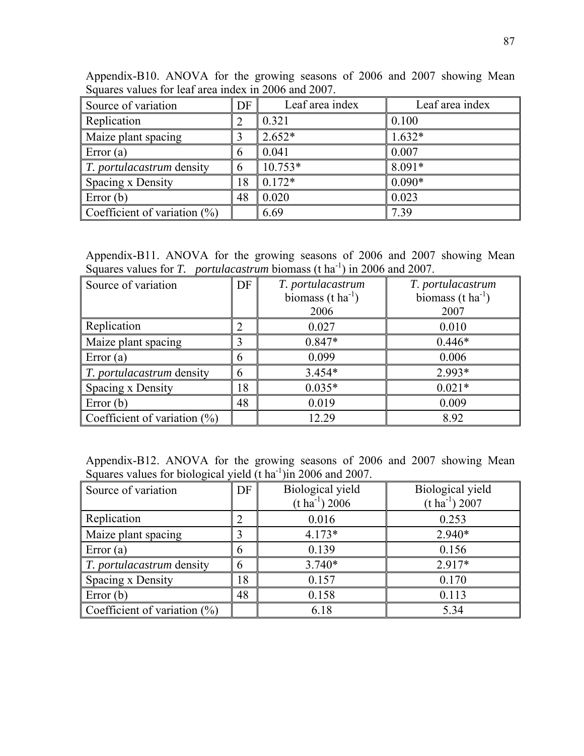Appendix-B10. ANOVA for the growing seasons of 2006 and 2007 showing Mean Squares values for leaf area index in 2006 and 2007.

| Source of variation | DF | Leaf area index | Leaf area index |
|---|---|---|---|
| Replication | 2 | 0.321 | 0.100 |
| Maize plant spacing | 3 | 2.652* | 1.632* |
| Error (a) | 6 | 0.041 | 0.007 |
| *T. portulacastrum* density | 6 | 10.753* | 8.091* |
| Spacing x Density | 18 | 0.172* | 0.090* |
| Error (b) | 48 | 0.020 | 0.023 |
| Coefficient of variation (%) | | 6.69 | 7.39 |

Appendix-B11. ANOVA for the growing seasons of 2006 and 2007 showing Mean Squares values for *T. portulacastrum* biomass (t ha$^{-1}$) in 2006 and 2007.

| Source of variation | DF | *T. portulacastrum* biomass (t ha$^{-1}$) 2006 | *T. portulacastrum* biomass (t ha$^{-1}$) 2007 |
|---|---|---|---|
| Replication | 2 | 0.027 | 0.010 |
| Maize plant spacing | 3 | 0.847* | 0.446* |
| Error (a) | 6 | 0.099 | 0.006 |
| *T. portulacastrum* density | 6 | 3.454* | 2.993* |
| Spacing x Density | 18 | 0.035* | 0.021* |
| Error (b) | 48 | 0.019 | 0.009 |
| Coefficient of variation (%) | | 12.29 | 8.92 |

Appendix-B12. ANOVA for the growing seasons of 2006 and 2007 showing Mean Squares values for biological yield (t ha$^{-1}$)in 2006 and 2007.

| Source of variation | DF | Biological yield (t ha$^{-1}$) 2006 | Biological yield (t ha$^{-1}$) 2007 |
|---|---|---|---|
| Replication | 2 | 0.016 | 0.253 |
| Maize plant spacing | 3 | 4.173* | 2.940* |
| Error (a) | 6 | 0.139 | 0.156 |
| *T. portulacastrum* density | 6 | 3.740* | 2.917* |
| Spacing x Density | 18 | 0.157 | 0.170 |
| Error (b) | 48 | 0.158 | 0.113 |
| Coefficient of variation (%) | | 6.18 | 5.34 |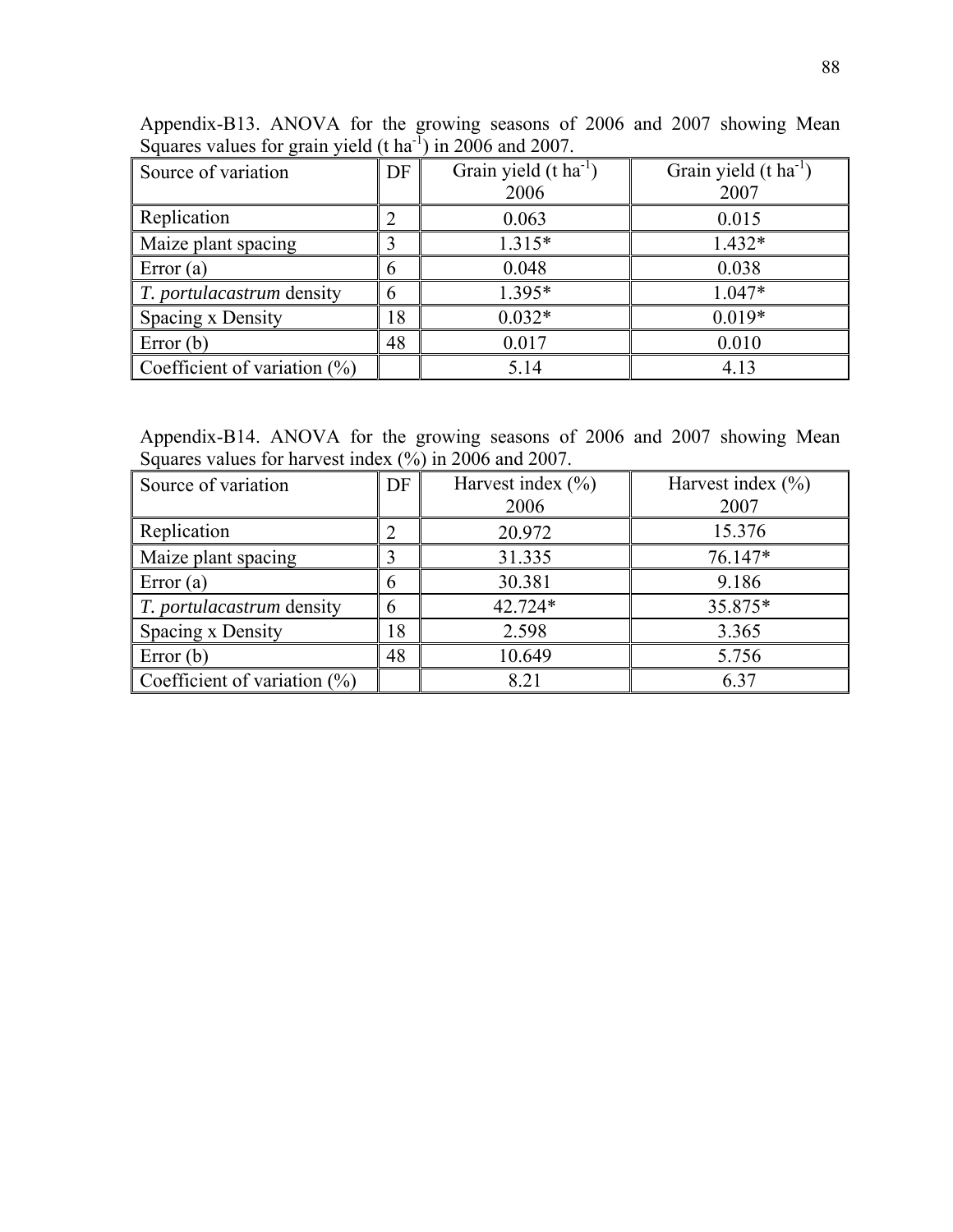Appendix-B13. ANOVA for the growing seasons of 2006 and 2007 showing Mean Squares values for grain yield (t ha$^{-1}$) in 2006 and 2007.

| Source of variation | DF | Grain yield (t ha$^{-1}$) 2006 | Grain yield (t ha$^{-1}$) 2007 |
|---|---|---|---|
| Replication | 2 | 0.063 | 0.015 |
| Maize plant spacing | 3 | 1.315* | 1.432* |
| Error (a) | 6 | 0.048 | 0.038 |
| *T. portulacastrum* density | 6 | 1.395* | 1.047* |
| Spacing x Density | 18 | 0.032* | 0.019* |
| Error (b) | 48 | 0.017 | 0.010 |
| Coefficient of variation (%) | | 5.14 | 4.13 |

Appendix-B14. ANOVA for the growing seasons of 2006 and 2007 showing Mean Squares values for harvest index (%) in 2006 and 2007.

| Source of variation | DF | Harvest index (%) 2006 | Harvest index (%) 2007 |
|---|---|---|---|
| Replication | 2 | 20.972 | 15.376 |
| Maize plant spacing | 3 | 31.335 | 76.147* |
| Error (a) | 6 | 30.381 | 9.186 |
| *T. portulacastrum* density | 6 | 42.724* | 35.875* |
| Spacing x Density | 18 | 2.598 | 3.365 |
| Error (b) | 48 | 10.649 | 5.756 |
| Coefficient of variation (%) | | 8.21 | 6.37 |